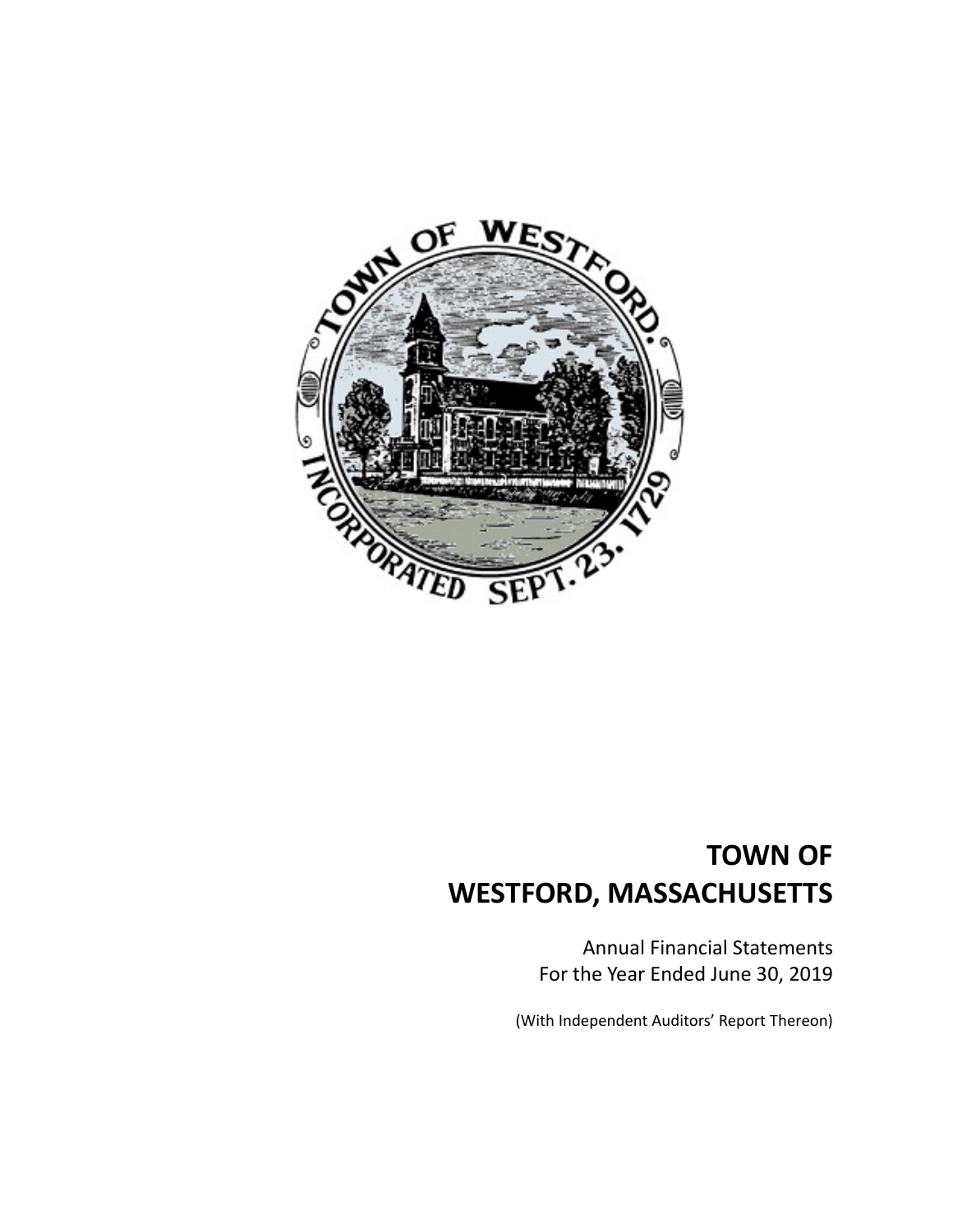# TOWN OF WESTFORD, MASSACHUSETTS

Annual Financial Statements
For the Year Ended June 30, 2019

(With Independent Auditors' Report Thereon)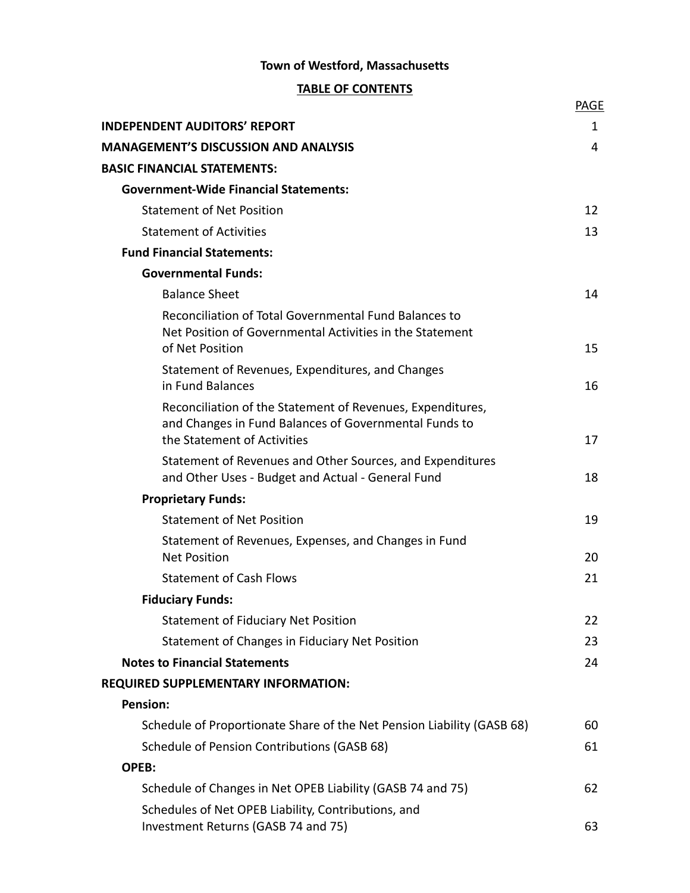**Town of Westford, Massachusetts**

**TABLE OF CONTENTS**

| | PAGE |
|---|---|
| **INDEPENDENT AUDITORS' REPORT** | 1 |
| **MANAGEMENT'S DISCUSSION AND ANALYSIS** | 4 |
| **BASIC FINANCIAL STATEMENTS:** | |
| **Government-Wide Financial Statements:** | |
| Statement of Net Position | 12 |
| Statement of Activities | 13 |
| **Fund Financial Statements:** | |
| **Governmental Funds:** | |
| Balance Sheet | 14 |
| Reconciliation of Total Governmental Fund Balances to Net Position of Governmental Activities in the Statement of Net Position | 15 |
| Statement of Revenues, Expenditures, and Changes in Fund Balances | 16 |
| Reconciliation of the Statement of Revenues, Expenditures, and Changes in Fund Balances of Governmental Funds to the Statement of Activities | 17 |
| Statement of Revenues and Other Sources, and Expenditures and Other Uses - Budget and Actual - General Fund | 18 |
| **Proprietary Funds:** | |
| Statement of Net Position | 19 |
| Statement of Revenues, Expenses, and Changes in Fund Net Position | 20 |
| Statement of Cash Flows | 21 |
| **Fiduciary Funds:** | |
| Statement of Fiduciary Net Position | 22 |
| Statement of Changes in Fiduciary Net Position | 23 |
| **Notes to Financial Statements** | 24 |
| **REQUIRED SUPPLEMENTARY INFORMATION:** | |
| **Pension:** | |
| Schedule of Proportionate Share of the Net Pension Liability (GASB 68) | 60 |
| Schedule of Pension Contributions (GASB 68) | 61 |
| **OPEB:** | |
| Schedule of Changes in Net OPEB Liability (GASB 74 and 75) | 62 |
| Schedules of Net OPEB Liability, Contributions, and Investment Returns (GASB 74 and 75) | 63 |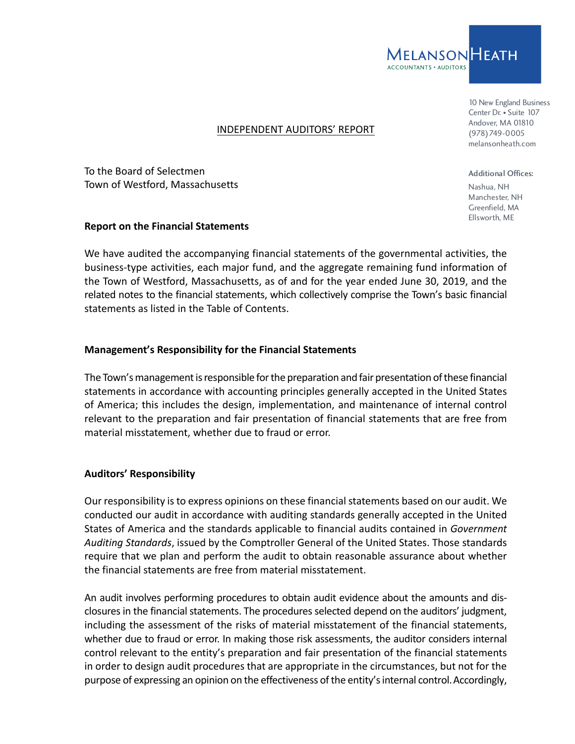MELANSONHEATH
ACCOUNTANTS • AUDITORS

10 New England Business Center Dr. • Suite 107
Andover, MA 01810
(978) 749-0005
melansonheath.com

Additional Offices:
Nashua, NH
Manchester, NH
Greenfield, MA
Ellsworth, ME

# INDEPENDENT AUDITORS' REPORT

To the Board of Selectmen
Town of Westford, Massachusetts

## Report on the Financial Statements

We have audited the accompanying financial statements of the governmental activities, the business-type activities, each major fund, and the aggregate remaining fund information of the Town of Westford, Massachusetts, as of and for the year ended June 30, 2019, and the related notes to the financial statements, which collectively comprise the Town's basic financial statements as listed in the Table of Contents.

## Management's Responsibility for the Financial Statements

The Town's management is responsible for the preparation and fair presentation of these financial statements in accordance with accounting principles generally accepted in the United States of America; this includes the design, implementation, and maintenance of internal control relevant to the preparation and fair presentation of financial statements that are free from material misstatement, whether due to fraud or error.

## Auditors' Responsibility

Our responsibility is to express opinions on these financial statements based on our audit. We conducted our audit in accordance with auditing standards generally accepted in the United States of America and the standards applicable to financial audits contained in *Government Auditing Standards*, issued by the Comptroller General of the United States. Those standards require that we plan and perform the audit to obtain reasonable assurance about whether the financial statements are free from material misstatement.

An audit involves performing procedures to obtain audit evidence about the amounts and disclosures in the financial statements. The procedures selected depend on the auditors' judgment, including the assessment of the risks of material misstatement of the financial statements, whether due to fraud or error. In making those risk assessments, the auditor considers internal control relevant to the entity's preparation and fair presentation of the financial statements in order to design audit procedures that are appropriate in the circumstances, but not for the purpose of expressing an opinion on the effectiveness of the entity's internal control. Accordingly,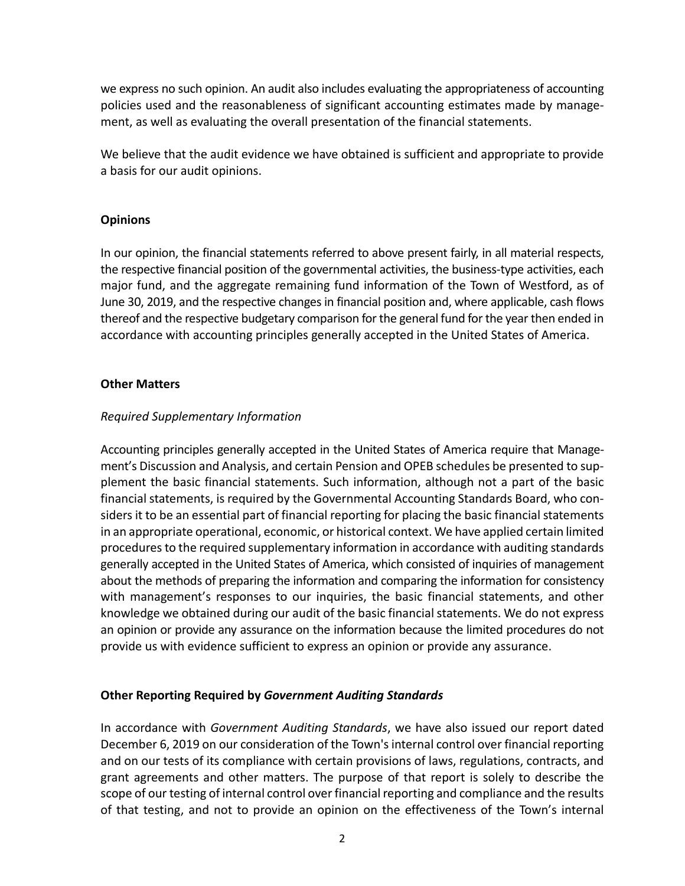we express no such opinion. An audit also includes evaluating the appropriateness of accounting policies used and the reasonableness of significant accounting estimates made by management, as well as evaluating the overall presentation of the financial statements.

We believe that the audit evidence we have obtained is sufficient and appropriate to provide a basis for our audit opinions.

**Opinions**

In our opinion, the financial statements referred to above present fairly, in all material respects, the respective financial position of the governmental activities, the business-type activities, each major fund, and the aggregate remaining fund information of the Town of Westford, as of June 30, 2019, and the respective changes in financial position and, where applicable, cash flows thereof and the respective budgetary comparison for the general fund for the year then ended in accordance with accounting principles generally accepted in the United States of America.

**Other Matters**

*Required Supplementary Information*

Accounting principles generally accepted in the United States of America require that Management's Discussion and Analysis, and certain Pension and OPEB schedules be presented to supplement the basic financial statements. Such information, although not a part of the basic financial statements, is required by the Governmental Accounting Standards Board, who considers it to be an essential part of financial reporting for placing the basic financial statements in an appropriate operational, economic, or historical context. We have applied certain limited procedures to the required supplementary information in accordance with auditing standards generally accepted in the United States of America, which consisted of inquiries of management about the methods of preparing the information and comparing the information for consistency with management's responses to our inquiries, the basic financial statements, and other knowledge we obtained during our audit of the basic financial statements. We do not express an opinion or provide any assurance on the information because the limited procedures do not provide us with evidence sufficient to express an opinion or provide any assurance.

**Other Reporting Required by *Government Auditing Standards***

In accordance with *Government Auditing Standards*, we have also issued our report dated December 6, 2019 on our consideration of the Town's internal control over financial reporting and on our tests of its compliance with certain provisions of laws, regulations, contracts, and grant agreements and other matters. The purpose of that report is solely to describe the scope of our testing of internal control over financial reporting and compliance and the results of that testing, and not to provide an opinion on the effectiveness of the Town's internal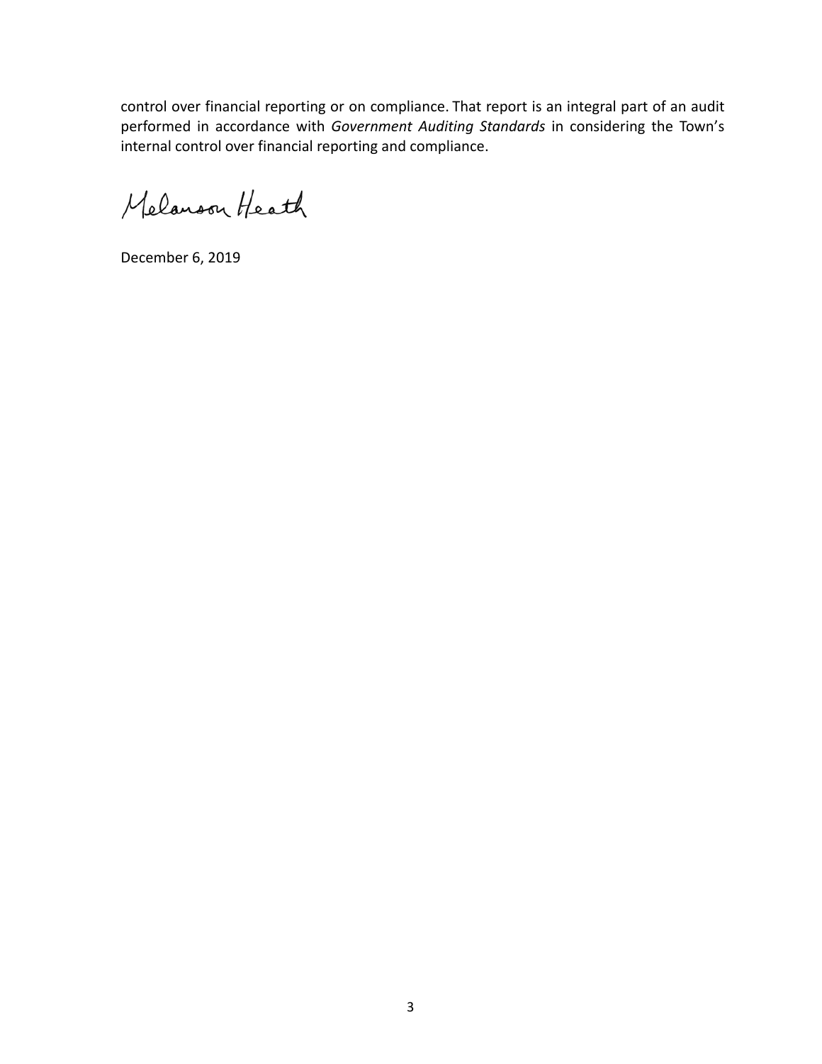control over financial reporting or on compliance. That report is an integral part of an audit performed in accordance with *Government Auditing Standards* in considering the Town's internal control over financial reporting and compliance.

Melanson Heath

December 6, 2019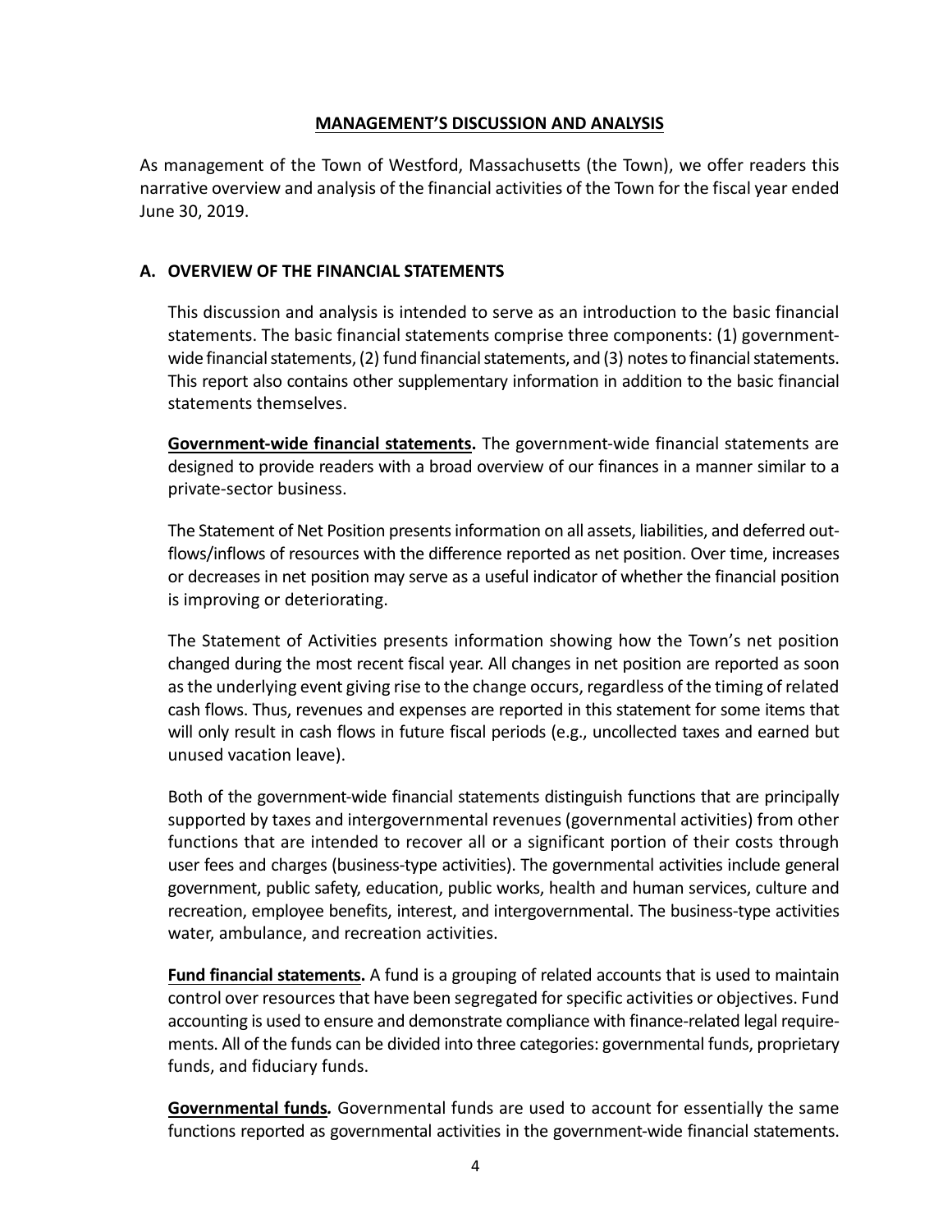## MANAGEMENT'S DISCUSSION AND ANALYSIS

As management of the Town of Westford, Massachusetts (the Town), we offer readers this narrative overview and analysis of the financial activities of the Town for the fiscal year ended June 30, 2019.

### A. OVERVIEW OF THE FINANCIAL STATEMENTS

This discussion and analysis is intended to serve as an introduction to the basic financial statements. The basic financial statements comprise three components: (1) government-wide financial statements, (2) fund financial statements, and (3) notes to financial statements. This report also contains other supplementary information in addition to the basic financial statements themselves.

**Government-wide financial statements.** The government-wide financial statements are designed to provide readers with a broad overview of our finances in a manner similar to a private-sector business.

The Statement of Net Position presents information on all assets, liabilities, and deferred outflows/inflows of resources with the difference reported as net position. Over time, increases or decreases in net position may serve as a useful indicator of whether the financial position is improving or deteriorating.

The Statement of Activities presents information showing how the Town's net position changed during the most recent fiscal year. All changes in net position are reported as soon as the underlying event giving rise to the change occurs, regardless of the timing of related cash flows. Thus, revenues and expenses are reported in this statement for some items that will only result in cash flows in future fiscal periods (e.g., uncollected taxes and earned but unused vacation leave).

Both of the government-wide financial statements distinguish functions that are principally supported by taxes and intergovernmental revenues (governmental activities) from other functions that are intended to recover all or a significant portion of their costs through user fees and charges (business-type activities). The governmental activities include general government, public safety, education, public works, health and human services, culture and recreation, employee benefits, interest, and intergovernmental. The business-type activities water, ambulance, and recreation activities.

**Fund financial statements.** A fund is a grouping of related accounts that is used to maintain control over resources that have been segregated for specific activities or objectives. Fund accounting is used to ensure and demonstrate compliance with finance-related legal requirements. All of the funds can be divided into three categories: governmental funds, proprietary funds, and fiduciary funds.

***Governmental funds.*** Governmental funds are used to account for essentially the same functions reported as governmental activities in the government-wide financial statements.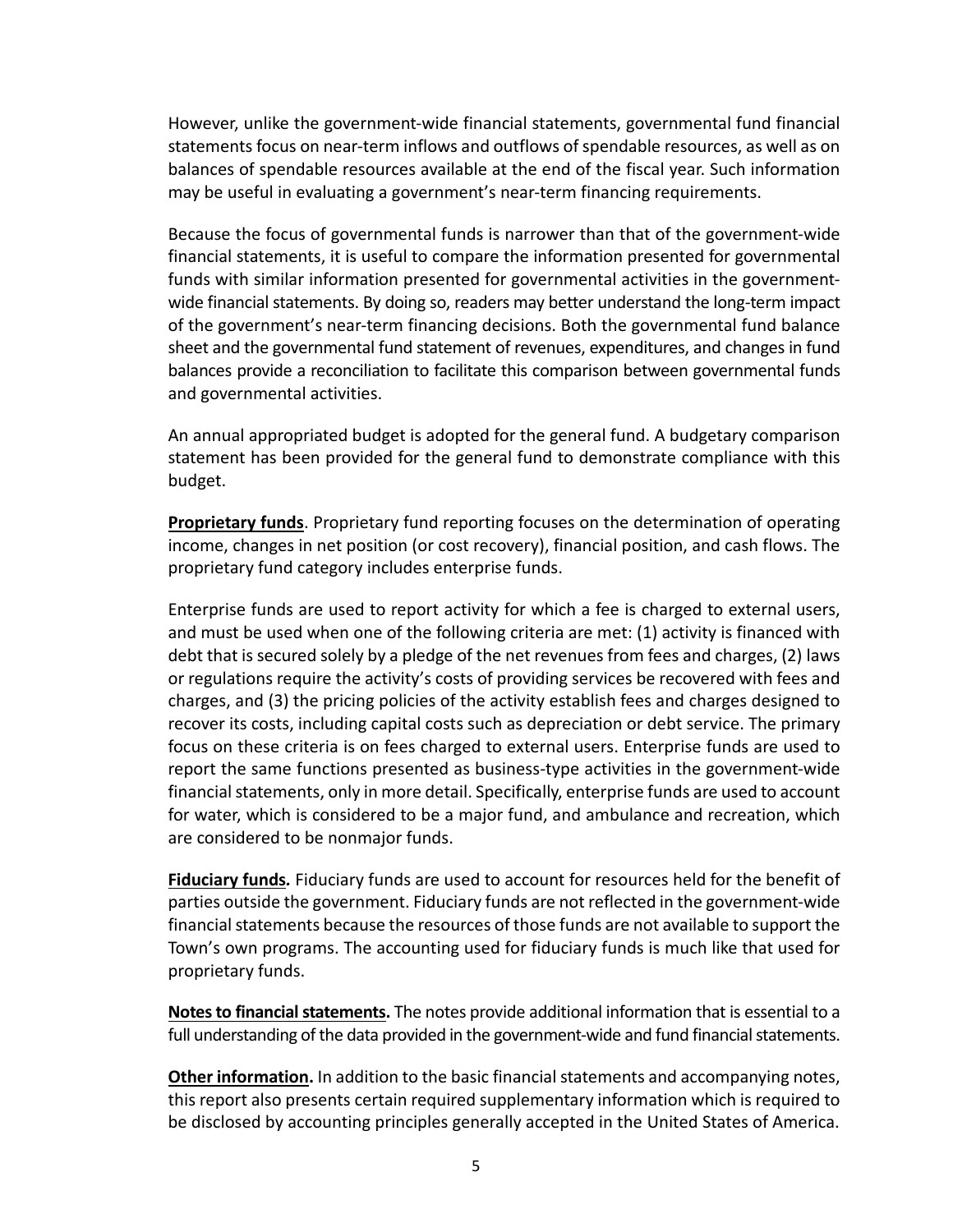However, unlike the government-wide financial statements, governmental fund financial statements focus on near-term inflows and outflows of spendable resources, as well as on balances of spendable resources available at the end of the fiscal year. Such information may be useful in evaluating a government's near-term financing requirements.

Because the focus of governmental funds is narrower than that of the government-wide financial statements, it is useful to compare the information presented for governmental funds with similar information presented for governmental activities in the government-wide financial statements. By doing so, readers may better understand the long-term impact of the government's near-term financing decisions. Both the governmental fund balance sheet and the governmental fund statement of revenues, expenditures, and changes in fund balances provide a reconciliation to facilitate this comparison between governmental funds and governmental activities.

An annual appropriated budget is adopted for the general fund. A budgetary comparison statement has been provided for the general fund to demonstrate compliance with this budget.

**Proprietary funds**. Proprietary fund reporting focuses on the determination of operating income, changes in net position (or cost recovery), financial position, and cash flows. The proprietary fund category includes enterprise funds.

Enterprise funds are used to report activity for which a fee is charged to external users, and must be used when one of the following criteria are met: (1) activity is financed with debt that is secured solely by a pledge of the net revenues from fees and charges, (2) laws or regulations require the activity's costs of providing services be recovered with fees and charges, and (3) the pricing policies of the activity establish fees and charges designed to recover its costs, including capital costs such as depreciation or debt service. The primary focus on these criteria is on fees charged to external users. Enterprise funds are used to report the same functions presented as business-type activities in the government-wide financial statements, only in more detail. Specifically, enterprise funds are used to account for water, which is considered to be a major fund, and ambulance and recreation, which are considered to be nonmajor funds.

***Fiduciary funds.*** Fiduciary funds are used to account for resources held for the benefit of parties outside the government. Fiduciary funds are not reflected in the government-wide financial statements because the resources of those funds are not available to support the Town's own programs. The accounting used for fiduciary funds is much like that used for proprietary funds.

**Notes to financial statements.** The notes provide additional information that is essential to a full understanding of the data provided in the government-wide and fund financial statements.

**Other information.** In addition to the basic financial statements and accompanying notes, this report also presents certain required supplementary information which is required to be disclosed by accounting principles generally accepted in the United States of America.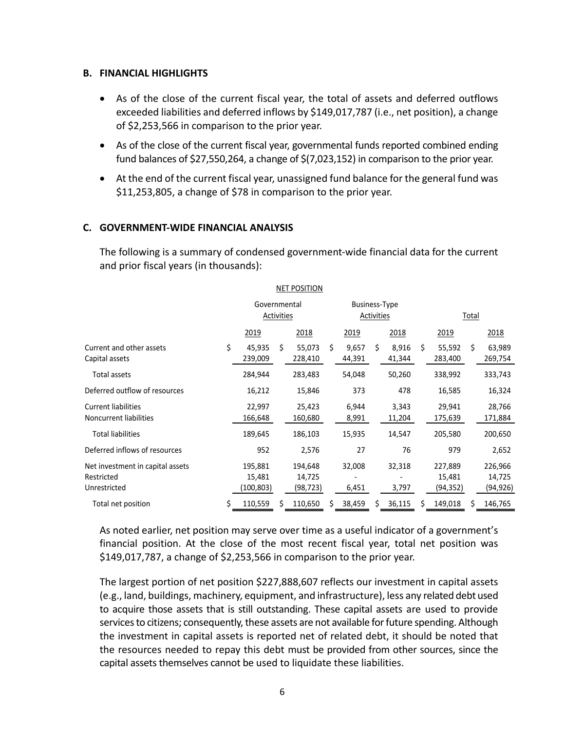## B. FINANCIAL HIGHLIGHTS

- As of the close of the current fiscal year, the total of assets and deferred outflows exceeded liabilities and deferred inflows by $149,017,787 (i.e., net position), a change of $2,253,566 in comparison to the prior year.
- As of the close of the current fiscal year, governmental funds reported combined ending fund balances of $27,550,264, a change of $(7,023,152) in comparison to the prior year.
- At the end of the current fiscal year, unassigned fund balance for the general fund was $11,253,805, a change of $78 in comparison to the prior year.

## C. GOVERNMENT-WIDE FINANCIAL ANALYSIS

The following is a summary of condensed government-wide financial data for the current and prior fiscal years (in thousands):

NET POSITION

| | Governmental Activities | | Business-Type Activities | | Total | |
|---|---|---|---|---|---|---|
| | 2019 | 2018 | 2019 | 2018 | 2019 | 2018 |
| Current and other assets | $ 45,935 | $ 55,073 | $ 9,657 | $ 8,916 | $ 55,592 | $ 63,989 |
| Capital assets | 239,009 | 228,410 | 44,391 | 41,344 | 283,400 | 269,754 |
| Total assets | 284,944 | 283,483 | 54,048 | 50,260 | 338,992 | 333,743 |
| Deferred outflow of resources | 16,212 | 15,846 | 373 | 478 | 16,585 | 16,324 |
| Current liabilities | 22,997 | 25,423 | 6,944 | 3,343 | 29,941 | 28,766 |
| Noncurrent liabilities | 166,648 | 160,680 | 8,991 | 11,204 | 175,639 | 171,884 |
| Total liabilities | 189,645 | 186,103 | 15,935 | 14,547 | 205,580 | 200,650 |
| Deferred inflows of resources | 952 | 2,576 | 27 | 76 | 979 | 2,652 |
| Net investment in capital assets | 195,881 | 194,648 | 32,008 | 32,318 | 227,889 | 226,966 |
| Restricted | 15,481 | 14,725 | - | - | 15,481 | 14,725 |
| Unrestricted | (100,803) | (98,723) | 6,451 | 3,797 | (94,352) | (94,926) |
| Total net position | $ 110,559 | $ 110,650 | $ 38,459 | $ 36,115 | $ 149,018 | $ 146,765 |

As noted earlier, net position may serve over time as a useful indicator of a government's financial position. At the close of the most recent fiscal year, total net position was $149,017,787, a change of $2,253,566 in comparison to the prior year.

The largest portion of net position $227,888,607 reflects our investment in capital assets (e.g., land, buildings, machinery, equipment, and infrastructure), less any related debt used to acquire those assets that is still outstanding. These capital assets are used to provide services to citizens; consequently, these assets are not available for future spending. Although the investment in capital assets is reported net of related debt, it should be noted that the resources needed to repay this debt must be provided from other sources, since the capital assets themselves cannot be used to liquidate these liabilities.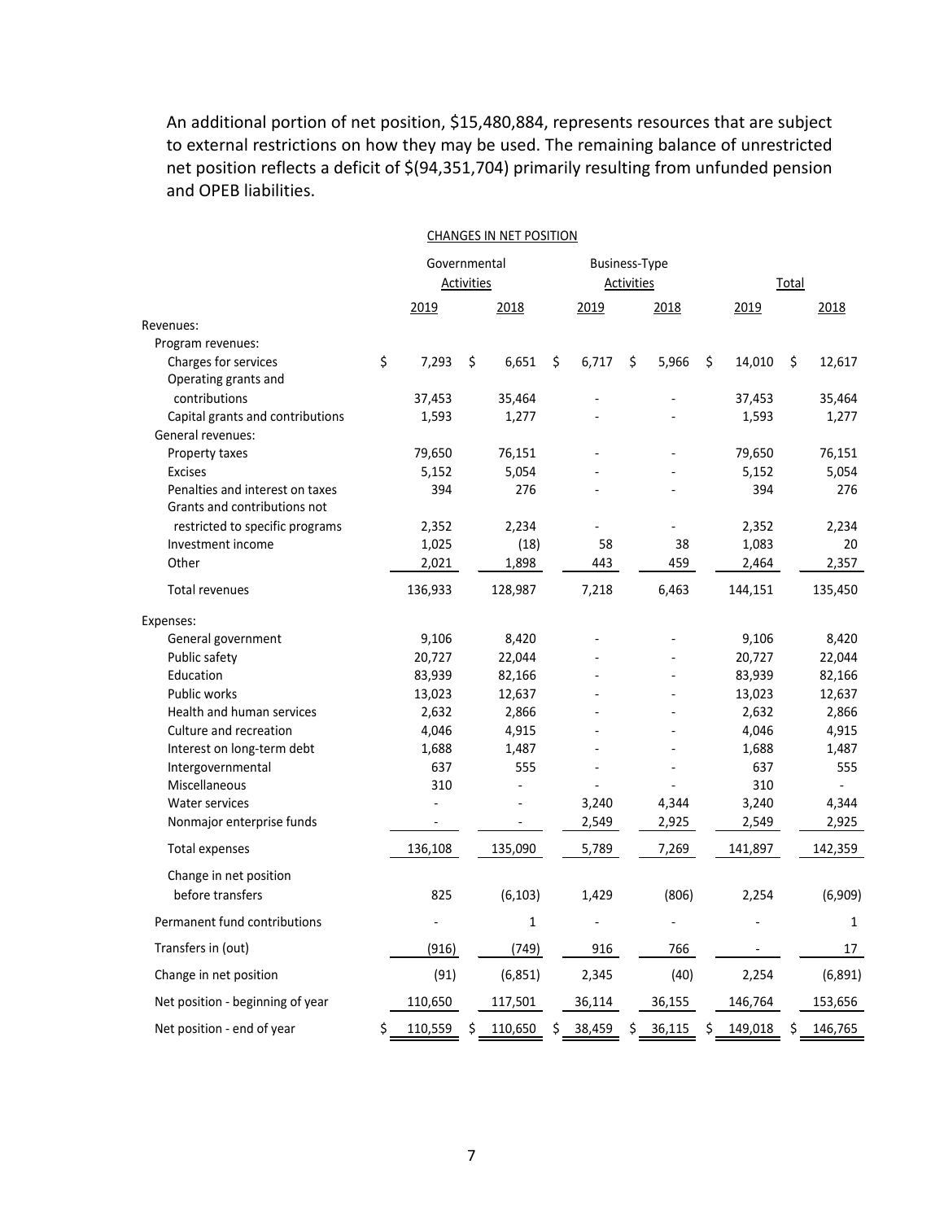An additional portion of net position, $15,480,884, represents resources that are subject to external restrictions on how they may be used. The remaining balance of unrestricted net position reflects a deficit of $(94,351,704) primarily resulting from unfunded pension and OPEB liabilities.

CHANGES IN NET POSITION

| | Governmental Activities | | Business-Type Activities | | Total | |
|---|---|---|---|---|---|---|
| | 2019 | 2018 | 2019 | 2018 | 2019 | 2018 |
| Revenues: | | | | | | |
| Program revenues: | | | | | | |
| Charges for services | $ 7,293 | $ 6,651 | $ 6,717 | $ 5,966 | $ 14,010 | $ 12,617 |
| Operating grants and contributions | 37,453 | 35,464 | - | - | 37,453 | 35,464 |
| Capital grants and contributions | 1,593 | 1,277 | - | - | 1,593 | 1,277 |
| General revenues: | | | | | | |
| Property taxes | 79,650 | 76,151 | - | - | 79,650 | 76,151 |
| Excises | 5,152 | 5,054 | - | - | 5,152 | 5,054 |
| Penalties and interest on taxes | 394 | 276 | - | - | 394 | 276 |
| Grants and contributions not restricted to specific programs | 2,352 | 2,234 | - | - | 2,352 | 2,234 |
| Investment income | 1,025 | (18) | 58 | 38 | 1,083 | 20 |
| Other | 2,021 | 1,898 | 443 | 459 | 2,464 | 2,357 |
| Total revenues | 136,933 | 128,987 | 7,218 | 6,463 | 144,151 | 135,450 |
| Expenses: | | | | | | |
| General government | 9,106 | 8,420 | - | - | 9,106 | 8,420 |
| Public safety | 20,727 | 22,044 | - | - | 20,727 | 22,044 |
| Education | 83,939 | 82,166 | - | - | 83,939 | 82,166 |
| Public works | 13,023 | 12,637 | - | - | 13,023 | 12,637 |
| Health and human services | 2,632 | 2,866 | - | - | 2,632 | 2,866 |
| Culture and recreation | 4,046 | 4,915 | - | - | 4,046 | 4,915 |
| Interest on long-term debt | 1,688 | 1,487 | - | - | 1,688 | 1,487 |
| Intergovernmental | 637 | 555 | - | - | 637 | 555 |
| Miscellaneous | 310 | - | - | - | 310 | - |
| Water services | - | - | 3,240 | 4,344 | 3,240 | 4,344 |
| Nonmajor enterprise funds | - | - | 2,549 | 2,925 | 2,549 | 2,925 |
| Total expenses | 136,108 | 135,090 | 5,789 | 7,269 | 141,897 | 142,359 |
| Change in net position before transfers | 825 | (6,103) | 1,429 | (806) | 2,254 | (6,909) |
| Permanent fund contributions | - | 1 | - | - | - | 1 |
| Transfers in (out) | (916) | (749) | 916 | 766 | - | 17 |
| Change in net position | (91) | (6,851) | 2,345 | (40) | 2,254 | (6,891) |
| Net position - beginning of year | 110,650 | 117,501 | 36,114 | 36,155 | 146,764 | 153,656 |
| Net position - end of year | $ 110,559 | $ 110,650 | $ 38,459 | $ 36,115 | $ 149,018 | $ 146,765 |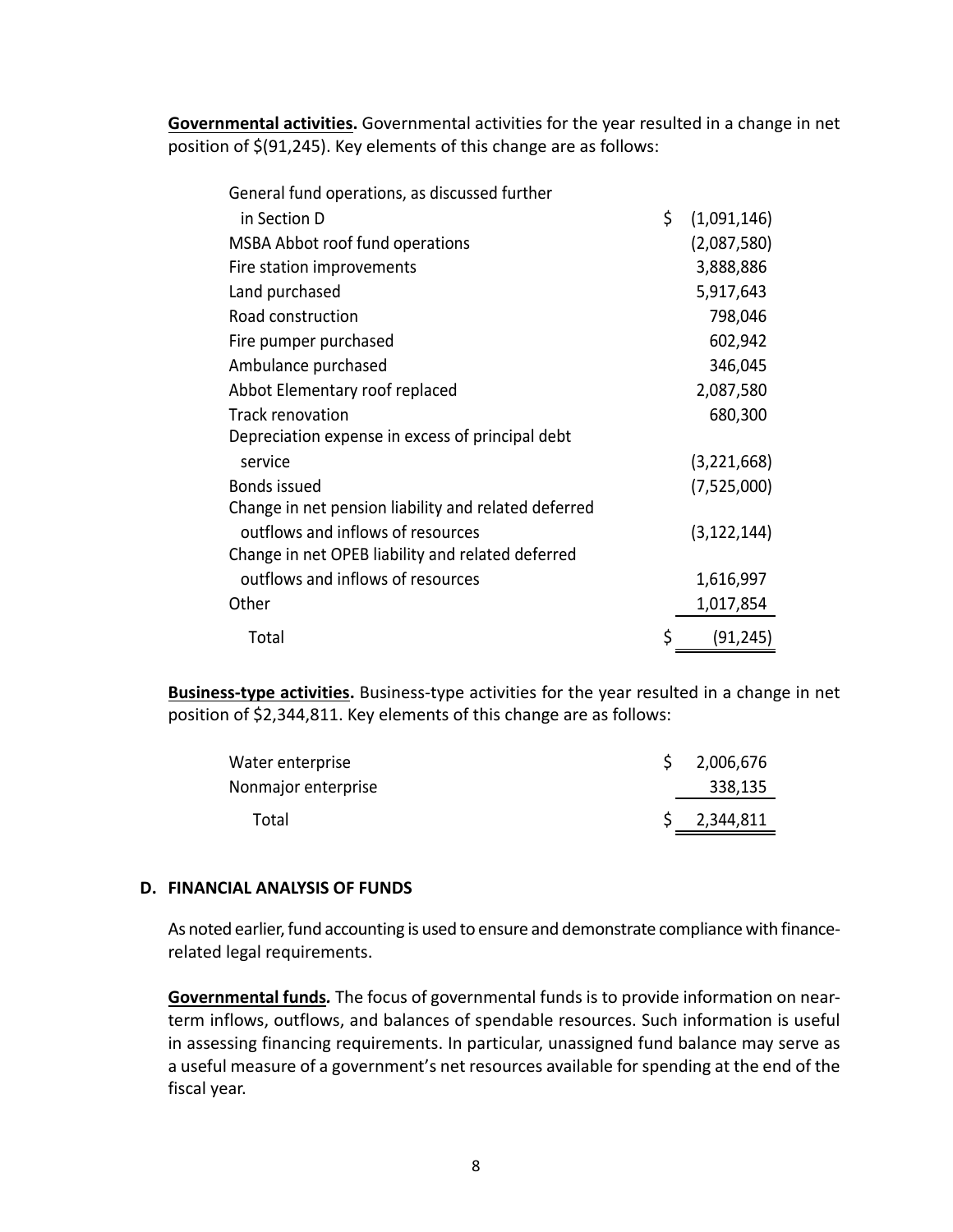**Governmental activities.** Governmental activities for the year resulted in a change in net position of $(91,245). Key elements of this change are as follows:

| | |
|---|---|
| General fund operations, as discussed further in Section D | $ (1,091,146) |
| MSBA Abbot roof fund operations | (2,087,580) |
| Fire station improvements | 3,888,886 |
| Land purchased | 5,917,643 |
| Road construction | 798,046 |
| Fire pumper purchased | 602,942 |
| Ambulance purchased | 346,045 |
| Abbot Elementary roof replaced | 2,087,580 |
| Track renovation | 680,300 |
| Depreciation expense in excess of principal debt service | (3,221,668) |
| Bonds issued | (7,525,000) |
| Change in net pension liability and related deferred outflows and inflows of resources | (3,122,144) |
| Change in net OPEB liability and related deferred outflows and inflows of resources | 1,616,997 |
| Other | 1,017,854 |
| Total | $ (91,245) |

**Business-type activities.** Business-type activities for the year resulted in a change in net position of $2,344,811. Key elements of this change are as follows:

| | |
|---|---|
| Water enterprise | $ 2,006,676 |
| Nonmajor enterprise | 338,135 |
| Total | $ 2,344,811 |

## D. FINANCIAL ANALYSIS OF FUNDS

As noted earlier, fund accounting is used to ensure and demonstrate compliance with finance-related legal requirements.

**Governmental funds.** The focus of governmental funds is to provide information on near-term inflows, outflows, and balances of spendable resources. Such information is useful in assessing financing requirements. In particular, unassigned fund balance may serve as a useful measure of a government's net resources available for spending at the end of the fiscal year.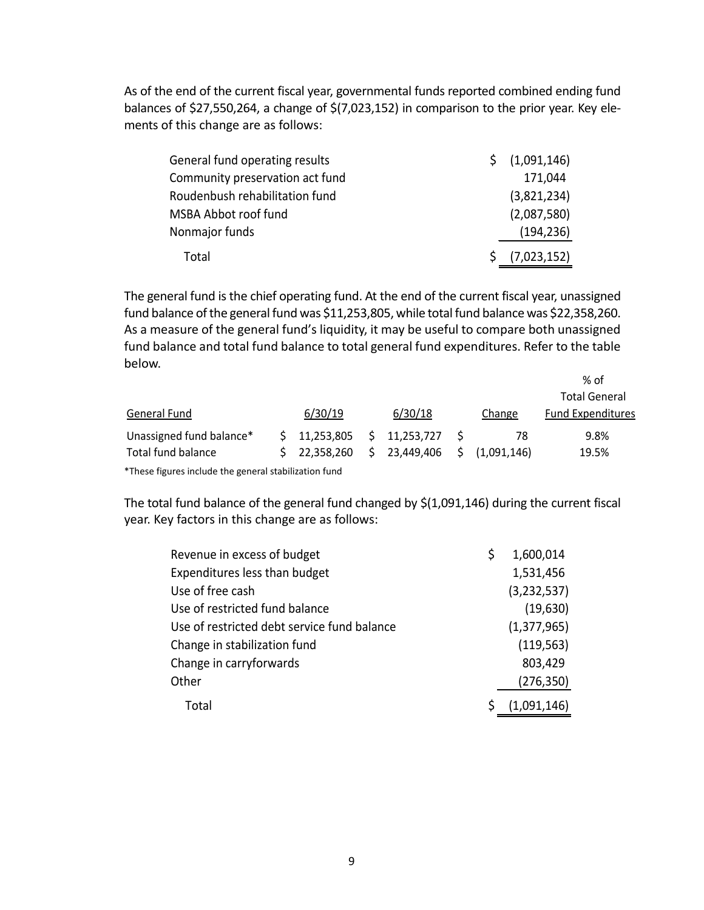As of the end of the current fiscal year, governmental funds reported combined ending fund balances of $27,550,264, a change of $(7,023,152) in comparison to the prior year. Key elements of this change are as follows:

| | |
|---|---|
| General fund operating results | $ (1,091,146) |
| Community preservation act fund | 171,044 |
| Roudenbush rehabilitation fund | (3,821,234) |
| MSBA Abbot roof fund | (2,087,580) |
| Nonmajor funds | (194,236) |
| Total | $ (7,023,152) |

The general fund is the chief operating fund. At the end of the current fiscal year, unassigned fund balance of the general fund was $11,253,805, while total fund balance was $22,358,260. As a measure of the general fund's liquidity, it may be useful to compare both unassigned fund balance and total fund balance to total general fund expenditures. Refer to the table below.

| General Fund | 6/30/19 | 6/30/18 | Change | % of Total General Fund Expenditures |
|---|---|---|---|---|
| Unassigned fund balance* | $ 11,253,805 | $ 11,253,727 | $ 78 | 9.8% |
| Total fund balance | $ 22,358,260 | $ 23,449,406 | $ (1,091,146) | 19.5% |

*These figures include the general stabilization fund

The total fund balance of the general fund changed by $(1,091,146) during the current fiscal year. Key factors in this change are as follows:

| | |
|---|---|
| Revenue in excess of budget | $ 1,600,014 |
| Expenditures less than budget | 1,531,456 |
| Use of free cash | (3,232,537) |
| Use of restricted fund balance | (19,630) |
| Use of restricted debt service fund balance | (1,377,965) |
| Change in stabilization fund | (119,563) |
| Change in carryforwards | 803,429 |
| Other | (276,350) |
| Total | $ (1,091,146) |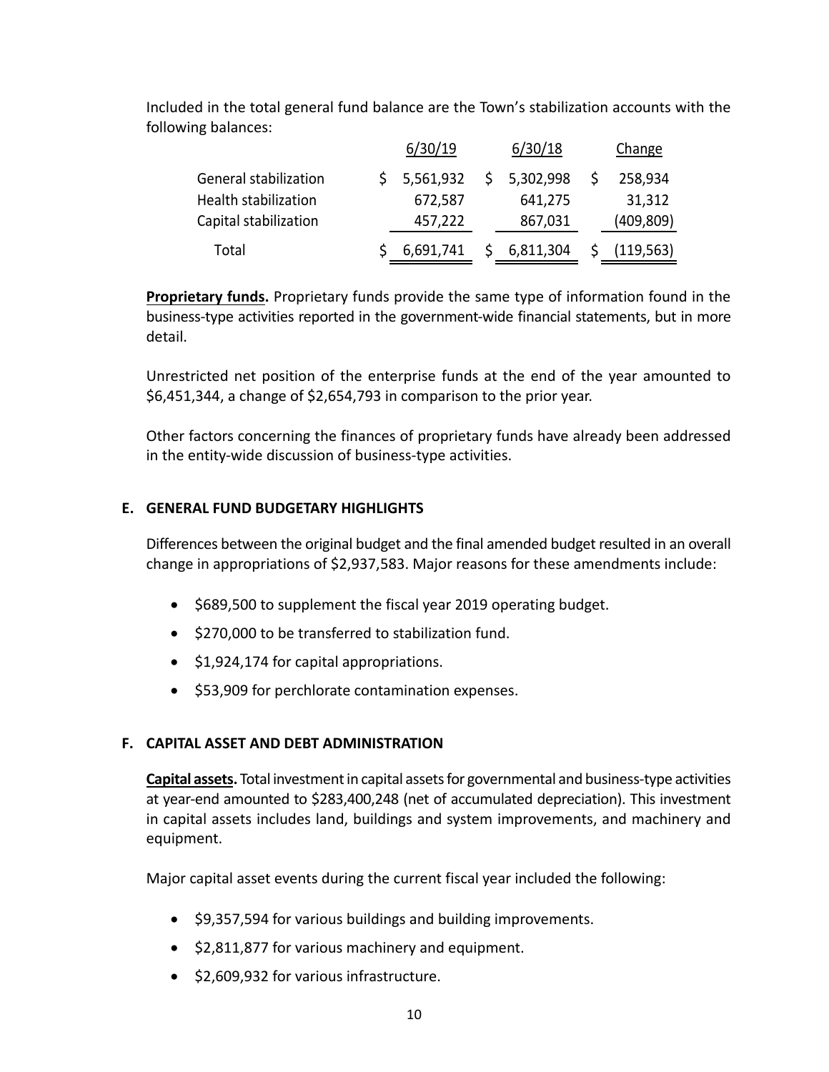Included in the total general fund balance are the Town's stabilization accounts with the following balances:

| | 6/30/19 | 6/30/18 | Change |
|---|---|---|---|
| General stabilization | $ 5,561,932 | $ 5,302,998 | $ 258,934 |
| Health stabilization | 672,587 | 641,275 | 31,312 |
| Capital stabilization | 457,222 | 867,031 | (409,809) |
| Total | $ 6,691,741 | $ 6,811,304 | $ (119,563) |

**Proprietary funds.** Proprietary funds provide the same type of information found in the business-type activities reported in the government-wide financial statements, but in more detail.

Unrestricted net position of the enterprise funds at the end of the year amounted to $6,451,344, a change of $2,654,793 in comparison to the prior year.

Other factors concerning the finances of proprietary funds have already been addressed in the entity-wide discussion of business-type activities.

## E. GENERAL FUND BUDGETARY HIGHLIGHTS

Differences between the original budget and the final amended budget resulted in an overall change in appropriations of $2,937,583. Major reasons for these amendments include:

- $689,500 to supplement the fiscal year 2019 operating budget.
- $270,000 to be transferred to stabilization fund.
- $1,924,174 for capital appropriations.
- $53,909 for perchlorate contamination expenses.

## F. CAPITAL ASSET AND DEBT ADMINISTRATION

**Capital assets.** Total investment in capital assets for governmental and business-type activities at year-end amounted to $283,400,248 (net of accumulated depreciation). This investment in capital assets includes land, buildings and system improvements, and machinery and equipment.

Major capital asset events during the current fiscal year included the following:

- $9,357,594 for various buildings and building improvements.
- $2,811,877 for various machinery and equipment.
- $2,609,932 for various infrastructure.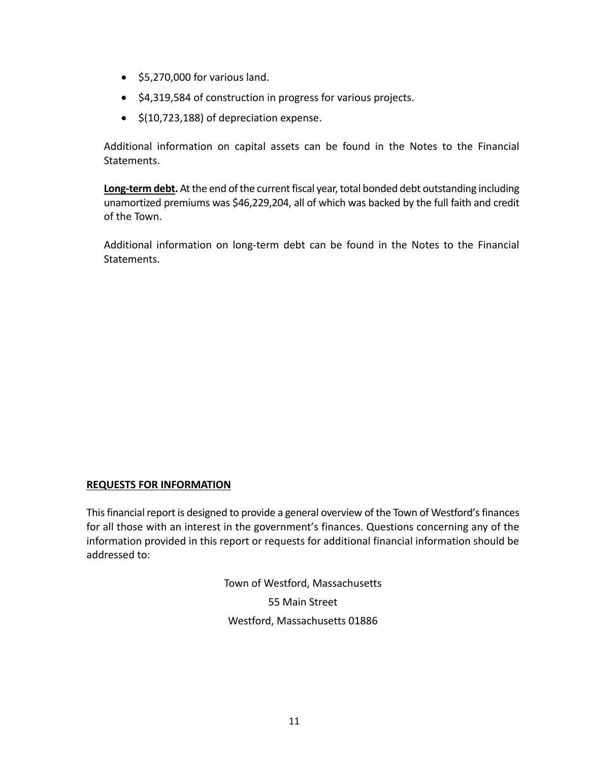- $5,270,000 for various land.
- $4,319,584 of construction in progress for various projects.
- $(10,723,188) of depreciation expense.

Additional information on capital assets can be found in the Notes to the Financial Statements.

**Long-term debt.** At the end of the current fiscal year, total bonded debt outstanding including unamortized premiums was $46,229,204, all of which was backed by the full faith and credit of the Town.

Additional information on long-term debt can be found in the Notes to the Financial Statements.

## REQUESTS FOR INFORMATION

This financial report is designed to provide a general overview of the Town of Westford's finances for all those with an interest in the government's finances. Questions concerning any of the information provided in this report or requests for additional financial information should be addressed to:

Town of Westford, Massachusetts
55 Main Street
Westford, Massachusetts 01886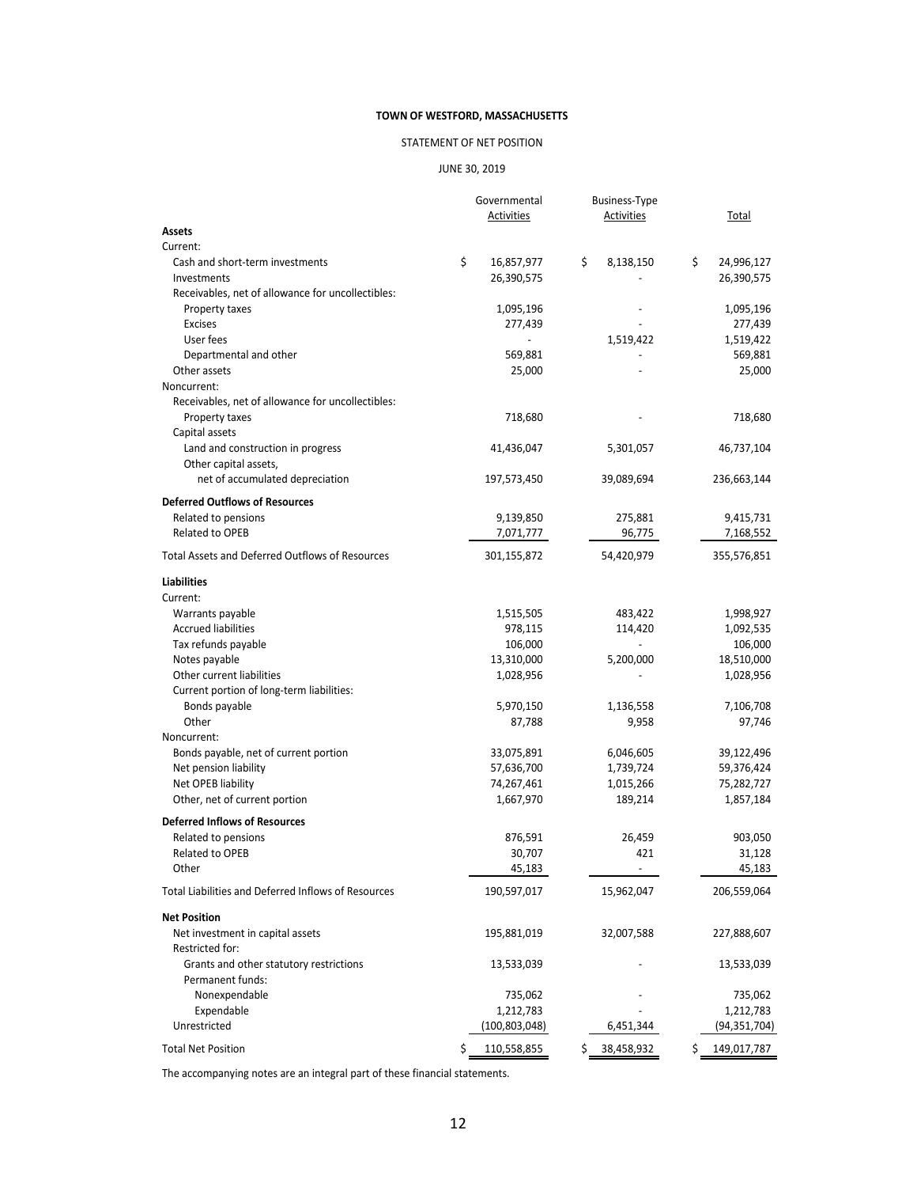**TOWN OF WESTFORD, MASSACHUSETTS**

STATEMENT OF NET POSITION

JUNE 30, 2019

| | Governmental Activities | Business-Type Activities | Total |
|---|---|---|---|
| **Assets** | | | |
| Current: | | | |
| Cash and short-term investments | $ 16,857,977 | $ 8,138,150 | $ 24,996,127 |
| Investments | 26,390,575 | - | 26,390,575 |
| Receivables, net of allowance for uncollectibles: | | | |
| Property taxes | 1,095,196 | - | 1,095,196 |
| Excises | 277,439 | - | 277,439 |
| User fees | - | 1,519,422 | 1,519,422 |
| Departmental and other | 569,881 | - | 569,881 |
| Other assets | 25,000 | - | 25,000 |
| Noncurrent: | | | |
| Receivables, net of allowance for uncollectibles: | | | |
| Property taxes | 718,680 | - | 718,680 |
| Capital assets | | | |
| Land and construction in progress | 41,436,047 | 5,301,057 | 46,737,104 |
| Other capital assets, net of accumulated depreciation | 197,573,450 | 39,089,694 | 236,663,144 |
| **Deferred Outflows of Resources** | | | |
| Related to pensions | 9,139,850 | 275,881 | 9,415,731 |
| Related to OPEB | 7,071,777 | 96,775 | 7,168,552 |
| Total Assets and Deferred Outflows of Resources | 301,155,872 | 54,420,979 | 355,576,851 |
| **Liabilities** | | | |
| Current: | | | |
| Warrants payable | 1,515,505 | 483,422 | 1,998,927 |
| Accrued liabilities | 978,115 | 114,420 | 1,092,535 |
| Tax refunds payable | 106,000 | - | 106,000 |
| Notes payable | 13,310,000 | 5,200,000 | 18,510,000 |
| Other current liabilities | 1,028,956 | - | 1,028,956 |
| Current portion of long-term liabilities: | | | |
| Bonds payable | 5,970,150 | 1,136,558 | 7,106,708 |
| Other | 87,788 | 9,958 | 97,746 |
| Noncurrent: | | | |
| Bonds payable, net of current portion | 33,075,891 | 6,046,605 | 39,122,496 |
| Net pension liability | 57,636,700 | 1,739,724 | 59,376,424 |
| Net OPEB liability | 74,267,461 | 1,015,266 | 75,282,727 |
| Other, net of current portion | 1,667,970 | 189,214 | 1,857,184 |
| **Deferred Inflows of Resources** | | | |
| Related to pensions | 876,591 | 26,459 | 903,050 |
| Related to OPEB | 30,707 | 421 | 31,128 |
| Other | 45,183 | - | 45,183 |
| Total Liabilities and Deferred Inflows of Resources | 190,597,017 | 15,962,047 | 206,559,064 |
| **Net Position** | | | |
| Net investment in capital assets | 195,881,019 | 32,007,588 | 227,888,607 |
| Restricted for: | | | |
| Grants and other statutory restrictions | 13,533,039 | - | 13,533,039 |
| Permanent funds: | | | |
| Nonexpendable | 735,062 | - | 735,062 |
| Expendable | 1,212,783 | - | 1,212,783 |
| Unrestricted | (100,803,048) | 6,451,344 | (94,351,704) |
| Total Net Position | $ 110,558,855 | $ 38,458,932 | $ 149,017,787 |

The accompanying notes are an integral part of these financial statements.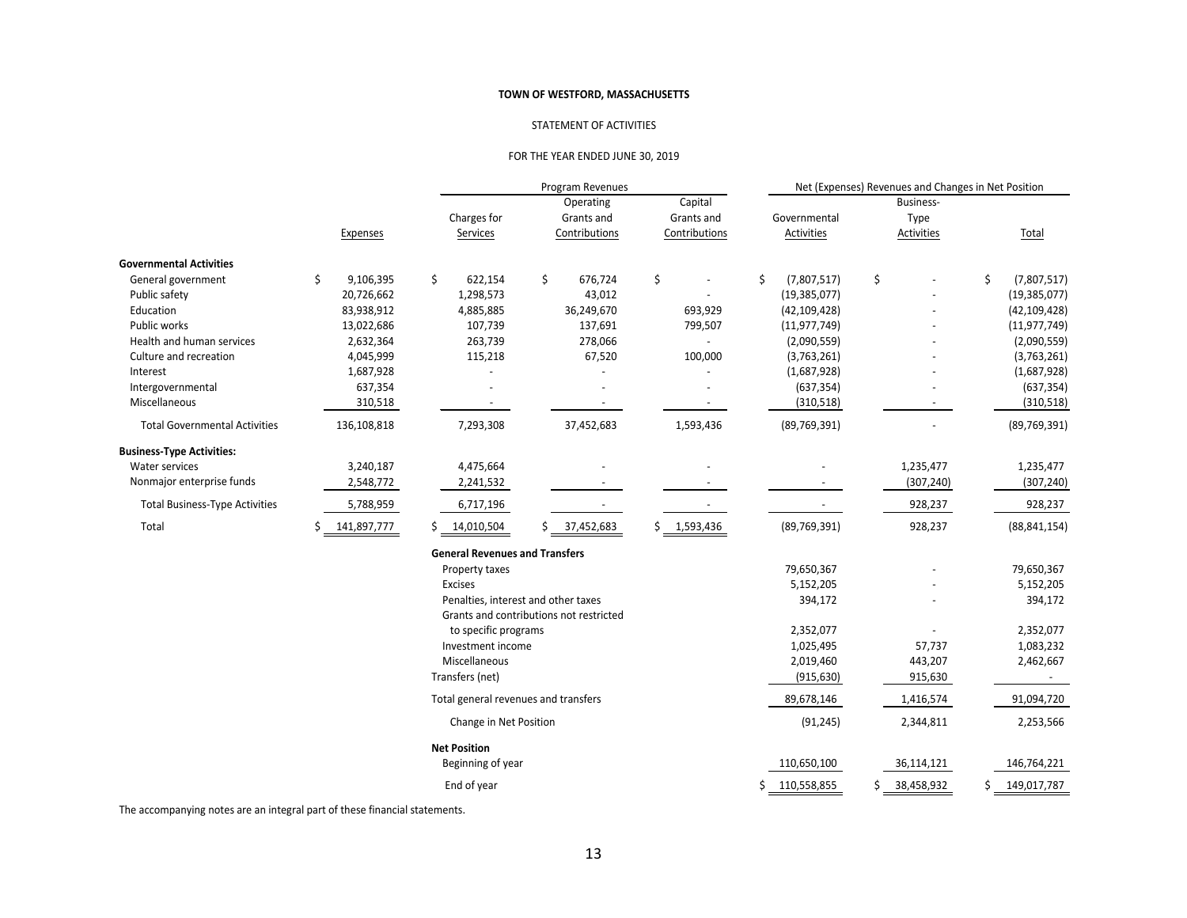**TOWN OF WESTFORD, MASSACHUSETTS**

STATEMENT OF ACTIVITIES

FOR THE YEAR ENDED JUNE 30, 2019

| | | Program Revenues | | | Net (Expenses) Revenues and Changes in Net Position | | |
|---|---|---|---|---|---|---|---|
| | Expenses | Charges for Services | Operating Grants and Contributions | Capital Grants and Contributions | Governmental Activities | Business-Type Activities | Total |
| **Governmental Activities** | | | | | | | |
| General government | $ 9,106,395 | $ 622,154 | $ 676,724 | $ - | $ (7,807,517) | $ - | $ (7,807,517) |
| Public safety | 20,726,662 | 1,298,573 | 43,012 | - | (19,385,077) | - | (19,385,077) |
| Education | 83,938,912 | 4,885,885 | 36,249,670 | 693,929 | (42,109,428) | - | (42,109,428) |
| Public works | 13,022,686 | 107,739 | 137,691 | 799,507 | (11,977,749) | - | (11,977,749) |
| Health and human services | 2,632,364 | 263,739 | 278,066 | - | (2,090,559) | - | (2,090,559) |
| Culture and recreation | 4,045,999 | 115,218 | 67,520 | 100,000 | (3,763,261) | - | (3,763,261) |
| Interest | 1,687,928 | - | - | - | (1,687,928) | - | (1,687,928) |
| Intergovernmental | 637,354 | - | - | - | (637,354) | - | (637,354) |
| Miscellaneous | 310,518 | - | - | - | (310,518) | - | (310,518) |
| Total Governmental Activities | 136,108,818 | 7,293,308 | 37,452,683 | 1,593,436 | (89,769,391) | - | (89,769,391) |
| **Business-Type Activities:** | | | | | | | |
| Water services | 3,240,187 | 4,475,664 | - | - | - | 1,235,477 | 1,235,477 |
| Nonmajor enterprise funds | 2,548,772 | 2,241,532 | - | - | - | (307,240) | (307,240) |
| Total Business-Type Activities | 5,788,959 | 6,717,196 | - | - | - | 928,237 | 928,237 |
| Total | $ 141,897,777 | $ 14,010,504 | $ 37,452,683 | $ 1,593,436 | (89,769,391) | 928,237 | (88,841,154) |
| | | **General Revenues and Transfers** | | | | | |
| | | Property taxes | | | 79,650,367 | - | 79,650,367 |
| | | Excises | | | 5,152,205 | - | 5,152,205 |
| | | Penalties, interest and other taxes | | | 394,172 | - | 394,172 |
| | | Grants and contributions not restricted to specific programs | | | 2,352,077 | - | 2,352,077 |
| | | Investment income | | | 1,025,495 | 57,737 | 1,083,232 |
| | | Miscellaneous | | | 2,019,460 | 443,207 | 2,462,667 |
| | | Transfers (net) | | | (915,630) | 915,630 | - |
| | | Total general revenues and transfers | | | 89,678,146 | 1,416,574 | 91,094,720 |
| | | Change in Net Position | | | (91,245) | 2,344,811 | 2,253,566 |
| | | **Net Position** | | | | | |
| | | Beginning of year | | | 110,650,100 | 36,114,121 | 146,764,221 |
| | | End of year | | | $ 110,558,855 | $ 38,458,932 | $ 149,017,787 |

The accompanying notes are an integral part of these financial statements.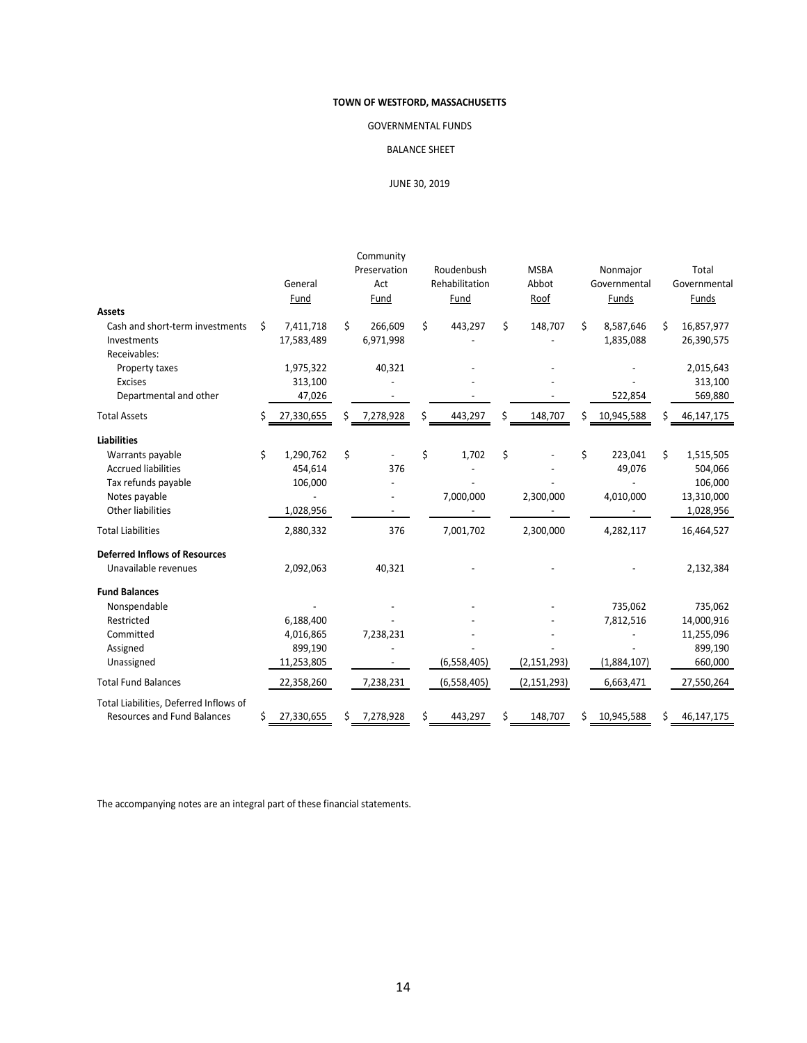**TOWN OF WESTFORD, MASSACHUSETTS**

GOVERNMENTAL FUNDS

BALANCE SHEET

JUNE 30, 2019

| | General Fund | Community Preservation Act Fund | Roudenbush Rehabilitation Fund | MSBA Abbot Roof | Nonmajor Governmental Funds | Total Governmental Funds |
|---|---|---|---|---|---|---|
| **Assets** | | | | | | |
| Cash and short-term investments | $ 7,411,718 | $ 266,609 | $ 443,297 | $ 148,707 | $ 8,587,646 | $ 16,857,977 |
| Investments | 17,583,489 | 6,971,998 | - | - | 1,835,088 | 26,390,575 |
| Receivables: | | | | | | |
| Property taxes | 1,975,322 | 40,321 | - | - | - | 2,015,643 |
| Excises | 313,100 | - | - | - | - | 313,100 |
| Departmental and other | 47,026 | - | - | - | 522,854 | 569,880 |
| Total Assets | $ 27,330,655 | $ 7,278,928 | $ 443,297 | $ 148,707 | $ 10,945,588 | $ 46,147,175 |
| **Liabilities** | | | | | | |
| Warrants payable | $ 1,290,762 | $ - | $ 1,702 | $ - | $ 223,041 | $ 1,515,505 |
| Accrued liabilities | 454,614 | 376 | - | - | 49,076 | 504,066 |
| Tax refunds payable | 106,000 | - | - | - | - | 106,000 |
| Notes payable | - | - | 7,000,000 | 2,300,000 | 4,010,000 | 13,310,000 |
| Other liabilities | 1,028,956 | - | - | - | - | 1,028,956 |
| Total Liabilities | 2,880,332 | 376 | 7,001,702 | 2,300,000 | 4,282,117 | 16,464,527 |
| **Deferred Inflows of Resources** | | | | | | |
| Unavailable revenues | 2,092,063 | 40,321 | - | - | - | 2,132,384 |
| **Fund Balances** | | | | | | |
| Nonspendable | - | - | - | - | 735,062 | 735,062 |
| Restricted | 6,188,400 | - | - | - | 7,812,516 | 14,000,916 |
| Committed | 4,016,865 | 7,238,231 | - | - | - | 11,255,096 |
| Assigned | 899,190 | - | - | - | - | 899,190 |
| Unassigned | 11,253,805 | - | (6,558,405) | (2,151,293) | (1,884,107) | 660,000 |
| Total Fund Balances | 22,358,260 | 7,238,231 | (6,558,405) | (2,151,293) | 6,663,471 | 27,550,264 |
| Total Liabilities, Deferred Inflows of Resources and Fund Balances | $ 27,330,655 | $ 7,278,928 | $ 443,297 | $ 148,707 | $ 10,945,588 | $ 46,147,175 |

The accompanying notes are an integral part of these financial statements.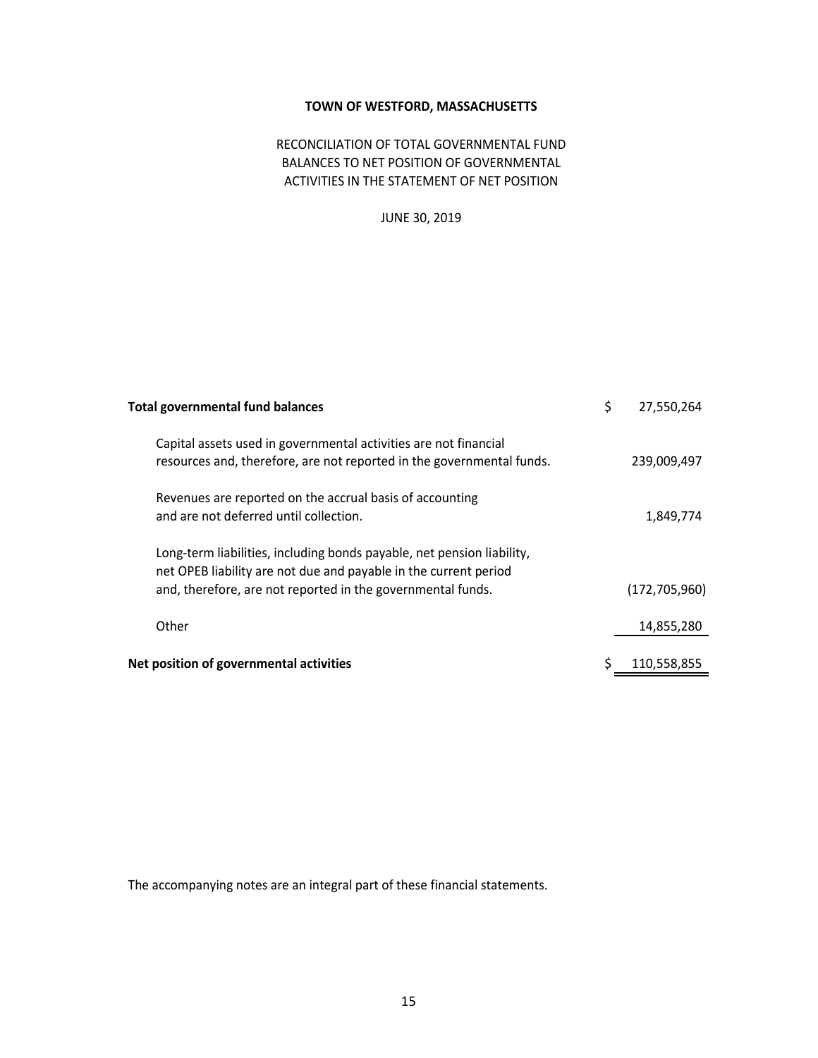**TOWN OF WESTFORD, MASSACHUSETTS**

RECONCILIATION OF TOTAL GOVERNMENTAL FUND BALANCES TO NET POSITION OF GOVERNMENTAL ACTIVITIES IN THE STATEMENT OF NET POSITION

JUNE 30, 2019

| | | |
|---|---|---|
| **Total governmental fund balances** | $ | 27,550,264 |
| Capital assets used in governmental activities are not financial resources and, therefore, are not reported in the governmental funds. | | 239,009,497 |
| Revenues are reported on the accrual basis of accounting and are not deferred until collection. | | 1,849,774 |
| Long-term liabilities, including bonds payable, net pension liability, net OPEB liability are not due and payable in the current period and, therefore, are not reported in the governmental funds. | | (172,705,960) |
| Other | | 14,855,280 |
| **Net position of governmental activities** | $ | 110,558,855 |

The accompanying notes are an integral part of these financial statements.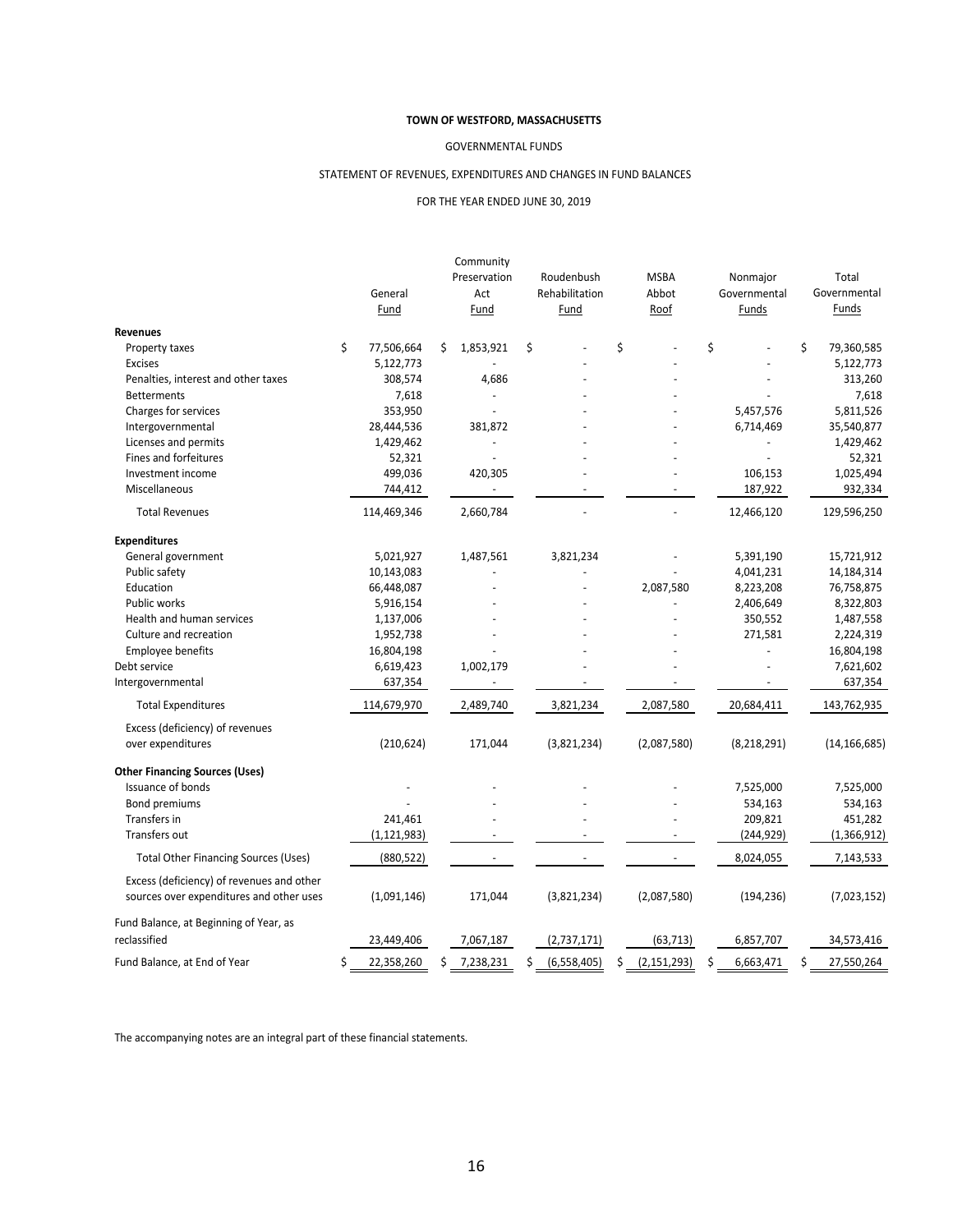**TOWN OF WESTFORD, MASSACHUSETTS**

GOVERNMENTAL FUNDS

STATEMENT OF REVENUES, EXPENDITURES AND CHANGES IN FUND BALANCES

FOR THE YEAR ENDED JUNE 30, 2019

| | General Fund | Community Preservation Act Fund | Roudenbush Rehabilitation Fund | MSBA Abbot Roof | Nonmajor Governmental Funds | Total Governmental Funds |
|---|---|---|---|---|---|---|
| **Revenues** | | | | | | |
| Property taxes | $ 77,506,664 | $ 1,853,921 | $ - | $ - | $ - | $ 79,360,585 |
| Excises | 5,122,773 | - | - | - | - | 5,122,773 |
| Penalties, interest and other taxes | 308,574 | 4,686 | - | - | - | 313,260 |
| Betterments | 7,618 | - | - | - | - | 7,618 |
| Charges for services | 353,950 | - | - | - | 5,457,576 | 5,811,526 |
| Intergovernmental | 28,444,536 | 381,872 | - | - | 6,714,469 | 35,540,877 |
| Licenses and permits | 1,429,462 | - | - | - | - | 1,429,462 |
| Fines and forfeitures | 52,321 | - | - | - | - | 52,321 |
| Investment income | 499,036 | 420,305 | - | - | 106,153 | 1,025,494 |
| Miscellaneous | 744,412 | - | - | - | 187,922 | 932,334 |
| Total Revenues | 114,469,346 | 2,660,784 | - | - | 12,466,120 | 129,596,250 |
| **Expenditures** | | | | | | |
| General government | 5,021,927 | 1,487,561 | 3,821,234 | - | 5,391,190 | 15,721,912 |
| Public safety | 10,143,083 | - | - | - | 4,041,231 | 14,184,314 |
| Education | 66,448,087 | - | - | 2,087,580 | 8,223,208 | 76,758,875 |
| Public works | 5,916,154 | - | - | - | 2,406,649 | 8,322,803 |
| Health and human services | 1,137,006 | - | - | - | 350,552 | 1,487,558 |
| Culture and recreation | 1,952,738 | - | - | - | 271,581 | 2,224,319 |
| Employee benefits | 16,804,198 | - | - | - | - | 16,804,198 |
| Debt service | 6,619,423 | 1,002,179 | - | - | - | 7,621,602 |
| Intergovernmental | 637,354 | - | - | - | - | 637,354 |
| Total Expenditures | 114,679,970 | 2,489,740 | 3,821,234 | 2,087,580 | 20,684,411 | 143,762,935 |
| Excess (deficiency) of revenues over expenditures | (210,624) | 171,044 | (3,821,234) | (2,087,580) | (8,218,291) | (14,166,685) |
| **Other Financing Sources (Uses)** | | | | | | |
| Issuance of bonds | - | - | - | - | 7,525,000 | 7,525,000 |
| Bond premiums | - | - | - | - | 534,163 | 534,163 |
| Transfers in | 241,461 | - | - | - | 209,821 | 451,282 |
| Transfers out | (1,121,983) | - | - | - | (244,929) | (1,366,912) |
| Total Other Financing Sources (Uses) | (880,522) | - | - | - | 8,024,055 | 7,143,533 |
| Excess (deficiency) of revenues and other sources over expenditures and other uses | (1,091,146) | 171,044 | (3,821,234) | (2,087,580) | (194,236) | (7,023,152) |
| Fund Balance, at Beginning of Year, as reclassified | 23,449,406 | 7,067,187 | (2,737,171) | (63,713) | 6,857,707 | 34,573,416 |
| Fund Balance, at End of Year | $ 22,358,260 | $ 7,238,231 | $ (6,558,405) | $ (2,151,293) | $ 6,663,471 | $ 27,550,264 |

The accompanying notes are an integral part of these financial statements.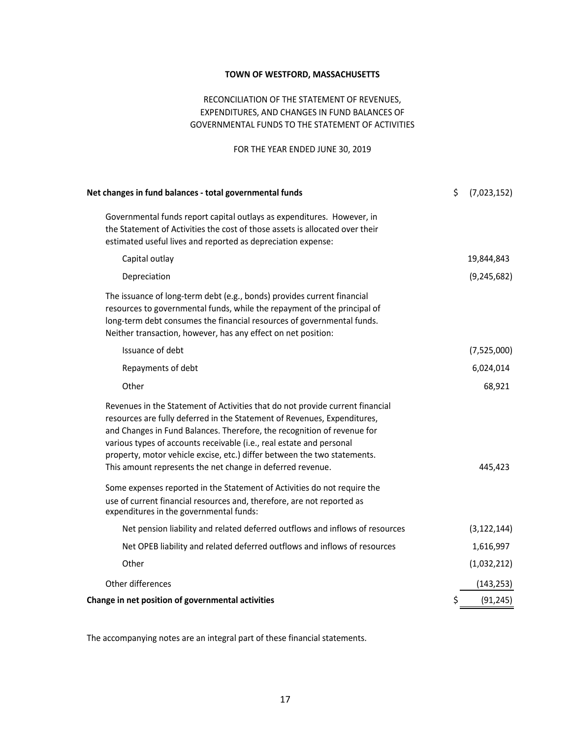**TOWN OF WESTFORD, MASSACHUSETTS**

RECONCILIATION OF THE STATEMENT OF REVENUES, EXPENDITURES, AND CHANGES IN FUND BALANCES OF GOVERNMENTAL FUNDS TO THE STATEMENT OF ACTIVITIES

FOR THE YEAR ENDED JUNE 30, 2019

| | |
|---|---|
| **Net changes in fund balances - total governmental funds** | $ (7,023,152) |
| Governmental funds report capital outlays as expenditures. However, in the Statement of Activities the cost of those assets is allocated over their estimated useful lives and reported as depreciation expense: | |
| Capital outlay | 19,844,843 |
| Depreciation | (9,245,682) |
| The issuance of long-term debt (e.g., bonds) provides current financial resources to governmental funds, while the repayment of the principal of long-term debt consumes the financial resources of governmental funds. Neither transaction, however, has any effect on net position: | |
| Issuance of debt | (7,525,000) |
| Repayments of debt | 6,024,014 |
| Other | 68,921 |
| Revenues in the Statement of Activities that do not provide current financial resources are fully deferred in the Statement of Revenues, Expenditures, and Changes in Fund Balances. Therefore, the recognition of revenue for various types of accounts receivable (i.e., real estate and personal property, motor vehicle excise, etc.) differ between the two statements. This amount represents the net change in deferred revenue. | 445,423 |
| Some expenses reported in the Statement of Activities do not require the use of current financial resources and, therefore, are not reported as expenditures in the governmental funds: | |
| Net pension liability and related deferred outflows and inflows of resources | (3,122,144) |
| Net OPEB liability and related deferred outflows and inflows of resources | 1,616,997 |
| Other | (1,032,212) |
| Other differences | (143,253) |
| **Change in net position of governmental activities** | $ (91,245) |

The accompanying notes are an integral part of these financial statements.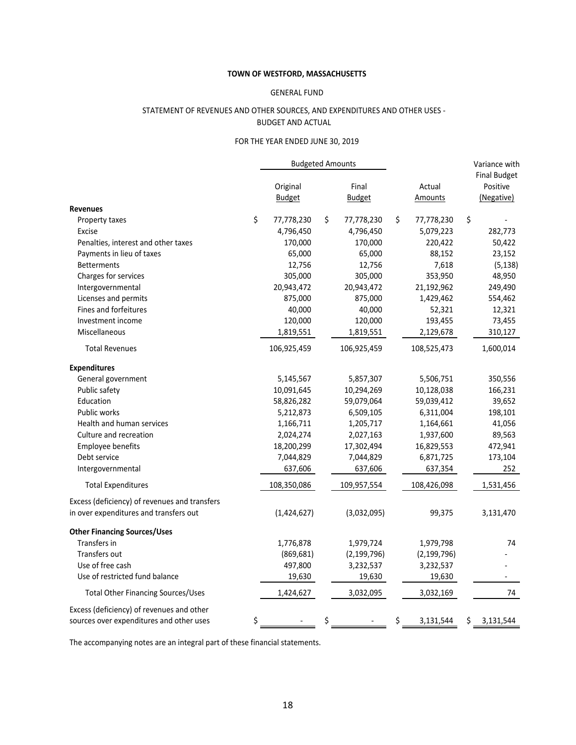**TOWN OF WESTFORD, MASSACHUSETTS**

GENERAL FUND

STATEMENT OF REVENUES AND OTHER SOURCES, AND EXPENDITURES AND OTHER USES - BUDGET AND ACTUAL

FOR THE YEAR ENDED JUNE 30, 2019

| | Budgeted Amounts | | | Variance with Final Budget |
|---|---|---|---|---|
| | Original Budget | Final Budget | Actual Amounts | Positive (Negative) |
| **Revenues** | | | | |
| Property taxes | $ 77,778,230 | $ 77,778,230 | $ 77,778,230 | $ - |
| Excise | 4,796,450 | 4,796,450 | 5,079,223 | 282,773 |
| Penalties, interest and other taxes | 170,000 | 170,000 | 220,422 | 50,422 |
| Payments in lieu of taxes | 65,000 | 65,000 | 88,152 | 23,152 |
| Betterments | 12,756 | 12,756 | 7,618 | (5,138) |
| Charges for services | 305,000 | 305,000 | 353,950 | 48,950 |
| Intergovernmental | 20,943,472 | 20,943,472 | 21,192,962 | 249,490 |
| Licenses and permits | 875,000 | 875,000 | 1,429,462 | 554,462 |
| Fines and forfeitures | 40,000 | 40,000 | 52,321 | 12,321 |
| Investment income | 120,000 | 120,000 | 193,455 | 73,455 |
| Miscellaneous | 1,819,551 | 1,819,551 | 2,129,678 | 310,127 |
| Total Revenues | 106,925,459 | 106,925,459 | 108,525,473 | 1,600,014 |
| **Expenditures** | | | | |
| General government | 5,145,567 | 5,857,307 | 5,506,751 | 350,556 |
| Public safety | 10,091,645 | 10,294,269 | 10,128,038 | 166,231 |
| Education | 58,826,282 | 59,079,064 | 59,039,412 | 39,652 |
| Public works | 5,212,873 | 6,509,105 | 6,311,004 | 198,101 |
| Health and human services | 1,166,711 | 1,205,717 | 1,164,661 | 41,056 |
| Culture and recreation | 2,024,274 | 2,027,163 | 1,937,600 | 89,563 |
| Employee benefits | 18,200,299 | 17,302,494 | 16,829,553 | 472,941 |
| Debt service | 7,044,829 | 7,044,829 | 6,871,725 | 173,104 |
| Intergovernmental | 637,606 | 637,606 | 637,354 | 252 |
| Total Expenditures | 108,350,086 | 109,957,554 | 108,426,098 | 1,531,456 |
| Excess (deficiency) of revenues and transfers in over expenditures and transfers out | (1,424,627) | (3,032,095) | 99,375 | 3,131,470 |
| **Other Financing Sources/Uses** | | | | |
| Transfers in | 1,776,878 | 1,979,724 | 1,979,798 | 74 |
| Transfers out | (869,681) | (2,199,796) | (2,199,796) | - |
| Use of free cash | 497,800 | 3,232,537 | 3,232,537 | - |
| Use of restricted fund balance | 19,630 | 19,630 | 19,630 | - |
| Total Other Financing Sources/Uses | 1,424,627 | 3,032,095 | 3,032,169 | 74 |
| Excess (deficiency) of revenues and other sources over expenditures and other uses | $ - | $ - | $ 3,131,544 | $ 3,131,544 |

The accompanying notes are an integral part of these financial statements.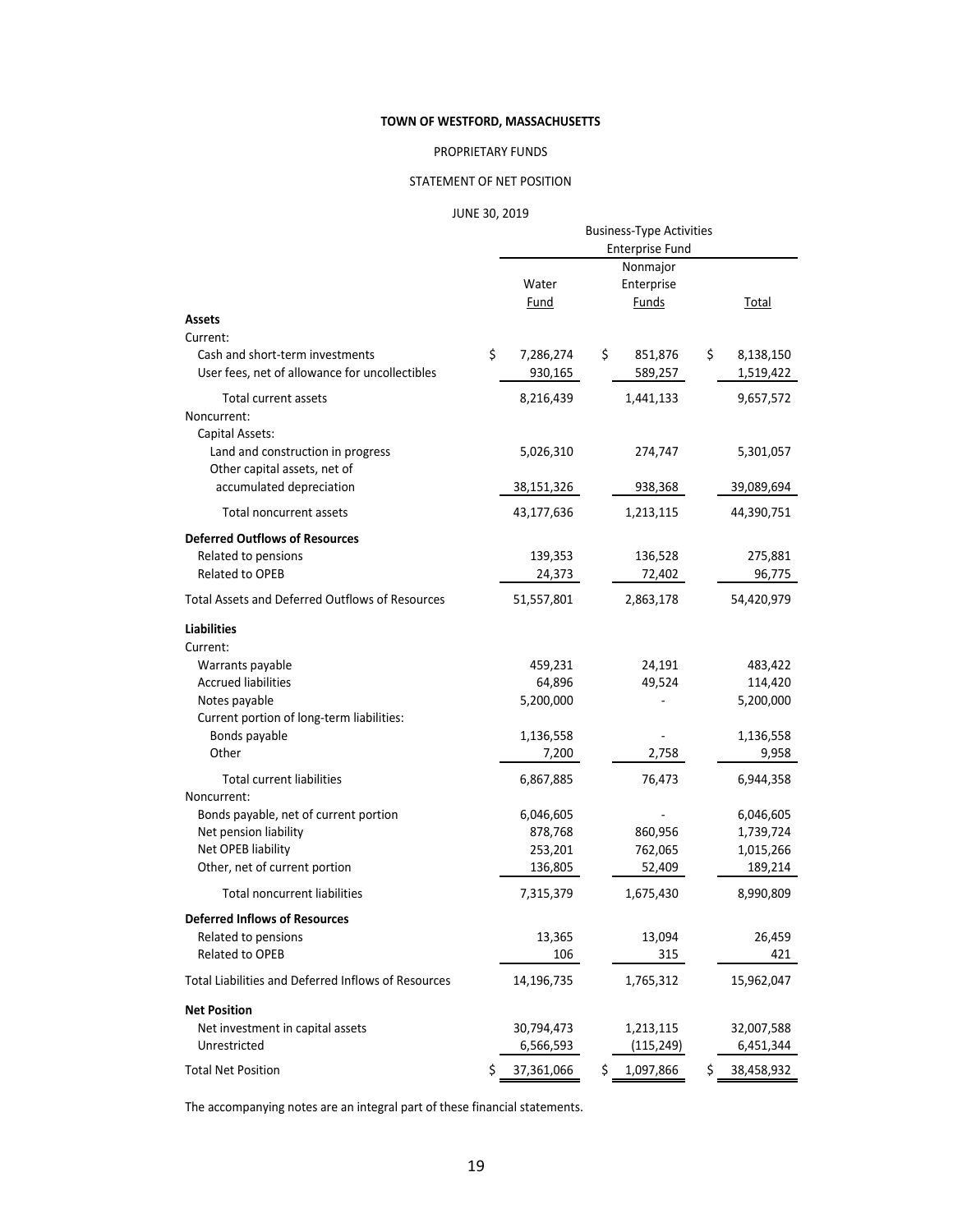**TOWN OF WESTFORD, MASSACHUSETTS**

PROPRIETARY FUNDS

STATEMENT OF NET POSITION

JUNE 30, 2019

| | Business-Type Activities Enterprise Fund | | |
|---|---|---|---|
| | Water Fund | Nonmajor Enterprise Funds | Total |
| **Assets** | | | |
| Current: | | | |
| Cash and short-term investments | $ 7,286,274 | $ 851,876 | $ 8,138,150 |
| User fees, net of allowance for uncollectibles | 930,165 | 589,257 | 1,519,422 |
| Total current assets | 8,216,439 | 1,441,133 | 9,657,572 |
| Noncurrent: | | | |
| Capital Assets: | | | |
| Land and construction in progress | 5,026,310 | 274,747 | 5,301,057 |
| Other capital assets, net of accumulated depreciation | 38,151,326 | 938,368 | 39,089,694 |
| Total noncurrent assets | 43,177,636 | 1,213,115 | 44,390,751 |
| **Deferred Outflows of Resources** | | | |
| Related to pensions | 139,353 | 136,528 | 275,881 |
| Related to OPEB | 24,373 | 72,402 | 96,775 |
| Total Assets and Deferred Outflows of Resources | 51,557,801 | 2,863,178 | 54,420,979 |
| **Liabilities** | | | |
| Current: | | | |
| Warrants payable | 459,231 | 24,191 | 483,422 |
| Accrued liabilities | 64,896 | 49,524 | 114,420 |
| Notes payable | 5,200,000 | - | 5,200,000 |
| Current portion of long-term liabilities: | | | |
| Bonds payable | 1,136,558 | - | 1,136,558 |
| Other | 7,200 | 2,758 | 9,958 |
| Total current liabilities | 6,867,885 | 76,473 | 6,944,358 |
| Noncurrent: | | | |
| Bonds payable, net of current portion | 6,046,605 | - | 6,046,605 |
| Net pension liability | 878,768 | 860,956 | 1,739,724 |
| Net OPEB liability | 253,201 | 762,065 | 1,015,266 |
| Other, net of current portion | 136,805 | 52,409 | 189,214 |
| Total noncurrent liabilities | 7,315,379 | 1,675,430 | 8,990,809 |
| **Deferred Inflows of Resources** | | | |
| Related to pensions | 13,365 | 13,094 | 26,459 |
| Related to OPEB | 106 | 315 | 421 |
| Total Liabilities and Deferred Inflows of Resources | 14,196,735 | 1,765,312 | 15,962,047 |
| **Net Position** | | | |
| Net investment in capital assets | 30,794,473 | 1,213,115 | 32,007,588 |
| Unrestricted | 6,566,593 | (115,249) | 6,451,344 |
| Total Net Position | $ 37,361,066 | $ 1,097,866 | $ 38,458,932 |

The accompanying notes are an integral part of these financial statements.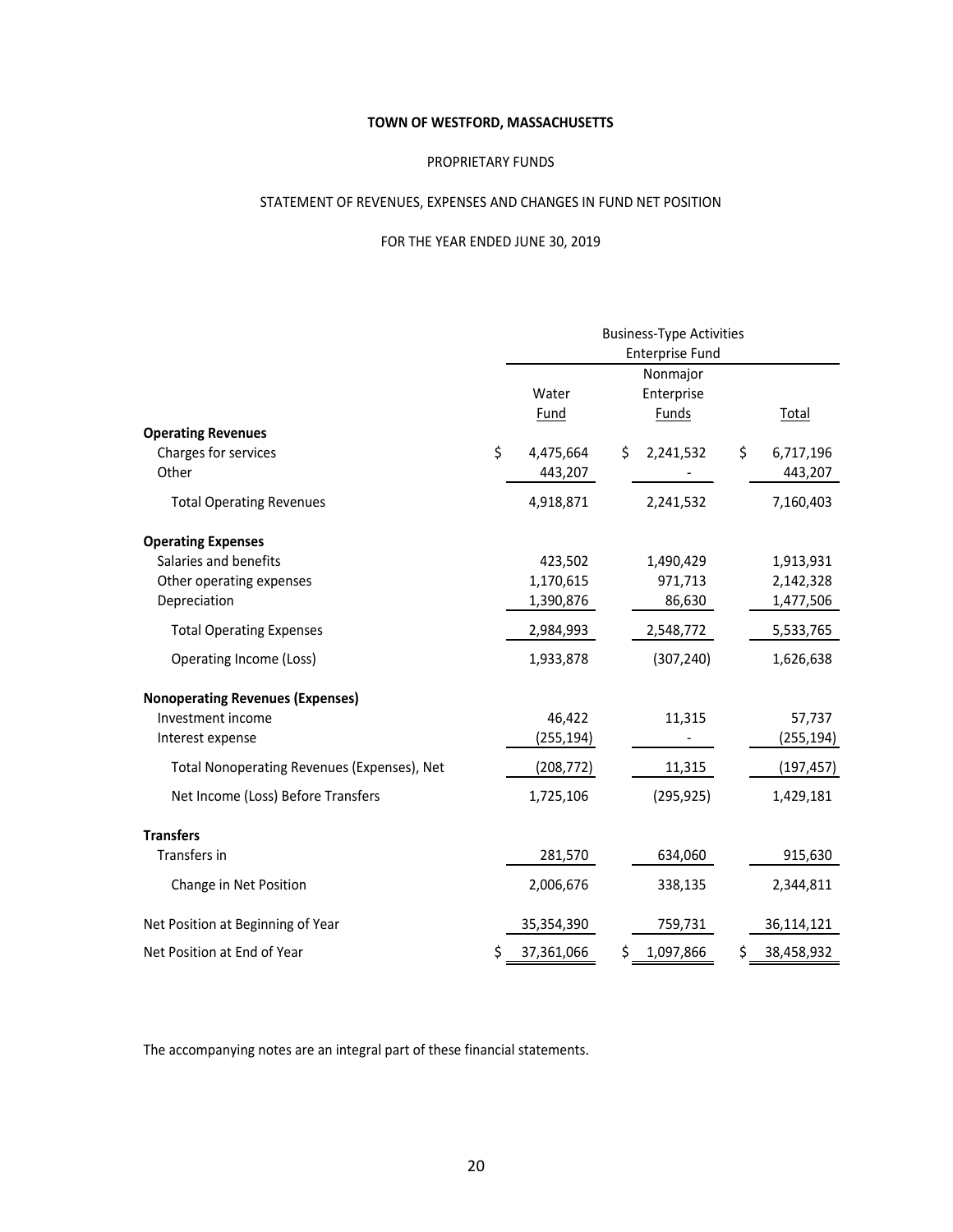**TOWN OF WESTFORD, MASSACHUSETTS**

PROPRIETARY FUNDS

STATEMENT OF REVENUES, EXPENSES AND CHANGES IN FUND NET POSITION

FOR THE YEAR ENDED JUNE 30, 2019

| | Business-Type Activities Enterprise Fund | | |
|---|---|---|---|
| | Water Fund | Nonmajor Enterprise Funds | Total |
| **Operating Revenues** | | | |
| Charges for services | $ 4,475,664 | $ 2,241,532 | $ 6,717,196 |
| Other | 443,207 | - | 443,207 |
| Total Operating Revenues | 4,918,871 | 2,241,532 | 7,160,403 |
| **Operating Expenses** | | | |
| Salaries and benefits | 423,502 | 1,490,429 | 1,913,931 |
| Other operating expenses | 1,170,615 | 971,713 | 2,142,328 |
| Depreciation | 1,390,876 | 86,630 | 1,477,506 |
| Total Operating Expenses | 2,984,993 | 2,548,772 | 5,533,765 |
| Operating Income (Loss) | 1,933,878 | (307,240) | 1,626,638 |
| **Nonoperating Revenues (Expenses)** | | | |
| Investment income | 46,422 | 11,315 | 57,737 |
| Interest expense | (255,194) | - | (255,194) |
| Total Nonoperating Revenues (Expenses), Net | (208,772) | 11,315 | (197,457) |
| Net Income (Loss) Before Transfers | 1,725,106 | (295,925) | 1,429,181 |
| **Transfers** | | | |
| Transfers in | 281,570 | 634,060 | 915,630 |
| Change in Net Position | 2,006,676 | 338,135 | 2,344,811 |
| Net Position at Beginning of Year | 35,354,390 | 759,731 | 36,114,121 |
| Net Position at End of Year | $ 37,361,066 | $ 1,097,866 | $ 38,458,932 |

The accompanying notes are an integral part of these financial statements.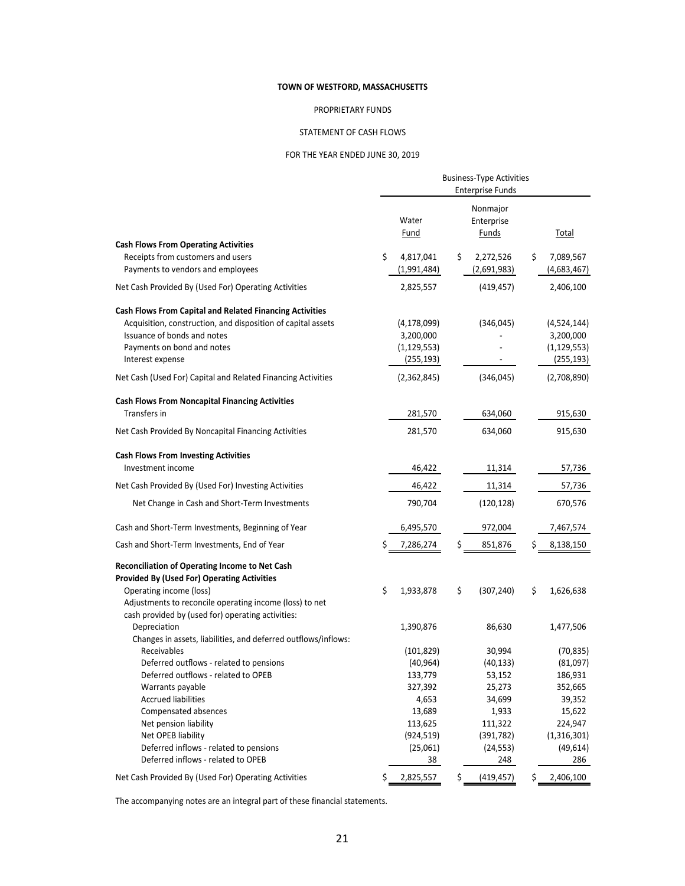**TOWN OF WESTFORD, MASSACHUSETTS**

PROPRIETARY FUNDS

STATEMENT OF CASH FLOWS

FOR THE YEAR ENDED JUNE 30, 2019

| | Business-Type Activities Enterprise Funds | | |
|---|---|---|---|
| | Water Fund | Nonmajor Enterprise Funds | Total |
| **Cash Flows From Operating Activities** | | | |
| Receipts from customers and users | $ 4,817,041 | $ 2,272,526 | $ 7,089,567 |
| Payments to vendors and employees | (1,991,484) | (2,691,983) | (4,683,467) |
| Net Cash Provided By (Used For) Operating Activities | 2,825,557 | (419,457) | 2,406,100 |
| **Cash Flows From Capital and Related Financing Activities** | | | |
| Acquisition, construction, and disposition of capital assets | (4,178,099) | (346,045) | (4,524,144) |
| Issuance of bonds and notes | 3,200,000 | - | 3,200,000 |
| Payments on bond and notes | (1,129,553) | - | (1,129,553) |
| Interest expense | (255,193) | - | (255,193) |
| Net Cash (Used For) Capital and Related Financing Activities | (2,362,845) | (346,045) | (2,708,890) |
| **Cash Flows From Noncapital Financing Activities** | | | |
| Transfers in | 281,570 | 634,060 | 915,630 |
| Net Cash Provided By Noncapital Financing Activities | 281,570 | 634,060 | 915,630 |
| **Cash Flows From Investing Activities** | | | |
| Investment income | 46,422 | 11,314 | 57,736 |
| Net Cash Provided By (Used For) Investing Activities | 46,422 | 11,314 | 57,736 |
| Net Change in Cash and Short-Term Investments | 790,704 | (120,128) | 670,576 |
| Cash and Short-Term Investments, Beginning of Year | 6,495,570 | 972,004 | 7,467,574 |
| Cash and Short-Term Investments, End of Year | $ 7,286,274 | $ 851,876 | $ 8,138,150 |
| **Reconciliation of Operating Income to Net Cash Provided By (Used For) Operating Activities** | | | |
| Operating income (loss) | $ 1,933,878 | $ (307,240) | $ 1,626,638 |
| Adjustments to reconcile operating income (loss) to net cash provided by (used for) operating activities: | | | |
| Depreciation | 1,390,876 | 86,630 | 1,477,506 |
| Changes in assets, liabilities, and deferred outflows/inflows: | | | |
| Receivables | (101,829) | 30,994 | (70,835) |
| Deferred outflows - related to pensions | (40,964) | (40,133) | (81,097) |
| Deferred outflows - related to OPEB | 133,779 | 53,152 | 186,931 |
| Warrants payable | 327,392 | 25,273 | 352,665 |
| Accrued liabilities | 4,653 | 34,699 | 39,352 |
| Compensated absences | 13,689 | 1,933 | 15,622 |
| Net pension liability | 113,625 | 111,322 | 224,947 |
| Net OPEB liability | (924,519) | (391,782) | (1,316,301) |
| Deferred inflows - related to pensions | (25,061) | (24,553) | (49,614) |
| Deferred inflows - related to OPEB | 38 | 248 | 286 |
| Net Cash Provided By (Used For) Operating Activities | $ 2,825,557 | $ (419,457) | $ 2,406,100 |

The accompanying notes are an integral part of these financial statements.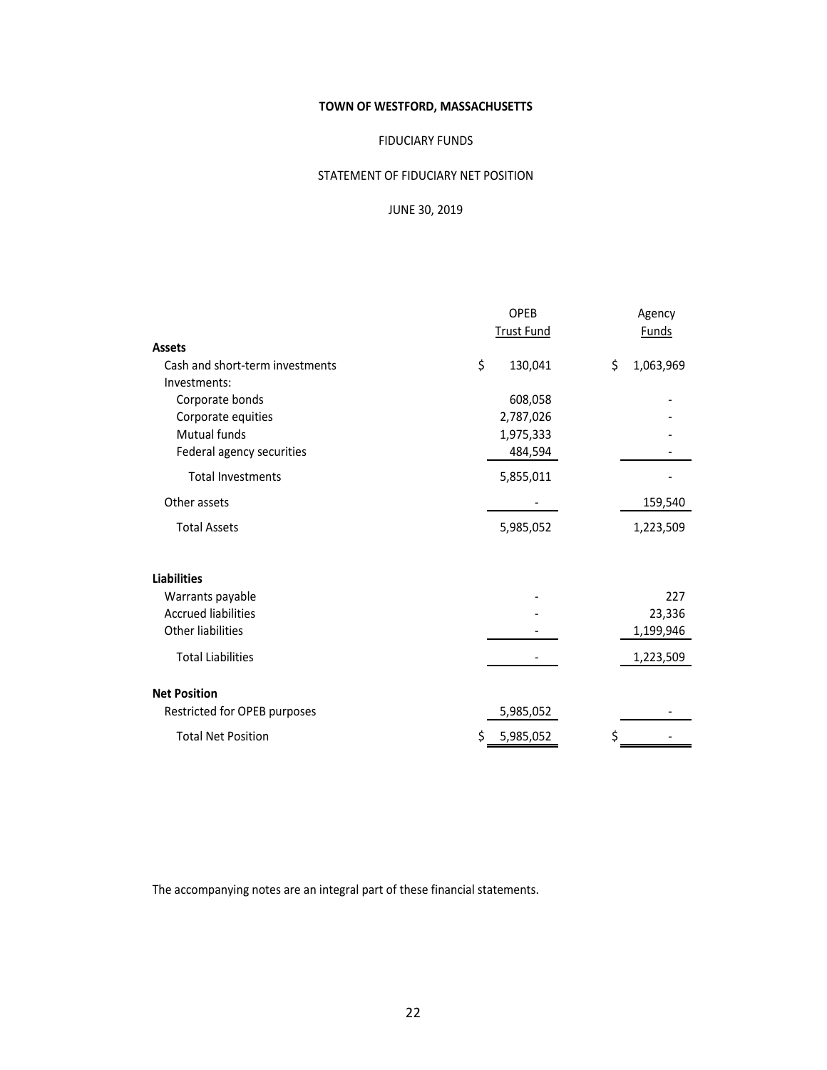**TOWN OF WESTFORD, MASSACHUSETTS**

FIDUCIARY FUNDS

STATEMENT OF FIDUCIARY NET POSITION

JUNE 30, 2019

| | OPEB Trust Fund | Agency Funds |
|---|---|---|
| **Assets** | | |
| Cash and short-term investments | $ 130,041 | $ 1,063,969 |
| Investments: | | |
| Corporate bonds | 608,058 | - |
| Corporate equities | 2,787,026 | - |
| Mutual funds | 1,975,333 | - |
| Federal agency securities | 484,594 | - |
| Total Investments | 5,855,011 | - |
| Other assets | - | 159,540 |
| Total Assets | 5,985,052 | 1,223,509 |
| **Liabilities** | | |
| Warrants payable | - | 227 |
| Accrued liabilities | - | 23,336 |
| Other liabilities | - | 1,199,946 |
| Total Liabilities | - | 1,223,509 |
| **Net Position** | | |
| Restricted for OPEB purposes | 5,985,052 | - |
| Total Net Position | $ 5,985,052 | $ - |

The accompanying notes are an integral part of these financial statements.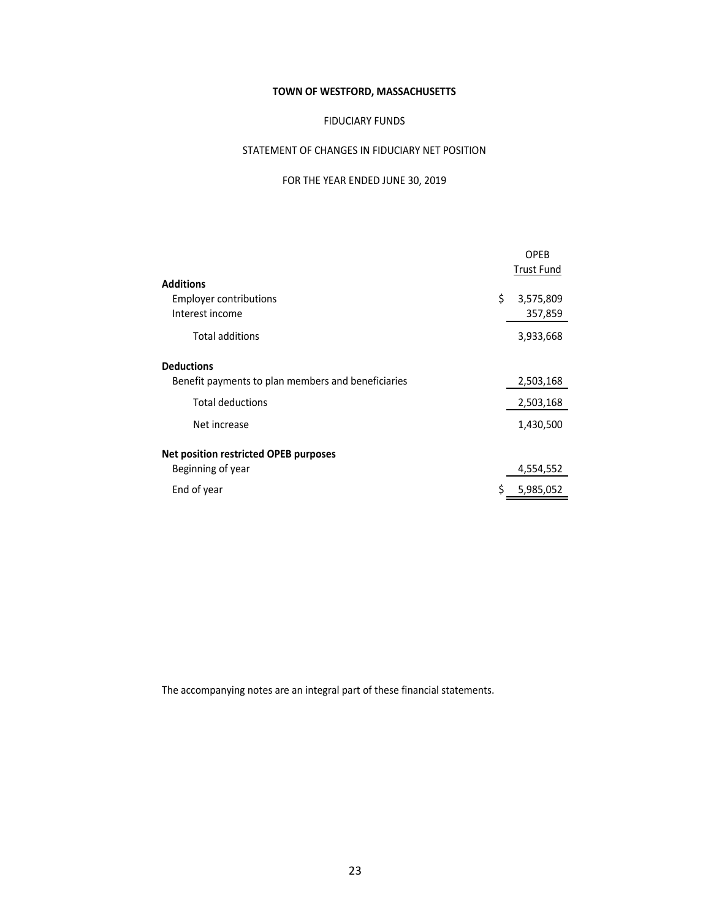**TOWN OF WESTFORD, MASSACHUSETTS**

FIDUCIARY FUNDS

STATEMENT OF CHANGES IN FIDUCIARY NET POSITION

FOR THE YEAR ENDED JUNE 30, 2019

| | OPEB Trust Fund |
|---|---|
| **Additions** | |
| Employer contributions | $ 3,575,809 |
| Interest income | 357,859 |
| Total additions | 3,933,668 |
| **Deductions** | |
| Benefit payments to plan members and beneficiaries | 2,503,168 |
| Total deductions | 2,503,168 |
| Net increase | 1,430,500 |
| **Net position restricted OPEB purposes** | |
| Beginning of year | 4,554,552 |
| End of year | $ 5,985,052 |

The accompanying notes are an integral part of these financial statements.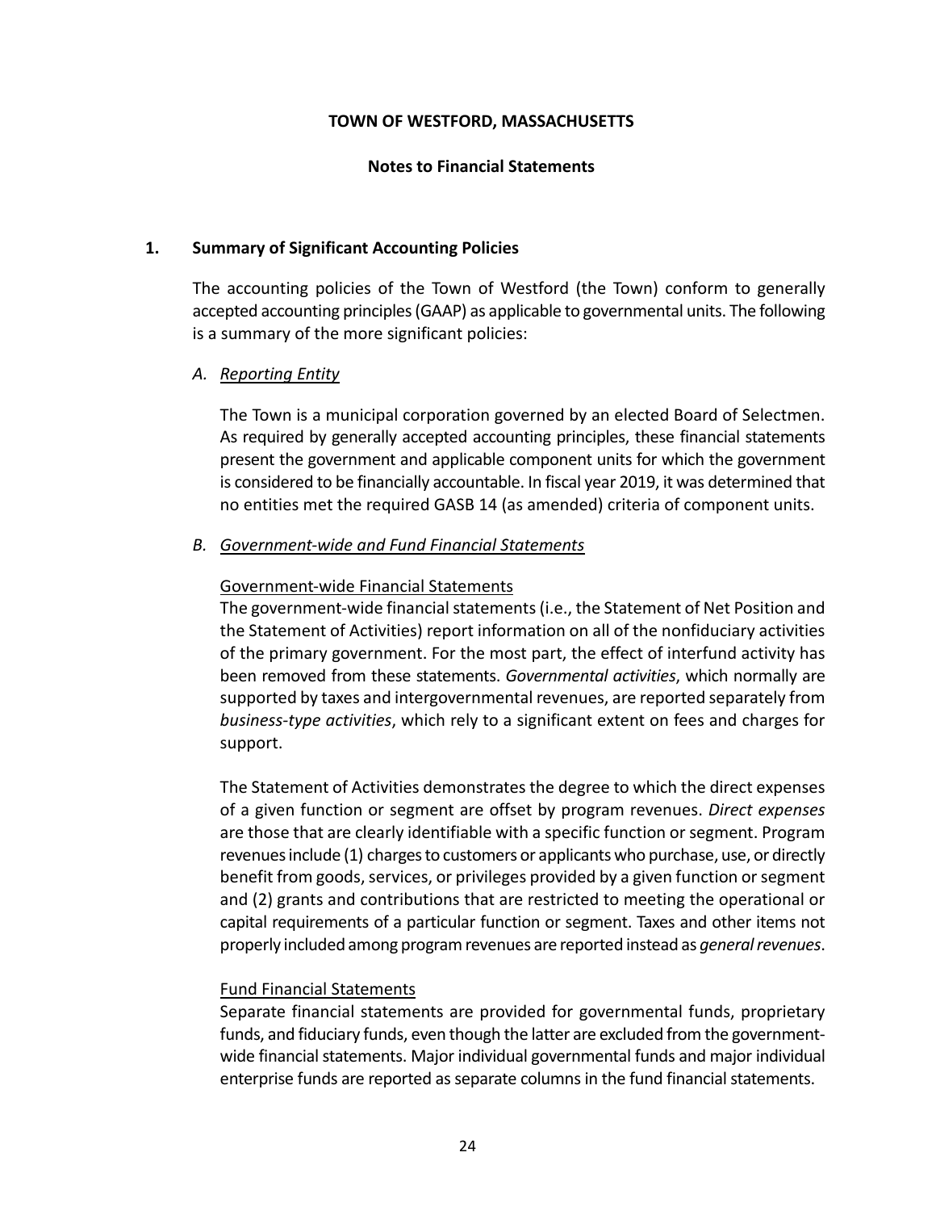# TOWN OF WESTFORD, MASSACHUSETTS

## Notes to Financial Statements

### 1. Summary of Significant Accounting Policies

The accounting policies of the Town of Westford (the Town) conform to generally accepted accounting principles (GAAP) as applicable to governmental units. The following is a summary of the more significant policies:

#### A. *Reporting Entity*

The Town is a municipal corporation governed by an elected Board of Selectmen. As required by generally accepted accounting principles, these financial statements present the government and applicable component units for which the government is considered to be financially accountable. In fiscal year 2019, it was determined that no entities met the required GASB 14 (as amended) criteria of component units.

#### B. *Government-wide and Fund Financial Statements*

Government-wide Financial Statements

The government-wide financial statements (i.e., the Statement of Net Position and the Statement of Activities) report information on all of the nonfiduciary activities of the primary government. For the most part, the effect of interfund activity has been removed from these statements. *Governmental activities*, which normally are supported by taxes and intergovernmental revenues, are reported separately from *business-type activities*, which rely to a significant extent on fees and charges for support.

The Statement of Activities demonstrates the degree to which the direct expenses of a given function or segment are offset by program revenues. *Direct expenses* are those that are clearly identifiable with a specific function or segment. Program revenues include (1) charges to customers or applicants who purchase, use, or directly benefit from goods, services, or privileges provided by a given function or segment and (2) grants and contributions that are restricted to meeting the operational or capital requirements of a particular function or segment. Taxes and other items not properly included among program revenues are reported instead as *general revenues*.

Fund Financial Statements

Separate financial statements are provided for governmental funds, proprietary funds, and fiduciary funds, even though the latter are excluded from the government-wide financial statements. Major individual governmental funds and major individual enterprise funds are reported as separate columns in the fund financial statements.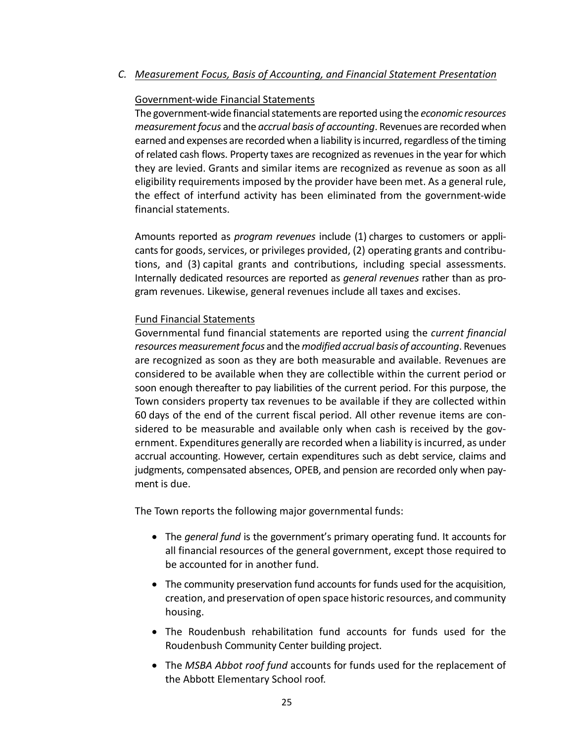### C. *Measurement Focus, Basis of Accounting, and Financial Statement Presentation*

Government-wide Financial Statements

The government-wide financial statements are reported using the *economic resources measurement focus* and the *accrual basis of accounting*. Revenues are recorded when earned and expenses are recorded when a liability is incurred, regardless of the timing of related cash flows. Property taxes are recognized as revenues in the year for which they are levied. Grants and similar items are recognized as revenue as soon as all eligibility requirements imposed by the provider have been met. As a general rule, the effect of interfund activity has been eliminated from the government-wide financial statements.

Amounts reported as *program revenues* include (1) charges to customers or applicants for goods, services, or privileges provided, (2) operating grants and contributions, and (3) capital grants and contributions, including special assessments. Internally dedicated resources are reported as *general revenues* rather than as program revenues. Likewise, general revenues include all taxes and excises.

Fund Financial Statements

Governmental fund financial statements are reported using the *current financial resources measurement focus* and the *modified accrual basis of accounting*. Revenues are recognized as soon as they are both measurable and available. Revenues are considered to be available when they are collectible within the current period or soon enough thereafter to pay liabilities of the current period. For this purpose, the Town considers property tax revenues to be available if they are collected within 60 days of the end of the current fiscal period. All other revenue items are considered to be measurable and available only when cash is received by the government. Expenditures generally are recorded when a liability is incurred, as under accrual accounting. However, certain expenditures such as debt service, claims and judgments, compensated absences, OPEB, and pension are recorded only when payment is due.

The Town reports the following major governmental funds:

- The *general fund* is the government's primary operating fund. It accounts for all financial resources of the general government, except those required to be accounted for in another fund.
- The community preservation fund accounts for funds used for the acquisition, creation, and preservation of open space historic resources, and community housing.
- The Roudenbush rehabilitation fund accounts for funds used for the Roudenbush Community Center building project.
- The *MSBA Abbot roof fund* accounts for funds used for the replacement of the Abbott Elementary School roof.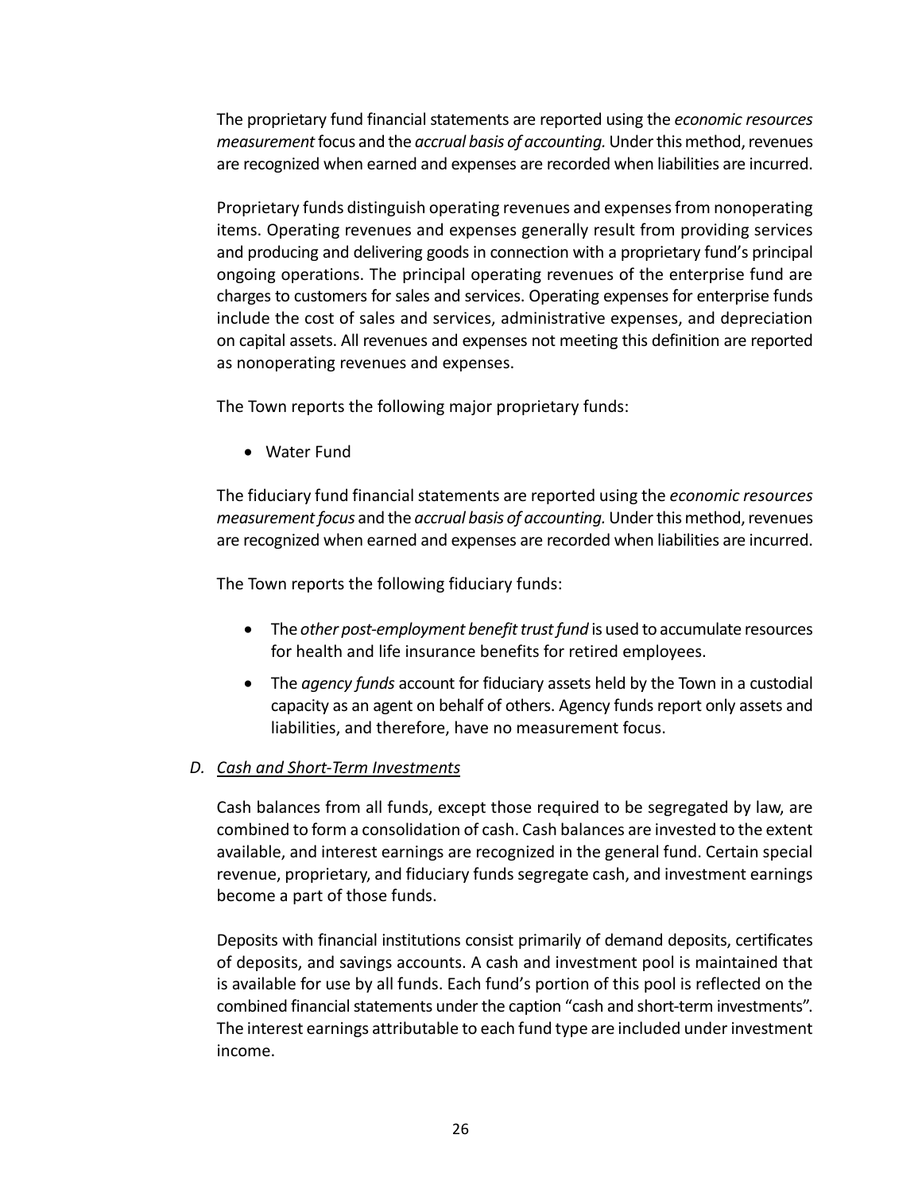The proprietary fund financial statements are reported using the *economic resources measurement* focus and the *accrual basis of accounting.* Under this method, revenues are recognized when earned and expenses are recorded when liabilities are incurred.

Proprietary funds distinguish operating revenues and expenses from nonoperating items. Operating revenues and expenses generally result from providing services and producing and delivering goods in connection with a proprietary fund's principal ongoing operations. The principal operating revenues of the enterprise fund are charges to customers for sales and services. Operating expenses for enterprise funds include the cost of sales and services, administrative expenses, and depreciation on capital assets. All revenues and expenses not meeting this definition are reported as nonoperating revenues and expenses.

The Town reports the following major proprietary funds:

- Water Fund

The fiduciary fund financial statements are reported using the *economic resources measurement focus* and the *accrual basis of accounting.* Under this method, revenues are recognized when earned and expenses are recorded when liabilities are incurred.

The Town reports the following fiduciary funds:

- The *other post-employment benefit trust fund* is used to accumulate resources for health and life insurance benefits for retired employees.
- The *agency funds* account for fiduciary assets held by the Town in a custodial capacity as an agent on behalf of others. Agency funds report only assets and liabilities, and therefore, have no measurement focus.

### D. *Cash and Short-Term Investments*

Cash balances from all funds, except those required to be segregated by law, are combined to form a consolidation of cash. Cash balances are invested to the extent available, and interest earnings are recognized in the general fund. Certain special revenue, proprietary, and fiduciary funds segregate cash, and investment earnings become a part of those funds.

Deposits with financial institutions consist primarily of demand deposits, certificates of deposits, and savings accounts. A cash and investment pool is maintained that is available for use by all funds. Each fund's portion of this pool is reflected on the combined financial statements under the caption "cash and short-term investments". The interest earnings attributable to each fund type are included under investment income.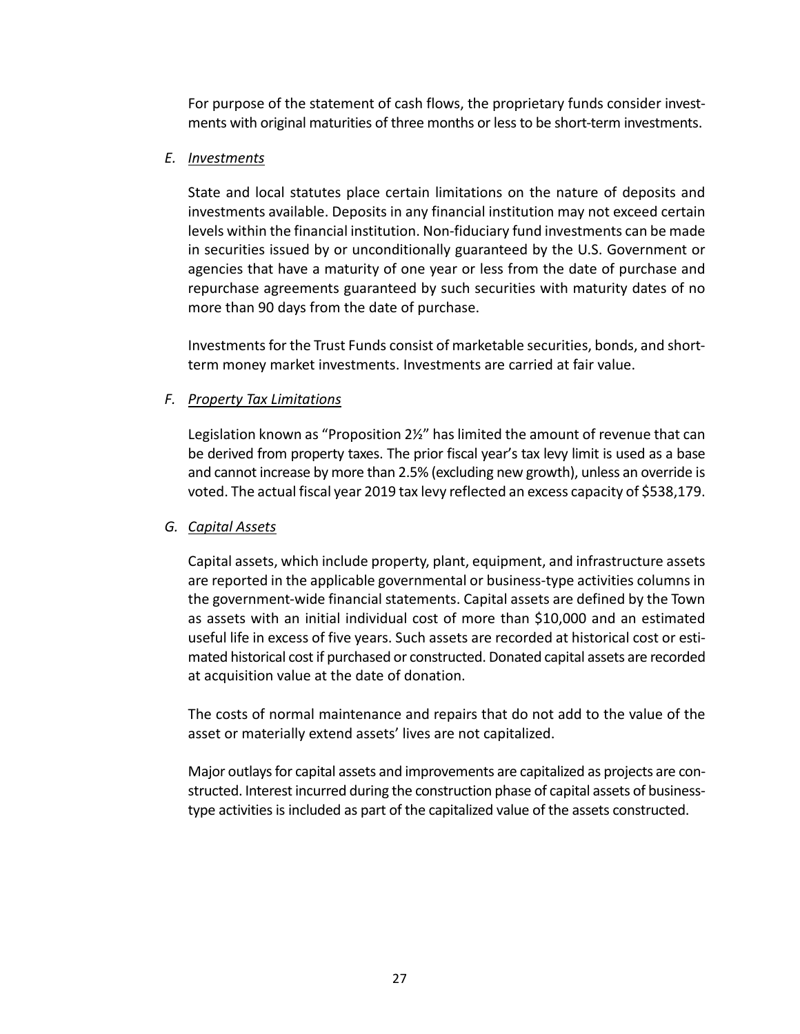For purpose of the statement of cash flows, the proprietary funds consider investments with original maturities of three months or less to be short-term investments.

*E. Investments*

State and local statutes place certain limitations on the nature of deposits and investments available. Deposits in any financial institution may not exceed certain levels within the financial institution. Non-fiduciary fund investments can be made in securities issued by or unconditionally guaranteed by the U.S. Government or agencies that have a maturity of one year or less from the date of purchase and repurchase agreements guaranteed by such securities with maturity dates of no more than 90 days from the date of purchase.

Investments for the Trust Funds consist of marketable securities, bonds, and short-term money market investments. Investments are carried at fair value.

*F. Property Tax Limitations*

Legislation known as "Proposition 2½" has limited the amount of revenue that can be derived from property taxes. The prior fiscal year's tax levy limit is used as a base and cannot increase by more than 2.5% (excluding new growth), unless an override is voted. The actual fiscal year 2019 tax levy reflected an excess capacity of $538,179.

*G. Capital Assets*

Capital assets, which include property, plant, equipment, and infrastructure assets are reported in the applicable governmental or business-type activities columns in the government-wide financial statements. Capital assets are defined by the Town as assets with an initial individual cost of more than $10,000 and an estimated useful life in excess of five years. Such assets are recorded at historical cost or estimated historical cost if purchased or constructed. Donated capital assets are recorded at acquisition value at the date of donation.

The costs of normal maintenance and repairs that do not add to the value of the asset or materially extend assets' lives are not capitalized.

Major outlays for capital assets and improvements are capitalized as projects are constructed. Interest incurred during the construction phase of capital assets of business-type activities is included as part of the capitalized value of the assets constructed.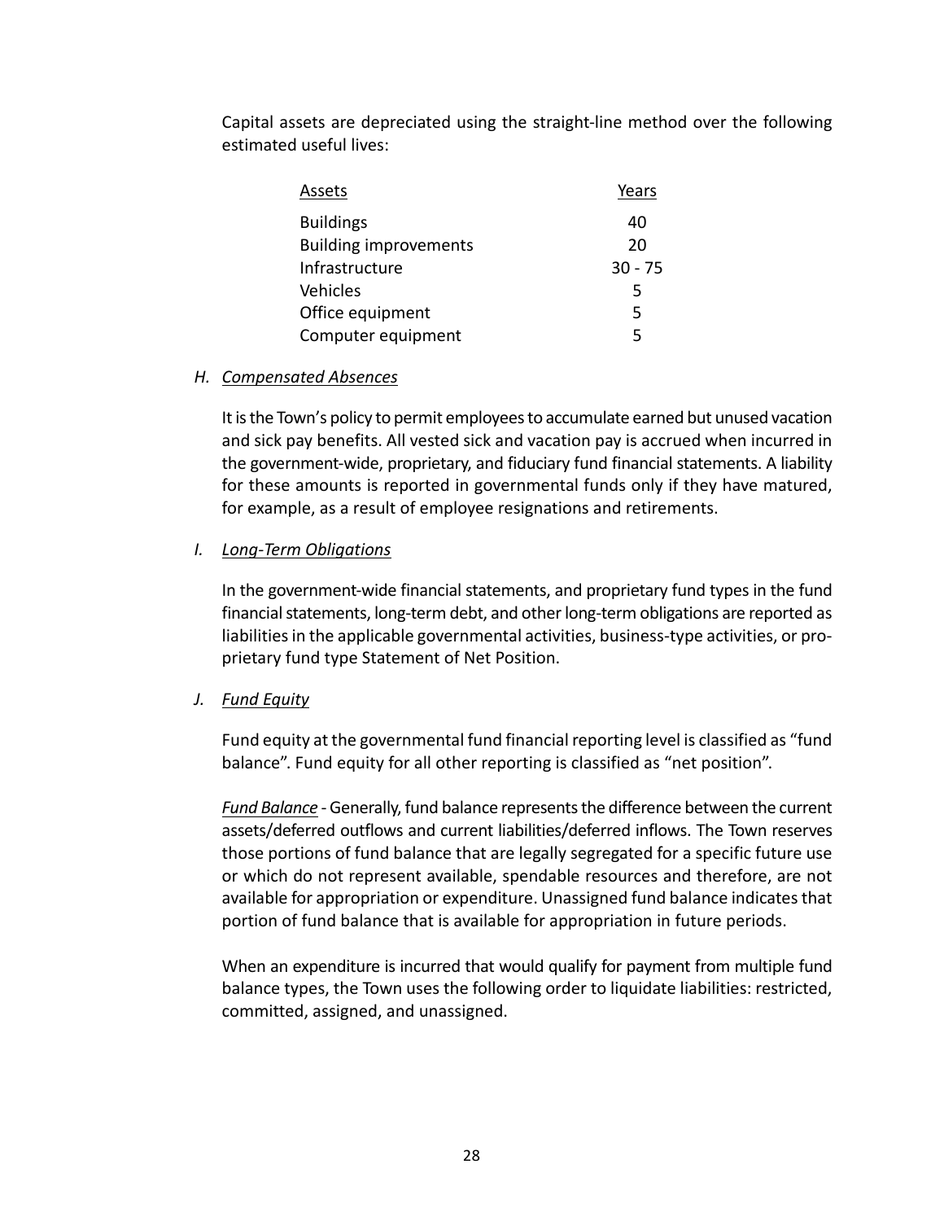Capital assets are depreciated using the straight-line method over the following estimated useful lives:

| Assets | Years |
|---|---|
| Buildings | 40 |
| Building improvements | 20 |
| Infrastructure | 30 - 75 |
| Vehicles | 5 |
| Office equipment | 5 |
| Computer equipment | 5 |

### H. *Compensated Absences*

It is the Town's policy to permit employees to accumulate earned but unused vacation and sick pay benefits. All vested sick and vacation pay is accrued when incurred in the government-wide, proprietary, and fiduciary fund financial statements. A liability for these amounts is reported in governmental funds only if they have matured, for example, as a result of employee resignations and retirements.

### I. *Long-Term Obligations*

In the government-wide financial statements, and proprietary fund types in the fund financial statements, long-term debt, and other long-term obligations are reported as liabilities in the applicable governmental activities, business-type activities, or proprietary fund type Statement of Net Position.

### J. *Fund Equity*

Fund equity at the governmental fund financial reporting level is classified as "fund balance". Fund equity for all other reporting is classified as "net position".

*Fund Balance* - Generally, fund balance represents the difference between the current assets/deferred outflows and current liabilities/deferred inflows. The Town reserves those portions of fund balance that are legally segregated for a specific future use or which do not represent available, spendable resources and therefore, are not available for appropriation or expenditure. Unassigned fund balance indicates that portion of fund balance that is available for appropriation in future periods.

When an expenditure is incurred that would qualify for payment from multiple fund balance types, the Town uses the following order to liquidate liabilities: restricted, committed, assigned, and unassigned.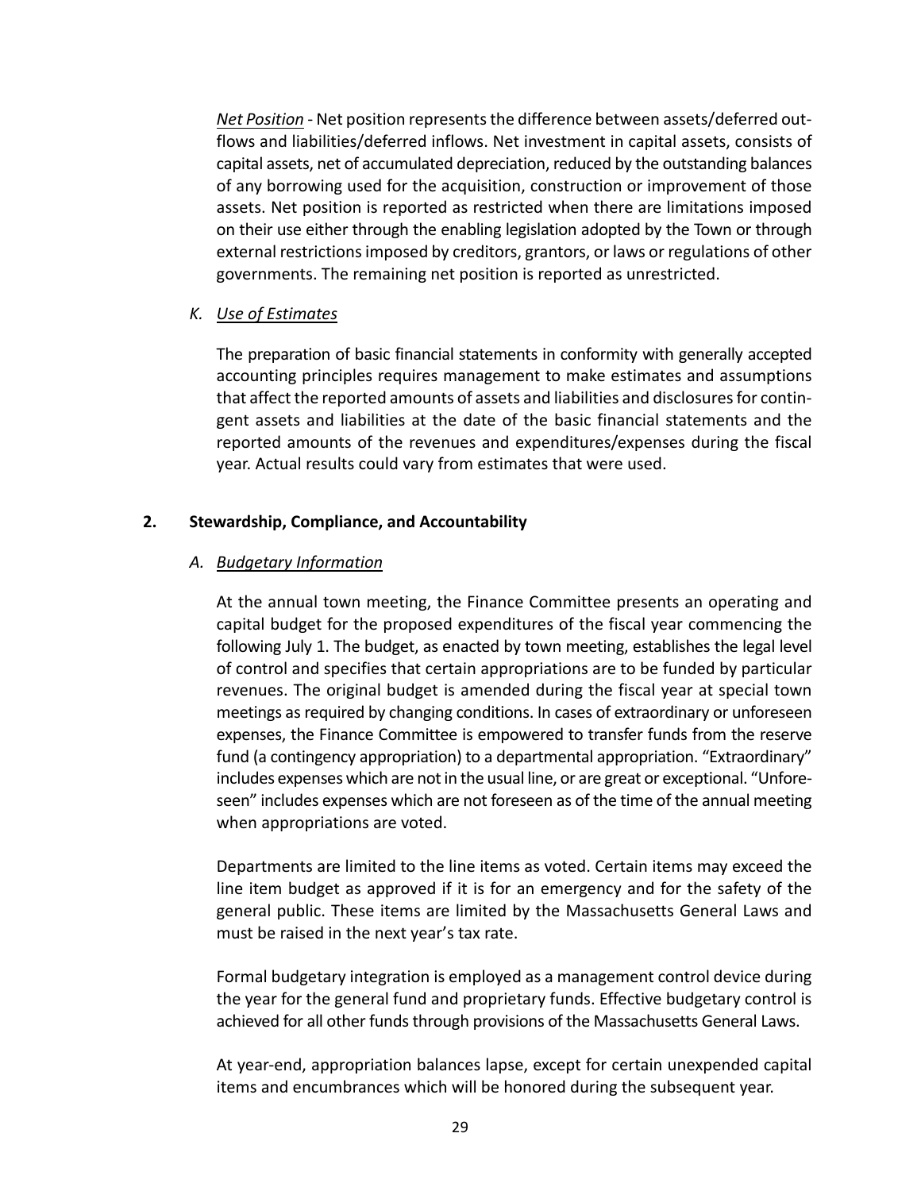*Net Position* - Net position represents the difference between assets/deferred outflows and liabilities/deferred inflows. Net investment in capital assets, consists of capital assets, net of accumulated depreciation, reduced by the outstanding balances of any borrowing used for the acquisition, construction or improvement of those assets. Net position is reported as restricted when there are limitations imposed on their use either through the enabling legislation adopted by the Town or through external restrictions imposed by creditors, grantors, or laws or regulations of other governments. The remaining net position is reported as unrestricted.

### K. *Use of Estimates*

The preparation of basic financial statements in conformity with generally accepted accounting principles requires management to make estimates and assumptions that affect the reported amounts of assets and liabilities and disclosures for contingent assets and liabilities at the date of the basic financial statements and the reported amounts of the revenues and expenditures/expenses during the fiscal year. Actual results could vary from estimates that were used.

## 2. Stewardship, Compliance, and Accountability

### A. *Budgetary Information*

At the annual town meeting, the Finance Committee presents an operating and capital budget for the proposed expenditures of the fiscal year commencing the following July 1. The budget, as enacted by town meeting, establishes the legal level of control and specifies that certain appropriations are to be funded by particular revenues. The original budget is amended during the fiscal year at special town meetings as required by changing conditions. In cases of extraordinary or unforeseen expenses, the Finance Committee is empowered to transfer funds from the reserve fund (a contingency appropriation) to a departmental appropriation. "Extraordinary" includes expenses which are not in the usual line, or are great or exceptional. "Unforeseen" includes expenses which are not foreseen as of the time of the annual meeting when appropriations are voted.

Departments are limited to the line items as voted. Certain items may exceed the line item budget as approved if it is for an emergency and for the safety of the general public. These items are limited by the Massachusetts General Laws and must be raised in the next year's tax rate.

Formal budgetary integration is employed as a management control device during the year for the general fund and proprietary funds. Effective budgetary control is achieved for all other funds through provisions of the Massachusetts General Laws.

At year-end, appropriation balances lapse, except for certain unexpended capital items and encumbrances which will be honored during the subsequent year.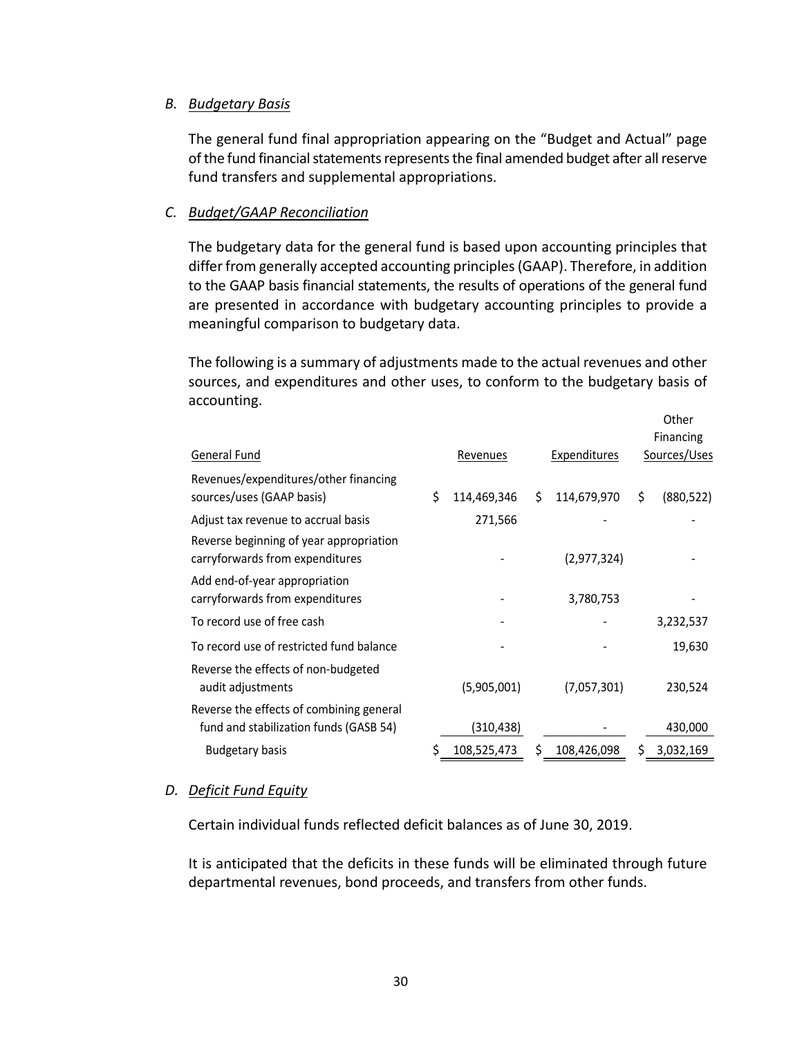*B. Budgetary Basis*

The general fund final appropriation appearing on the "Budget and Actual" page of the fund financial statements represents the final amended budget after all reserve fund transfers and supplemental appropriations.

*C. Budget/GAAP Reconciliation*

The budgetary data for the general fund is based upon accounting principles that differ from generally accepted accounting principles (GAAP). Therefore, in addition to the GAAP basis financial statements, the results of operations of the general fund are presented in accordance with budgetary accounting principles to provide a meaningful comparison to budgetary data.

The following is a summary of adjustments made to the actual revenues and other sources, and expenditures and other uses, to conform to the budgetary basis of accounting.

| General Fund | Revenues | Expenditures | Other Financing Sources/Uses |
|---|---|---|---|
| Revenues/expenditures/other financing sources/uses (GAAP basis) | $ 114,469,346 | $ 114,679,970 | $ (880,522) |
| Adjust tax revenue to accrual basis | 271,566 | - | - |
| Reverse beginning of year appropriation carryforwards from expenditures | - | (2,977,324) | - |
| Add end-of-year appropriation carryforwards from expenditures | - | 3,780,753 | - |
| To record use of free cash | - | - | 3,232,537 |
| To record use of restricted fund balance | - | - | 19,630 |
| Reverse the effects of non-budgeted audit adjustments | (5,905,001) | (7,057,301) | 230,524 |
| Reverse the effects of combining general fund and stabilization funds (GASB 54) | (310,438) | - | 430,000 |
| Budgetary basis | $ 108,525,473 | $ 108,426,098 | $ 3,032,169 |

*D. Deficit Fund Equity*

Certain individual funds reflected deficit balances as of June 30, 2019.

It is anticipated that the deficits in these funds will be eliminated through future departmental revenues, bond proceeds, and transfers from other funds.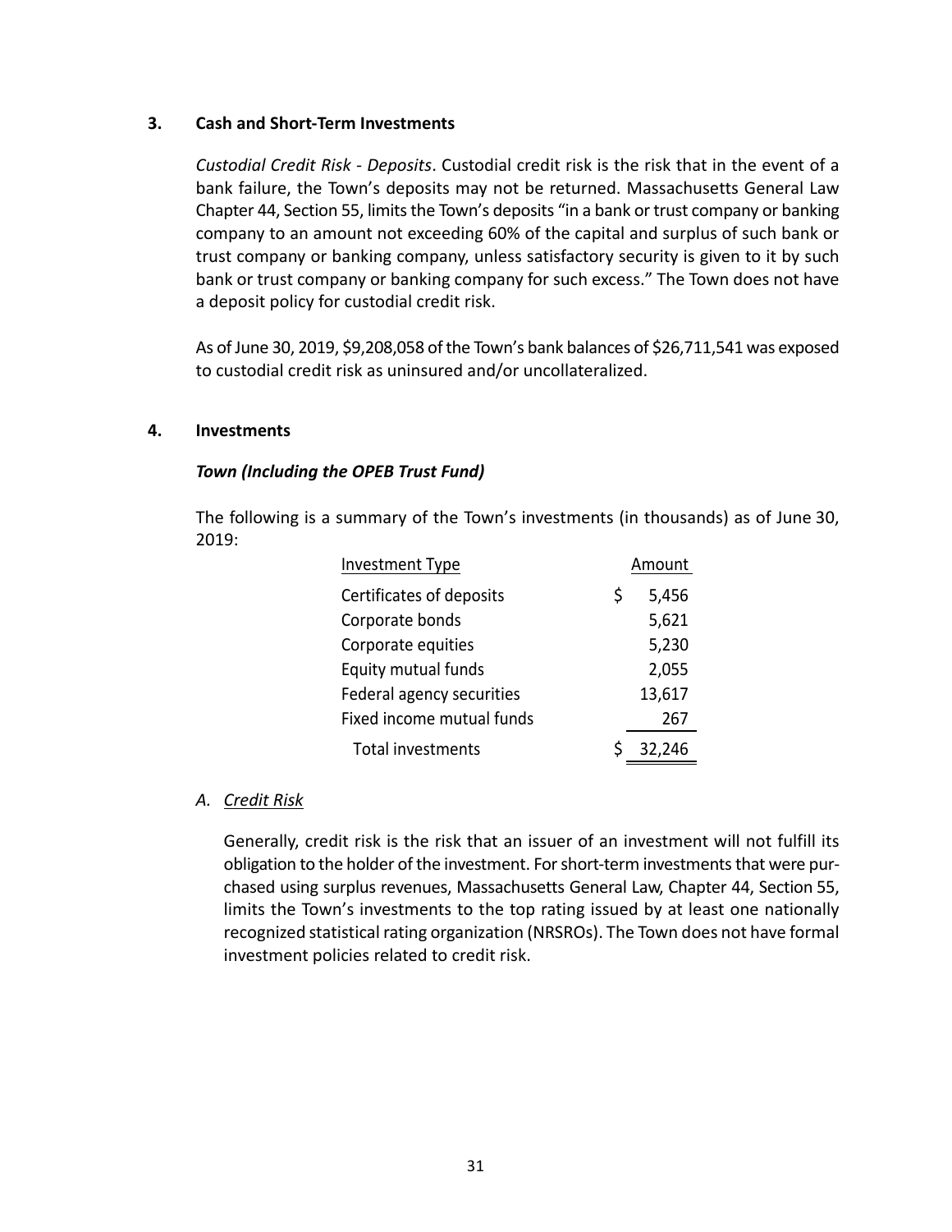## 3. Cash and Short-Term Investments

*Custodial Credit Risk - Deposits*. Custodial credit risk is the risk that in the event of a bank failure, the Town's deposits may not be returned. Massachusetts General Law Chapter 44, Section 55, limits the Town's deposits "in a bank or trust company or banking company to an amount not exceeding 60% of the capital and surplus of such bank or trust company or banking company, unless satisfactory security is given to it by such bank or trust company or banking company for such excess." The Town does not have a deposit policy for custodial credit risk.

As of June 30, 2019, $9,208,058 of the Town's bank balances of $26,711,541 was exposed to custodial credit risk as uninsured and/or uncollateralized.

## 4. Investments

### *Town (Including the OPEB Trust Fund)*

The following is a summary of the Town's investments (in thousands) as of June 30, 2019:

| Investment Type | Amount |
|---|---|
| Certificates of deposits | $ 5,456 |
| Corporate bonds | 5,621 |
| Corporate equities | 5,230 |
| Equity mutual funds | 2,055 |
| Federal agency securities | 13,617 |
| Fixed income mutual funds | 267 |
| Total investments | $ 32,246 |

A. Credit Risk

Generally, credit risk is the risk that an issuer of an investment will not fulfill its obligation to the holder of the investment. For short-term investments that were purchased using surplus revenues, Massachusetts General Law, Chapter 44, Section 55, limits the Town's investments to the top rating issued by at least one nationally recognized statistical rating organization (NRSROs). The Town does not have formal investment policies related to credit risk.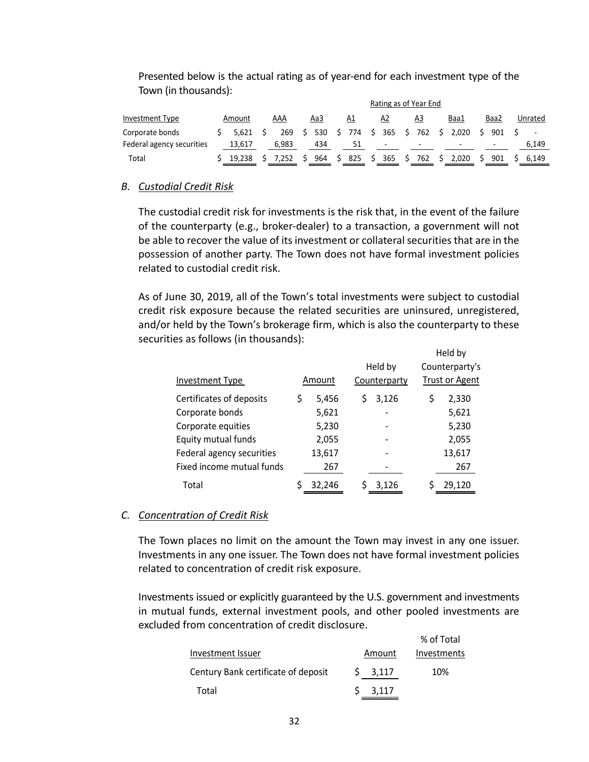Presented below is the actual rating as of year-end for each investment type of the Town (in thousands):

| | | Rating as of Year End | | | | | | | |
|---|---|---|---|---|---|---|---|---|---|
| Investment Type | Amount | AAA | Aa3 | A1 | A2 | A3 | Baa1 | Baa2 | Unrated |
| Corporate bonds | $ 5,621 | $ 269 | $ 530 | $ 774 | $ 365 | $ 762 | $ 2,020 | $ 901 | $ - |
| Federal agency securities | 13,617 | 6,983 | 434 | 51 | - | - | - | - | 6,149 |
| Total | $ 19,238 | $ 7,252 | $ 964 | $ 825 | $ 365 | $ 762 | $ 2,020 | $ 901 | $ 6,149 |

### B. *Custodial Credit Risk*

The custodial credit risk for investments is the risk that, in the event of the failure of the counterparty (e.g., broker-dealer) to a transaction, a government will not be able to recover the value of its investment or collateral securities that are in the possession of another party. The Town does not have formal investment policies related to custodial credit risk.

As of June 30, 2019, all of the Town's total investments were subject to custodial credit risk exposure because the related securities are uninsured, unregistered, and/or held by the Town's brokerage firm, which is also the counterparty to these securities as follows (in thousands):

| Investment Type | Amount | Held by Counterparty | Held by Counterparty's Trust or Agent |
|---|---|---|---|
| Certificates of deposits | $ 5,456 | $ 3,126 | $ 2,330 |
| Corporate bonds | 5,621 | - | 5,621 |
| Corporate equities | 5,230 | - | 5,230 |
| Equity mutual funds | 2,055 | - | 2,055 |
| Federal agency securities | 13,617 | - | 13,617 |
| Fixed income mutual funds | 267 | - | 267 |
| Total | $ 32,246 | $ 3,126 | $ 29,120 |

### C. *Concentration of Credit Risk*

The Town places no limit on the amount the Town may invest in any one issuer. Investments in any one issuer. The Town does not have formal investment policies related to concentration of credit risk exposure.

Investments issued or explicitly guaranteed by the U.S. government and investments in mutual funds, external investment pools, and other pooled investments are excluded from concentration of credit disclosure.

| Investment Issuer | Amount | % of Total Investments |
|---|---|---|
| Century Bank certificate of deposit | $ 3,117 | 10% |
| Total | $ 3,117 | |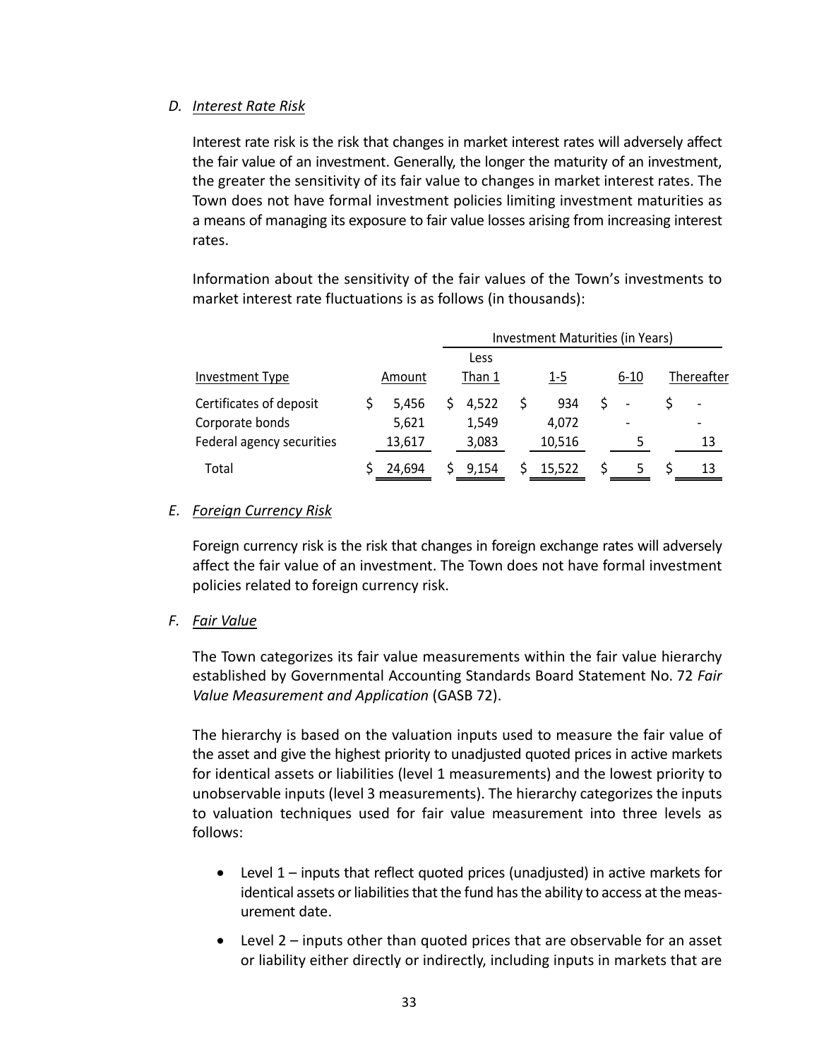### D. *Interest Rate Risk*

Interest rate risk is the risk that changes in market interest rates will adversely affect the fair value of an investment. Generally, the longer the maturity of an investment, the greater the sensitivity of its fair value to changes in market interest rates. The Town does not have formal investment policies limiting investment maturities as a means of managing its exposure to fair value losses arising from increasing interest rates.

Information about the sensitivity of the fair values of the Town's investments to market interest rate fluctuations is as follows (in thousands):

| | | Investment Maturities (in Years) | | | |
|---|---|---|---|---|---|
| Investment Type | Amount | Less Than 1 | 1-5 | 6-10 | Thereafter |
| Certificates of deposit | $ 5,456 | $ 4,522 | $ 934 | $ - | $ - |
| Corporate bonds | 5,621 | 1,549 | 4,072 | - | - |
| Federal agency securities | 13,617 | 3,083 | 10,516 | 5 | 13 |
| Total | $ 24,694 | $ 9,154 | $ 15,522 | $ 5 | $ 13 |

### E. *Foreign Currency Risk*

Foreign currency risk is the risk that changes in foreign exchange rates will adversely affect the fair value of an investment. The Town does not have formal investment policies related to foreign currency risk.

### F. *Fair Value*

The Town categorizes its fair value measurements within the fair value hierarchy established by Governmental Accounting Standards Board Statement No. 72 *Fair Value Measurement and Application* (GASB 72).

The hierarchy is based on the valuation inputs used to measure the fair value of the asset and give the highest priority to unadjusted quoted prices in active markets for identical assets or liabilities (level 1 measurements) and the lowest priority to unobservable inputs (level 3 measurements). The hierarchy categorizes the inputs to valuation techniques used for fair value measurement into three levels as follows:

- Level 1 – inputs that reflect quoted prices (unadjusted) in active markets for identical assets or liabilities that the fund has the ability to access at the measurement date.
- Level 2 – inputs other than quoted prices that are observable for an asset or liability either directly or indirectly, including inputs in markets that are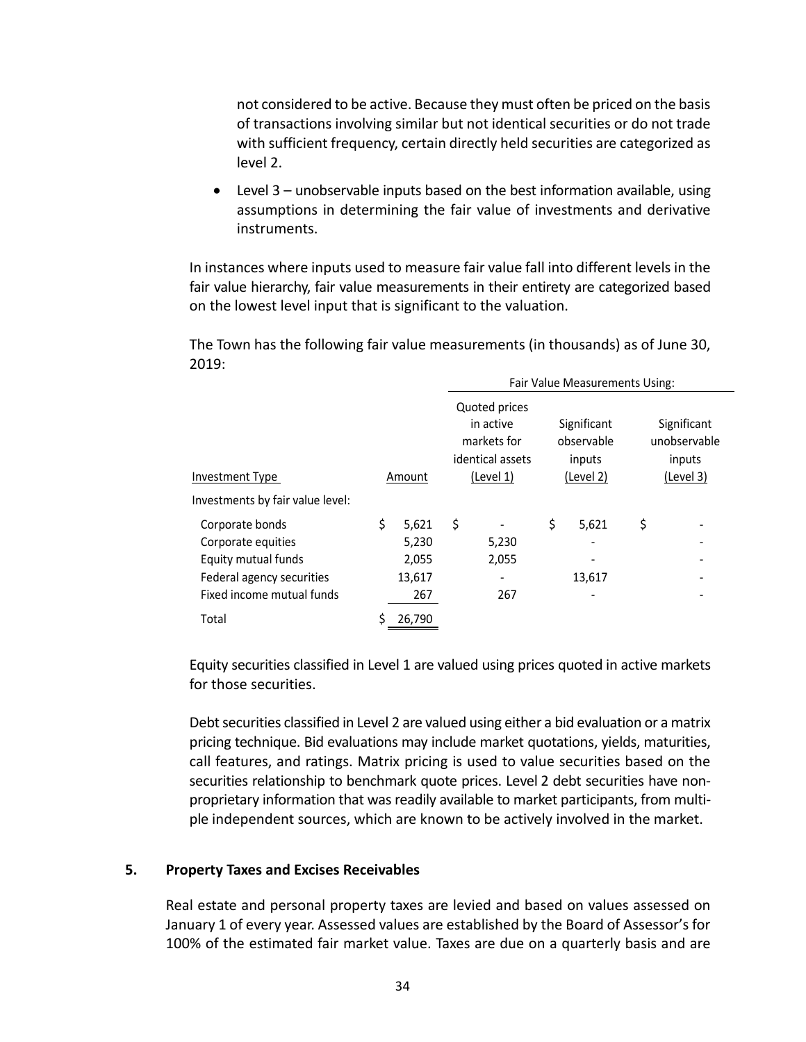not considered to be active. Because they must often be priced on the basis of transactions involving similar but not identical securities or do not trade with sufficient frequency, certain directly held securities are categorized as level 2.

- Level 3 – unobservable inputs based on the best information available, using assumptions in determining the fair value of investments and derivative instruments.

In instances where inputs used to measure fair value fall into different levels in the fair value hierarchy, fair value measurements in their entirety are categorized based on the lowest level input that is significant to the valuation.

The Town has the following fair value measurements (in thousands) as of June 30, 2019:

| | | Fair Value Measurements Using: | | |
|---|---|---|---|---|
| Investment Type | Amount | Quoted prices in active markets for identical assets (Level 1) | Significant observable inputs (Level 2) | Significant unobservable inputs (Level 3) |
| Investments by fair value level: | | | | |
| Corporate bonds | $ 5,621 | $ - | $ 5,621 | $ - |
| Corporate equities | 5,230 | 5,230 | - | - |
| Equity mutual funds | 2,055 | 2,055 | - | - |
| Federal agency securities | 13,617 | - | 13,617 | - |
| Fixed income mutual funds | 267 | 267 | - | - |
| Total | $ 26,790 | | | |

Equity securities classified in Level 1 are valued using prices quoted in active markets for those securities.

Debt securities classified in Level 2 are valued using either a bid evaluation or a matrix pricing technique. Bid evaluations may include market quotations, yields, maturities, call features, and ratings. Matrix pricing is used to value securities based on the securities relationship to benchmark quote prices. Level 2 debt securities have non-proprietary information that was readily available to market participants, from multiple independent sources, which are known to be actively involved in the market.

## 5. Property Taxes and Excises Receivables

Real estate and personal property taxes are levied and based on values assessed on January 1 of every year. Assessed values are established by the Board of Assessor's for 100% of the estimated fair market value. Taxes are due on a quarterly basis and are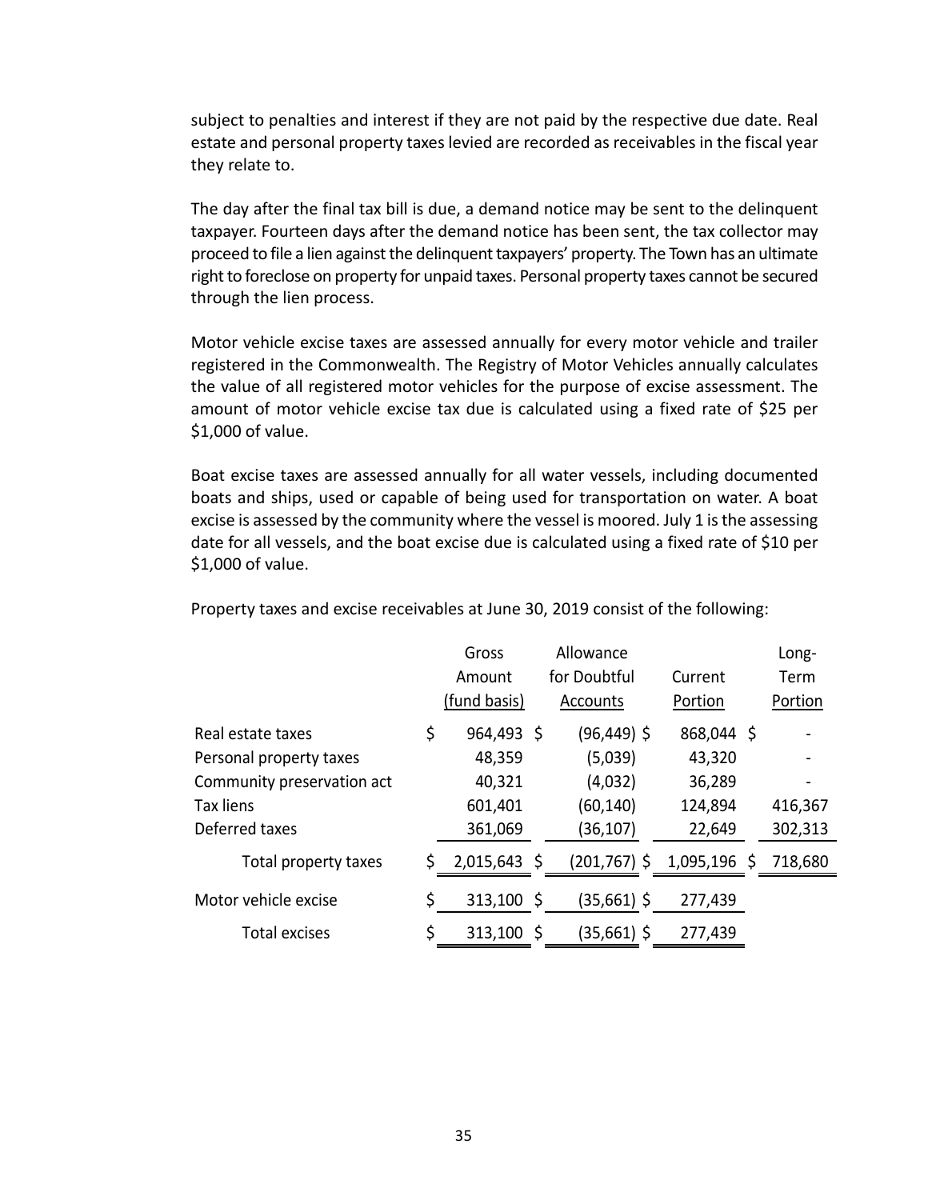subject to penalties and interest if they are not paid by the respective due date. Real estate and personal property taxes levied are recorded as receivables in the fiscal year they relate to.

The day after the final tax bill is due, a demand notice may be sent to the delinquent taxpayer. Fourteen days after the demand notice has been sent, the tax collector may proceed to file a lien against the delinquent taxpayers' property. The Town has an ultimate right to foreclose on property for unpaid taxes. Personal property taxes cannot be secured through the lien process.

Motor vehicle excise taxes are assessed annually for every motor vehicle and trailer registered in the Commonwealth. The Registry of Motor Vehicles annually calculates the value of all registered motor vehicles for the purpose of excise assessment. The amount of motor vehicle excise tax due is calculated using a fixed rate of $25 per $1,000 of value.

Boat excise taxes are assessed annually for all water vessels, including documented boats and ships, used or capable of being used for transportation on water. A boat excise is assessed by the community where the vessel is moored. July 1 is the assessing date for all vessels, and the boat excise due is calculated using a fixed rate of $10 per $1,000 of value.

Property taxes and excise receivables at June 30, 2019 consist of the following:

| | Gross Amount (fund basis) | Allowance for Doubtful Accounts | Current Portion | Long-Term Portion |
|---|---|---|---|---|
| Real estate taxes | $ 964,493 | $ (96,449) | $ 868,044 | $ - |
| Personal property taxes | 48,359 | (5,039) | 43,320 | - |
| Community preservation act | 40,321 | (4,032) | 36,289 | - |
| Tax liens | 601,401 | (60,140) | 124,894 | 416,367 |
| Deferred taxes | 361,069 | (36,107) | 22,649 | 302,313 |
| Total property taxes | $ 2,015,643 | $ (201,767) | $ 1,095,196 | $ 718,680 |
| Motor vehicle excise | $ 313,100 | $ (35,661) | $ 277,439 | |
| Total excises | $ 313,100 | $ (35,661) | $ 277,439 | |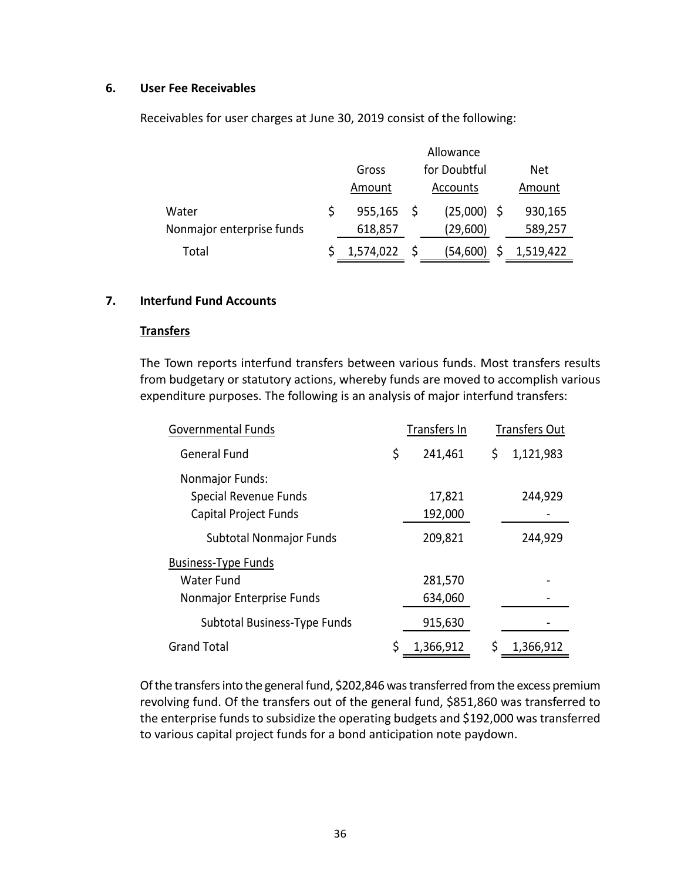## 6. User Fee Receivables

Receivables for user charges at June 30, 2019 consist of the following:

| | Gross Amount | Allowance for Doubtful Accounts | Net Amount |
|---|---|---|---|
| Water | $ 955,165 | $ (25,000) | $ 930,165 |
| Nonmajor enterprise funds | 618,857 | (29,600) | 589,257 |
| Total | $ 1,574,022 | $ (54,600) | $ 1,519,422 |

## 7. Interfund Fund Accounts

**Transfers**

The Town reports interfund transfers between various funds. Most transfers results from budgetary or statutory actions, whereby funds are moved to accomplish various expenditure purposes. The following is an analysis of major interfund transfers:

| Governmental Funds | Transfers In | Transfers Out |
|---|---|---|
| General Fund | $ 241,461 | $ 1,121,983 |
| Nonmajor Funds: | | |
| Special Revenue Funds | 17,821 | 244,929 |
| Capital Project Funds | 192,000 | - |
| Subtotal Nonmajor Funds | 209,821 | 244,929 |
| Business-Type Funds | | |
| Water Fund | 281,570 | - |
| Nonmajor Enterprise Funds | 634,060 | - |
| Subtotal Business-Type Funds | 915,630 | - |
| Grand Total | $ 1,366,912 | $ 1,366,912 |

Of the transfers into the general fund, $202,846 was transferred from the excess premium revolving fund. Of the transfers out of the general fund, $851,860 was transferred to the enterprise funds to subsidize the operating budgets and $192,000 was transferred to various capital project funds for a bond anticipation note paydown.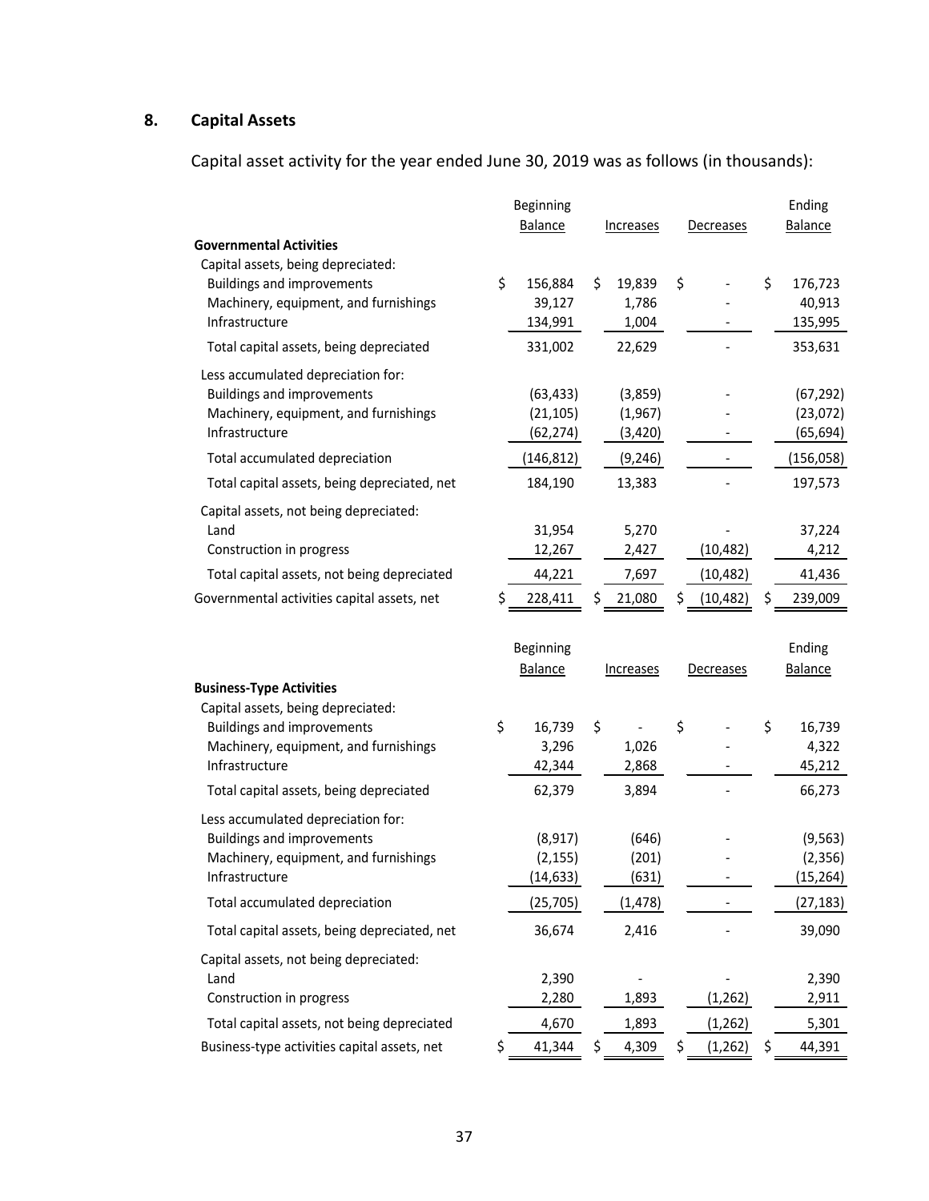## 8. Capital Assets

Capital asset activity for the year ended June 30, 2019 was as follows (in thousands):

| | Beginning Balance | Increases | Decreases | Ending Balance |
|---|---|---|---|---|
| **Governmental Activities** | | | | |
| Capital assets, being depreciated: | | | | |
| Buildings and improvements | $ 156,884 | $ 19,839 | $ - | $ 176,723 |
| Machinery, equipment, and furnishings | 39,127 | 1,786 | - | 40,913 |
| Infrastructure | 134,991 | 1,004 | - | 135,995 |
| Total capital assets, being depreciated | 331,002 | 22,629 | - | 353,631 |
| Less accumulated depreciation for: | | | | |
| Buildings and improvements | (63,433) | (3,859) | - | (67,292) |
| Machinery, equipment, and furnishings | (21,105) | (1,967) | - | (23,072) |
| Infrastructure | (62,274) | (3,420) | - | (65,694) |
| Total accumulated depreciation | (146,812) | (9,246) | - | (156,058) |
| Total capital assets, being depreciated, net | 184,190 | 13,383 | - | 197,573 |
| Capital assets, not being depreciated: | | | | |
| Land | 31,954 | 5,270 | - | 37,224 |
| Construction in progress | 12,267 | 2,427 | (10,482) | 4,212 |
| Total capital assets, not being depreciated | 44,221 | 7,697 | (10,482) | 41,436 |
| Governmental activities capital assets, net | $ 228,411 | $ 21,080 | $ (10,482) | $ 239,009 |

| | Beginning Balance | Increases | Decreases | Ending Balance |
|---|---|---|---|---|
| **Business-Type Activities** | | | | |
| Capital assets, being depreciated: | | | | |
| Buildings and improvements | $ 16,739 | $ - | $ - | $ 16,739 |
| Machinery, equipment, and furnishings | 3,296 | 1,026 | - | 4,322 |
| Infrastructure | 42,344 | 2,868 | - | 45,212 |
| Total capital assets, being depreciated | 62,379 | 3,894 | - | 66,273 |
| Less accumulated depreciation for: | | | | |
| Buildings and improvements | (8,917) | (646) | - | (9,563) |
| Machinery, equipment, and furnishings | (2,155) | (201) | - | (2,356) |
| Infrastructure | (14,633) | (631) | - | (15,264) |
| Total accumulated depreciation | (25,705) | (1,478) | - | (27,183) |
| Total capital assets, being depreciated, net | 36,674 | 2,416 | - | 39,090 |
| Capital assets, not being depreciated: | | | | |
| Land | 2,390 | - | - | 2,390 |
| Construction in progress | 2,280 | 1,893 | (1,262) | 2,911 |
| Total capital assets, not being depreciated | 4,670 | 1,893 | (1,262) | 5,301 |
| Business-type activities capital assets, net | $ 41,344 | $ 4,309 | $ (1,262) | $ 44,391 |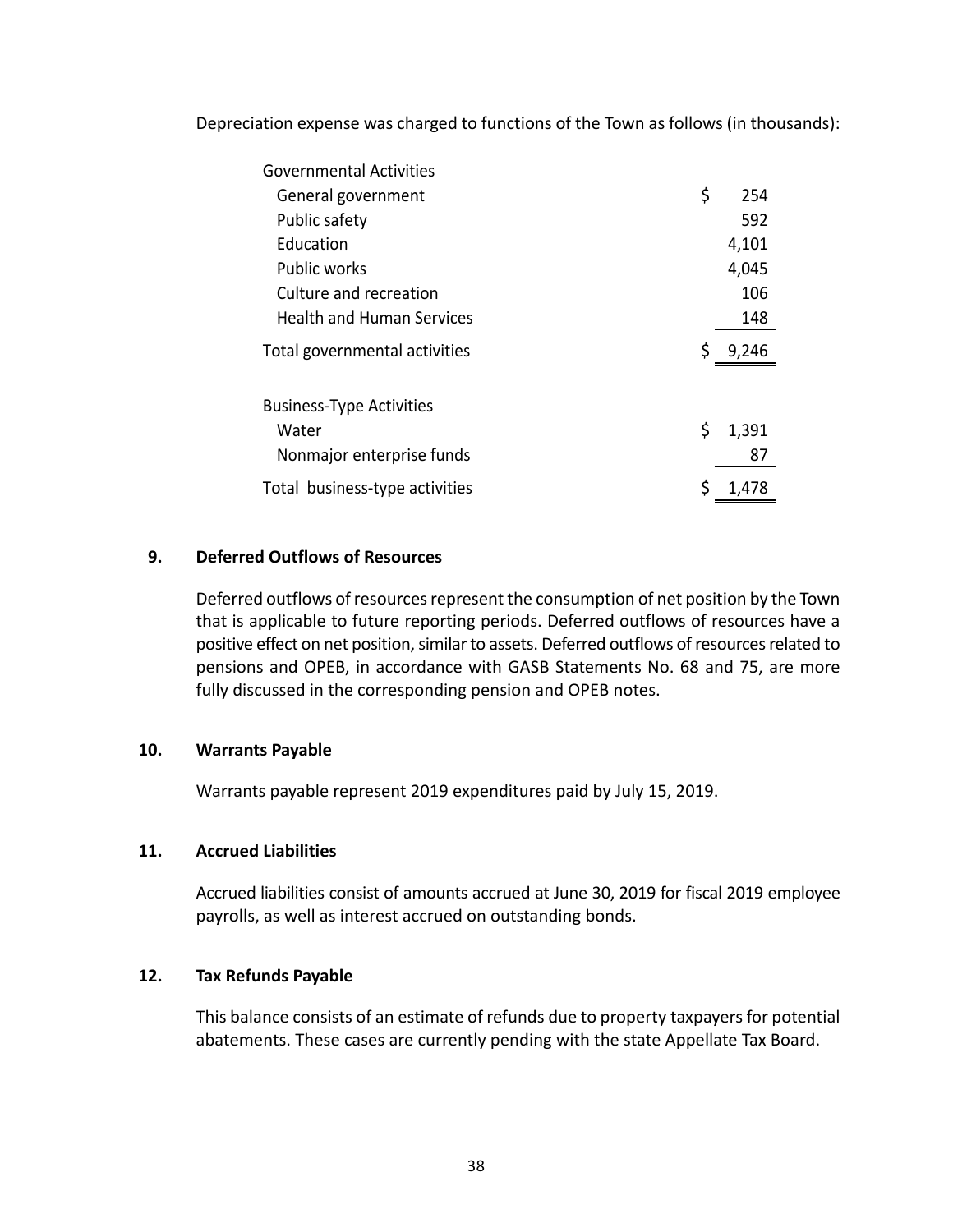Depreciation expense was charged to functions of the Town as follows (in thousands):

| | |
|---|---|
| Governmental Activities | |
| General government | $ 254 |
| Public safety | 592 |
| Education | 4,101 |
| Public works | 4,045 |
| Culture and recreation | 106 |
| Health and Human Services | 148 |
| Total governmental activities | $ 9,246 |
| | |
| Business-Type Activities | |
| Water | $ 1,391 |
| Nonmajor enterprise funds | 87 |
| Total business-type activities | $ 1,478 |

## 9. Deferred Outflows of Resources

Deferred outflows of resources represent the consumption of net position by the Town that is applicable to future reporting periods. Deferred outflows of resources have a positive effect on net position, similar to assets. Deferred outflows of resources related to pensions and OPEB, in accordance with GASB Statements No. 68 and 75, are more fully discussed in the corresponding pension and OPEB notes.

## 10. Warrants Payable

Warrants payable represent 2019 expenditures paid by July 15, 2019.

## 11. Accrued Liabilities

Accrued liabilities consist of amounts accrued at June 30, 2019 for fiscal 2019 employee payrolls, as well as interest accrued on outstanding bonds.

## 12. Tax Refunds Payable

This balance consists of an estimate of refunds due to property taxpayers for potential abatements. These cases are currently pending with the state Appellate Tax Board.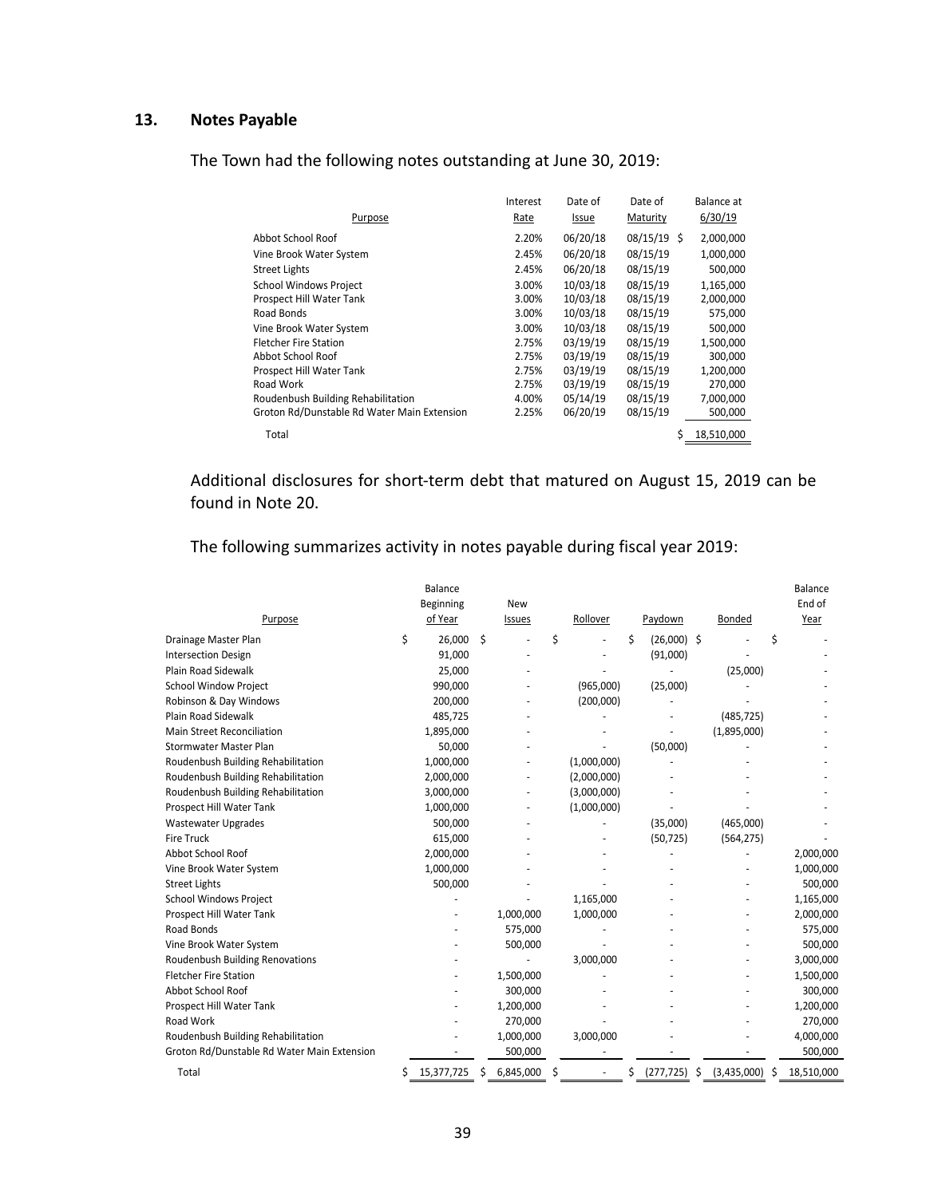## 13. Notes Payable

The Town had the following notes outstanding at June 30, 2019:

| Purpose | Interest Rate | Date of Issue | Date of Maturity | Balance at 6/30/19 |
|---|---|---|---|---|
| Abbot School Roof | 2.20% | 06/20/18 | 08/15/19 | $ 2,000,000 |
| Vine Brook Water System | 2.45% | 06/20/18 | 08/15/19 | 1,000,000 |
| Street Lights | 2.45% | 06/20/18 | 08/15/19 | 500,000 |
| School Windows Project | 3.00% | 10/03/18 | 08/15/19 | 1,165,000 |
| Prospect Hill Water Tank | 3.00% | 10/03/18 | 08/15/19 | 2,000,000 |
| Road Bonds | 3.00% | 10/03/18 | 08/15/19 | 575,000 |
| Vine Brook Water System | 3.00% | 10/03/18 | 08/15/19 | 500,000 |
| Fletcher Fire Station | 2.75% | 03/19/19 | 08/15/19 | 1,500,000 |
| Abbot School Roof | 2.75% | 03/19/19 | 08/15/19 | 300,000 |
| Prospect Hill Water Tank | 2.75% | 03/19/19 | 08/15/19 | 1,200,000 |
| Road Work | 2.75% | 03/19/19 | 08/15/19 | 270,000 |
| Roudenbush Building Rehabilitation | 4.00% | 05/14/19 | 08/15/19 | 7,000,000 |
| Groton Rd/Dunstable Rd Water Main Extension | 2.25% | 06/20/19 | 08/15/19 | 500,000 |
| Total | | | | $ 18,510,000 |

Additional disclosures for short-term debt that matured on August 15, 2019 can be found in Note 20.

The following summarizes activity in notes payable during fiscal year 2019:

| Purpose | Balance Beginning of Year | New Issues | Rollover | Paydown | Bonded | Balance End of Year |
|---|---|---|---|---|---|---|
| Drainage Master Plan | $ 26,000 | $ - | $ - | $ (26,000) | $ - | $ - |
| Intersection Design | 91,000 | - | - | (91,000) | - | - |
| Plain Road Sidewalk | 25,000 | - | - | - | (25,000) | - |
| School Window Project | 990,000 | - | (965,000) | (25,000) | - | - |
| Robinson & Day Windows | 200,000 | - | (200,000) | - | - | - |
| Plain Road Sidewalk | 485,725 | - | - | - | (485,725) | - |
| Main Street Reconciliation | 1,895,000 | - | - | - | (1,895,000) | - |
| Stormwater Master Plan | 50,000 | - | - | (50,000) | - | - |
| Roudenbush Building Rehabilitation | 1,000,000 | - | (1,000,000) | - | - | - |
| Roudenbush Building Rehabilitation | 2,000,000 | - | (2,000,000) | - | - | - |
| Roudenbush Building Rehabilitation | 3,000,000 | - | (3,000,000) | - | - | - |
| Prospect Hill Water Tank | 1,000,000 | - | (1,000,000) | - | - | - |
| Wastewater Upgrades | 500,000 | - | - | (35,000) | (465,000) | - |
| Fire Truck | 615,000 | - | - | (50,725) | (564,275) | - |
| Abbot School Roof | 2,000,000 | - | - | - | - | 2,000,000 |
| Vine Brook Water System | 1,000,000 | - | - | - | - | 1,000,000 |
| Street Lights | 500,000 | - | - | - | - | 500,000 |
| School Windows Project | - | - | 1,165,000 | - | - | 1,165,000 |
| Prospect Hill Water Tank | - | 1,000,000 | 1,000,000 | - | - | 2,000,000 |
| Road Bonds | - | 575,000 | - | - | - | 575,000 |
| Vine Brook Water System | - | 500,000 | - | - | - | 500,000 |
| Roudenbush Building Renovations | - | - | 3,000,000 | - | - | 3,000,000 |
| Fletcher Fire Station | - | 1,500,000 | - | - | - | 1,500,000 |
| Abbot School Roof | - | 300,000 | - | - | - | 300,000 |
| Prospect Hill Water Tank | - | 1,200,000 | - | - | - | 1,200,000 |
| Road Work | - | 270,000 | - | - | - | 270,000 |
| Roudenbush Building Rehabilitation | - | 1,000,000 | 3,000,000 | - | - | 4,000,000 |
| Groton Rd/Dunstable Rd Water Main Extension | - | 500,000 | - | - | - | 500,000 |
| Total | $ 15,377,725 | $ 6,845,000 | $ - | $ (277,725) | $ (3,435,000) | $ 18,510,000 |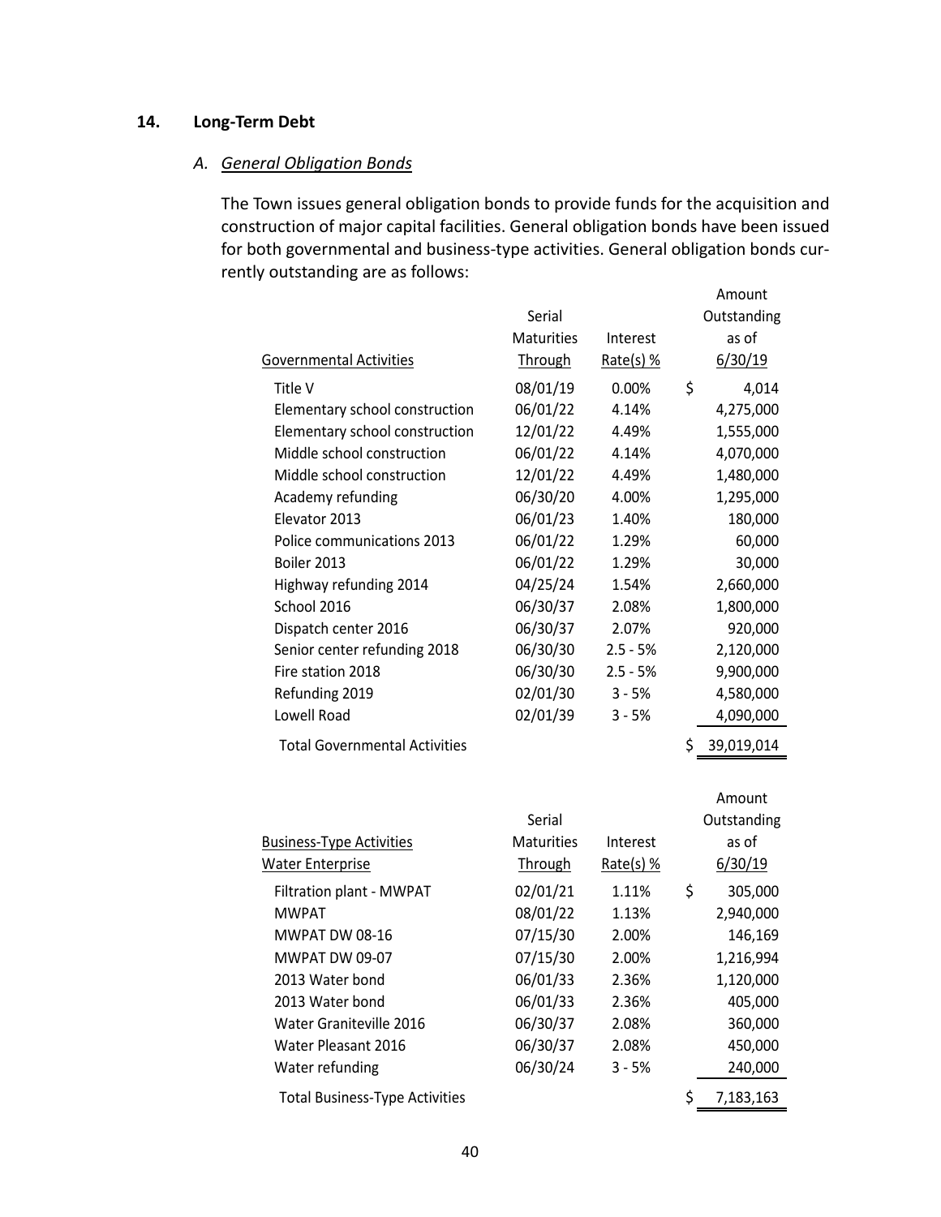## 14. Long-Term Debt

### A. *General Obligation Bonds*

The Town issues general obligation bonds to provide funds for the acquisition and construction of major capital facilities. General obligation bonds have been issued for both governmental and business-type activities. General obligation bonds currently outstanding are as follows:

| Governmental Activities | Serial Maturities Through | Interest Rate(s) % | Amount Outstanding as of 6/30/19 |
|---|---|---|---|
| Title V | 08/01/19 | 0.00% | $ 4,014 |
| Elementary school construction | 06/01/22 | 4.14% | 4,275,000 |
| Elementary school construction | 12/01/22 | 4.49% | 1,555,000 |
| Middle school construction | 06/01/22 | 4.14% | 4,070,000 |
| Middle school construction | 12/01/22 | 4.49% | 1,480,000 |
| Academy refunding | 06/30/20 | 4.00% | 1,295,000 |
| Elevator 2013 | 06/01/23 | 1.40% | 180,000 |
| Police communications 2013 | 06/01/22 | 1.29% | 60,000 |
| Boiler 2013 | 06/01/22 | 1.29% | 30,000 |
| Highway refunding 2014 | 04/25/24 | 1.54% | 2,660,000 |
| School 2016 | 06/30/37 | 2.08% | 1,800,000 |
| Dispatch center 2016 | 06/30/37 | 2.07% | 920,000 |
| Senior center refunding 2018 | 06/30/30 | 2.5 - 5% | 2,120,000 |
| Fire station 2018 | 06/30/30 | 2.5 - 5% | 9,900,000 |
| Refunding 2019 | 02/01/30 | 3 - 5% | 4,580,000 |
| Lowell Road | 02/01/39 | 3 - 5% | 4,090,000 |
| Total Governmental Activities | | | $ 39,019,014 |

| Business-Type Activities Water Enterprise | Serial Maturities Through | Interest Rate(s) % | Amount Outstanding as of 6/30/19 |
|---|---|---|---|
| Filtration plant - MWPAT | 02/01/21 | 1.11% | $ 305,000 |
| MWPAT | 08/01/22 | 1.13% | 2,940,000 |
| MWPAT DW 08-16 | 07/15/30 | 2.00% | 146,169 |
| MWPAT DW 09-07 | 07/15/30 | 2.00% | 1,216,994 |
| 2013 Water bond | 06/01/33 | 2.36% | 1,120,000 |
| 2013 Water bond | 06/01/33 | 2.36% | 405,000 |
| Water Graniteville 2016 | 06/30/37 | 2.08% | 360,000 |
| Water Pleasant 2016 | 06/30/37 | 2.08% | 450,000 |
| Water refunding | 06/30/24 | 3 - 5% | 240,000 |
| Total Business-Type Activities | | | $ 7,183,163 |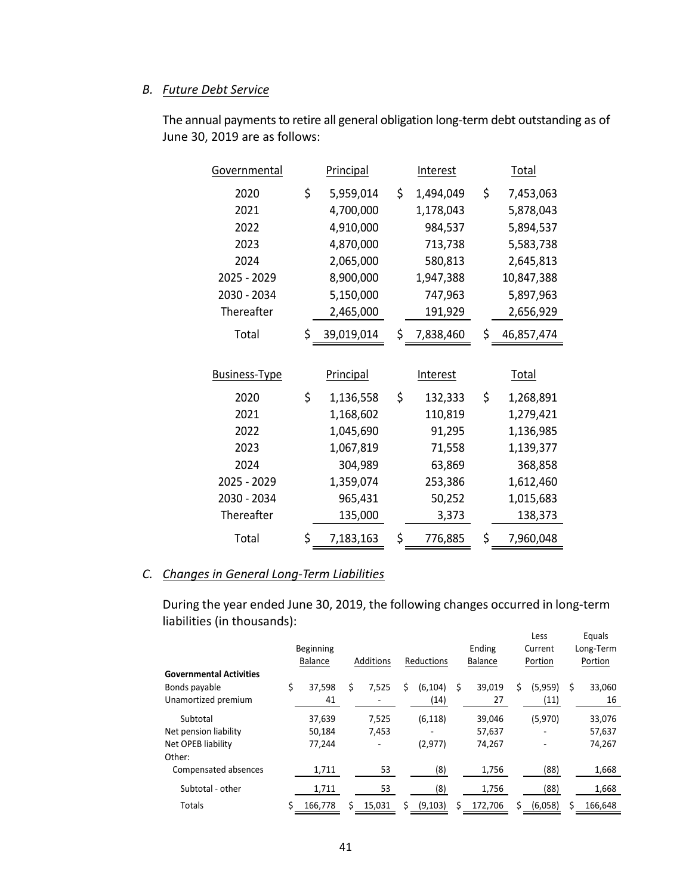## B. *Future Debt Service*

The annual payments to retire all general obligation long-term debt outstanding as of June 30, 2019 are as follows:

| Governmental | Principal | Interest | Total |
|---|---|---|---|
| 2020 | $ 5,959,014 | $ 1,494,049 | $ 7,453,063 |
| 2021 | 4,700,000 | 1,178,043 | 5,878,043 |
| 2022 | 4,910,000 | 984,537 | 5,894,537 |
| 2023 | 4,870,000 | 713,738 | 5,583,738 |
| 2024 | 2,065,000 | 580,813 | 2,645,813 |
| 2025 - 2029 | 8,900,000 | 1,947,388 | 10,847,388 |
| 2030 - 2034 | 5,150,000 | 747,963 | 5,897,963 |
| Thereafter | 2,465,000 | 191,929 | 2,656,929 |
| Total | $ 39,019,014 | $ 7,838,460 | $ 46,857,474 |

| Business-Type | Principal | Interest | Total |
|---|---|---|---|
| 2020 | $ 1,136,558 | $ 132,333 | $ 1,268,891 |
| 2021 | 1,168,602 | 110,819 | 1,279,421 |
| 2022 | 1,045,690 | 91,295 | 1,136,985 |
| 2023 | 1,067,819 | 71,558 | 1,139,377 |
| 2024 | 304,989 | 63,869 | 368,858 |
| 2025 - 2029 | 1,359,074 | 253,386 | 1,612,460 |
| 2030 - 2034 | 965,431 | 50,252 | 1,015,683 |
| Thereafter | 135,000 | 3,373 | 138,373 |
| Total | $ 7,183,163 | $ 776,885 | $ 7,960,048 |

## C. *Changes in General Long-Term Liabilities*

During the year ended June 30, 2019, the following changes occurred in long-term liabilities (in thousands):

| | Beginning Balance | Additions | Reductions | Ending Balance | Less Current Portion | Equals Long-Term Portion |
|---|---|---|---|---|---|---|
| **Governmental Activities** | | | | | | |
| Bonds payable | $ 37,598 | $ 7,525 | $ (6,104) | $ 39,019 | $ (5,959) | $ 33,060 |
| Unamortized premium | 41 | - | (14) | 27 | (11) | 16 |
| Subtotal | 37,639 | 7,525 | (6,118) | 39,046 | (5,970) | 33,076 |
| Net pension liability | 50,184 | 7,453 | - | 57,637 | - | 57,637 |
| Net OPEB liability | 77,244 | - | (2,977) | 74,267 | - | 74,267 |
| Other: | | | | | | |
| Compensated absences | 1,711 | 53 | (8) | 1,756 | (88) | 1,668 |
| Subtotal - other | 1,711 | 53 | (8) | 1,756 | (88) | 1,668 |
| Totals | $ 166,778 | $ 15,031 | $ (9,103) | $ 172,706 | $ (6,058) | $ 166,648 |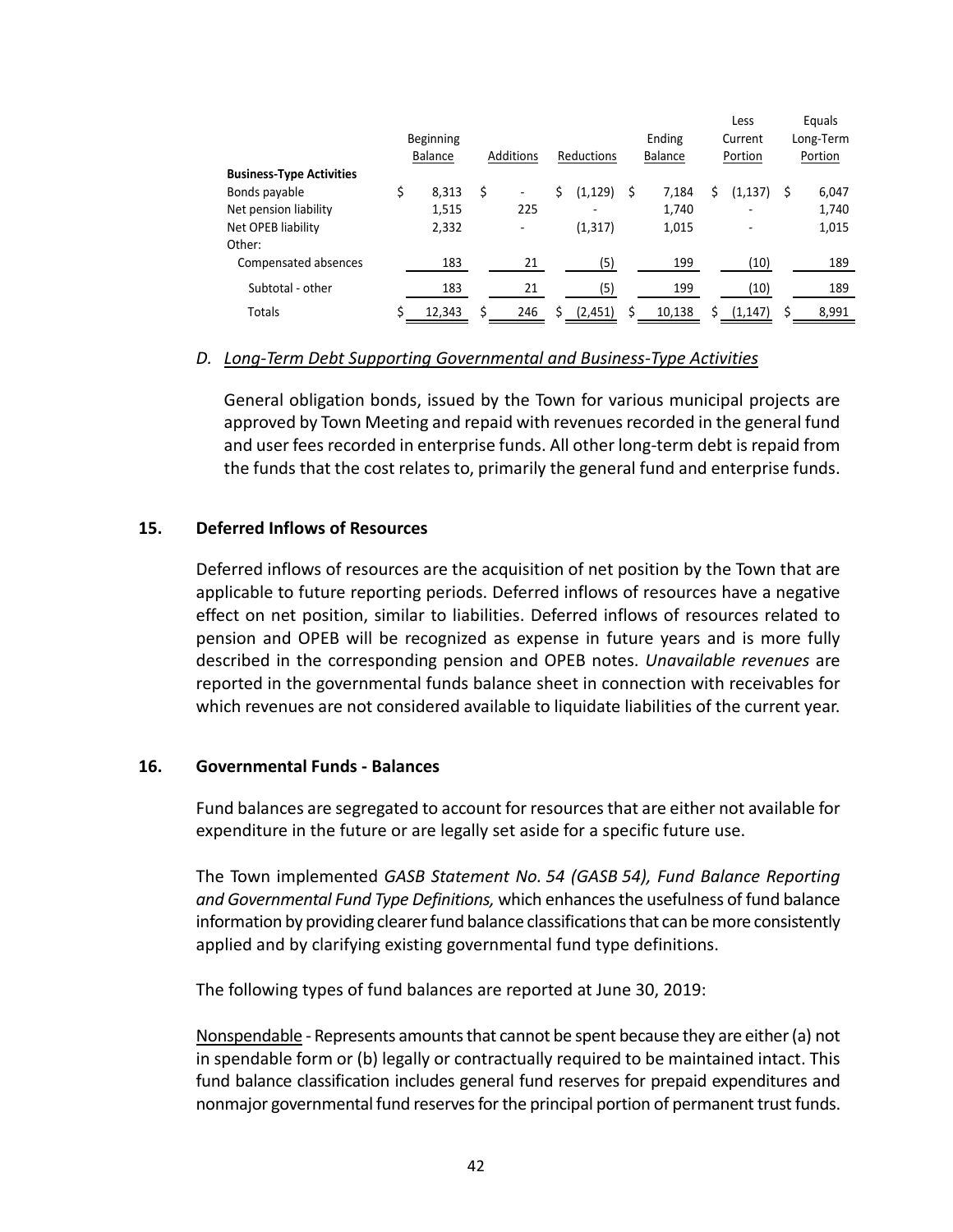| | Beginning Balance | Additions | Reductions | Ending Balance | Less Current Portion | Equals Long-Term Portion |
|---|---|---|---|---|---|---|
| **Business-Type Activities** | | | | | | |
| Bonds payable | $ 8,313 | $ - | $ (1,129) | $ 7,184 | $ (1,137) | $ 6,047 |
| Net pension liability | 1,515 | 225 | - | 1,740 | - | 1,740 |
| Net OPEB liability | 2,332 | - | (1,317) | 1,015 | - | 1,015 |
| Other: | | | | | | |
| Compensated absences | 183 | 21 | (5) | 199 | (10) | 189 |
| Subtotal - other | 183 | 21 | (5) | 199 | (10) | 189 |
| Totals | $ 12,343 | $ 246 | $ (2,451) | $ 10,138 | $ (1,147) | $ 8,991 |

### D. *Long-Term Debt Supporting Governmental and Business-Type Activities*

General obligation bonds, issued by the Town for various municipal projects are approved by Town Meeting and repaid with revenues recorded in the general fund and user fees recorded in enterprise funds. All other long-term debt is repaid from the funds that the cost relates to, primarily the general fund and enterprise funds.

## 15. Deferred Inflows of Resources

Deferred inflows of resources are the acquisition of net position by the Town that are applicable to future reporting periods. Deferred inflows of resources have a negative effect on net position, similar to liabilities. Deferred inflows of resources related to pension and OPEB will be recognized as expense in future years and is more fully described in the corresponding pension and OPEB notes. *Unavailable revenues* are reported in the governmental funds balance sheet in connection with receivables for which revenues are not considered available to liquidate liabilities of the current year.

## 16. Governmental Funds - Balances

Fund balances are segregated to account for resources that are either not available for expenditure in the future or are legally set aside for a specific future use.

The Town implemented *GASB Statement No. 54 (GASB 54), Fund Balance Reporting and Governmental Fund Type Definitions,* which enhances the usefulness of fund balance information by providing clearer fund balance classifications that can be more consistently applied and by clarifying existing governmental fund type definitions.

The following types of fund balances are reported at June 30, 2019:

Nonspendable - Represents amounts that cannot be spent because they are either (a) not in spendable form or (b) legally or contractually required to be maintained intact. This fund balance classification includes general fund reserves for prepaid expenditures and nonmajor governmental fund reserves for the principal portion of permanent trust funds.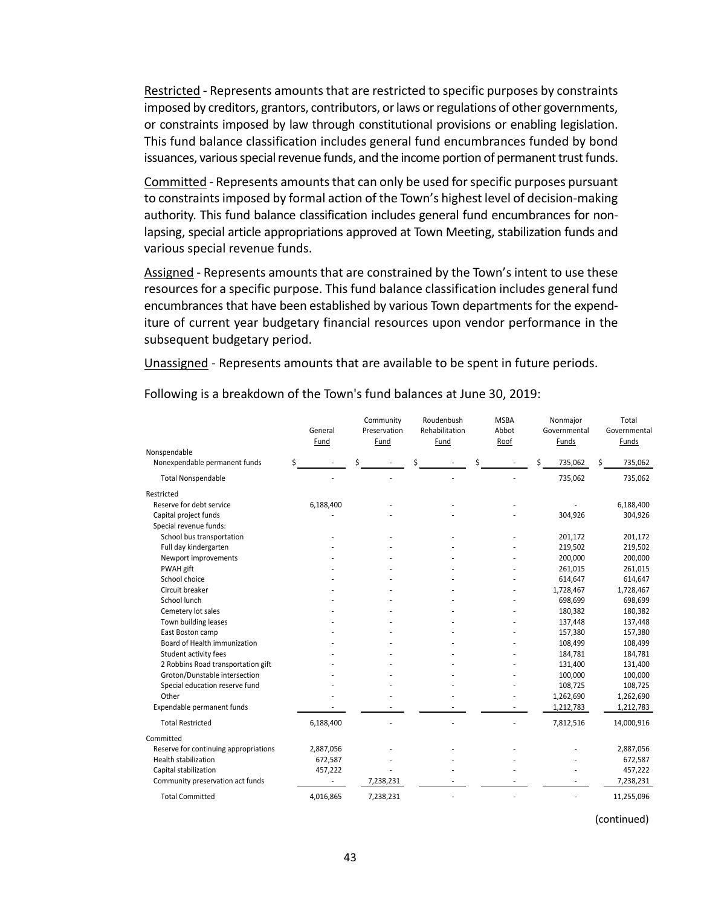Restricted - Represents amounts that are restricted to specific purposes by constraints imposed by creditors, grantors, contributors, or laws or regulations of other governments, or constraints imposed by law through constitutional provisions or enabling legislation. This fund balance classification includes general fund encumbrances funded by bond issuances, various special revenue funds, and the income portion of permanent trust funds.

Committed - Represents amounts that can only be used for specific purposes pursuant to constraints imposed by formal action of the Town's highest level of decision-making authority. This fund balance classification includes general fund encumbrances for non-lapsing, special article appropriations approved at Town Meeting, stabilization funds and various special revenue funds.

Assigned - Represents amounts that are constrained by the Town's intent to use these resources for a specific purpose. This fund balance classification includes general fund encumbrances that have been established by various Town departments for the expenditure of current year budgetary financial resources upon vendor performance in the subsequent budgetary period.

Unassigned - Represents amounts that are available to be spent in future periods.

Following is a breakdown of the Town's fund balances at June 30, 2019:

| | General Fund | Community Preservation Fund | Roudenbush Rehabilitation Fund | MSBA Abbot Roof | Nonmajor Governmental Funds | Total Governmental Funds |
|---|---|---|---|---|---|---|
| Nonspendable | | | | | | |
| Nonexpendable permanent funds | $ - | $ - | $ - | $ - | $ 735,062 | $ 735,062 |
| Total Nonspendable | - | - | - | - | 735,062 | 735,062 |
| Restricted | | | | | | |
| Reserve for debt service | 6,188,400 | - | - | - | - | 6,188,400 |
| Capital project funds | - | - | - | - | 304,926 | 304,926 |
| Special revenue funds: | | | | | | |
| School bus transportation | - | - | - | - | 201,172 | 201,172 |
| Full day kindergarten | - | - | - | - | 219,502 | 219,502 |
| Newport improvements | - | - | - | - | 200,000 | 200,000 |
| PWAH gift | - | - | - | - | 261,015 | 261,015 |
| School choice | - | - | - | - | 614,647 | 614,647 |
| Circuit breaker | - | - | - | - | 1,728,467 | 1,728,467 |
| School lunch | - | - | - | - | 698,699 | 698,699 |
| Cemetery lot sales | - | - | - | - | 180,382 | 180,382 |
| Town building leases | - | - | - | - | 137,448 | 137,448 |
| East Boston camp | - | - | - | - | 157,380 | 157,380 |
| Board of Health immunization | - | - | - | - | 108,499 | 108,499 |
| Student activity fees | - | - | - | - | 184,781 | 184,781 |
| 2 Robbins Road transportation gift | - | - | - | - | 131,400 | 131,400 |
| Groton/Dunstable intersection | - | - | - | - | 100,000 | 100,000 |
| Special education reserve fund | - | - | - | - | 108,725 | 108,725 |
| Other | - | - | - | - | 1,262,690 | 1,262,690 |
| Expendable permanent funds | - | - | - | - | 1,212,783 | 1,212,783 |
| Total Restricted | 6,188,400 | - | - | - | 7,812,516 | 14,000,916 |
| Committed | | | | | | |
| Reserve for continuing appropriations | 2,887,056 | - | - | - | - | 2,887,056 |
| Health stabilization | 672,587 | - | - | - | - | 672,587 |
| Capital stabilization | 457,222 | - | - | - | - | 457,222 |
| Community preservation act funds | - | 7,238,231 | - | - | - | 7,238,231 |
| Total Committed | 4,016,865 | 7,238,231 | - | - | - | 11,255,096 |

(continued)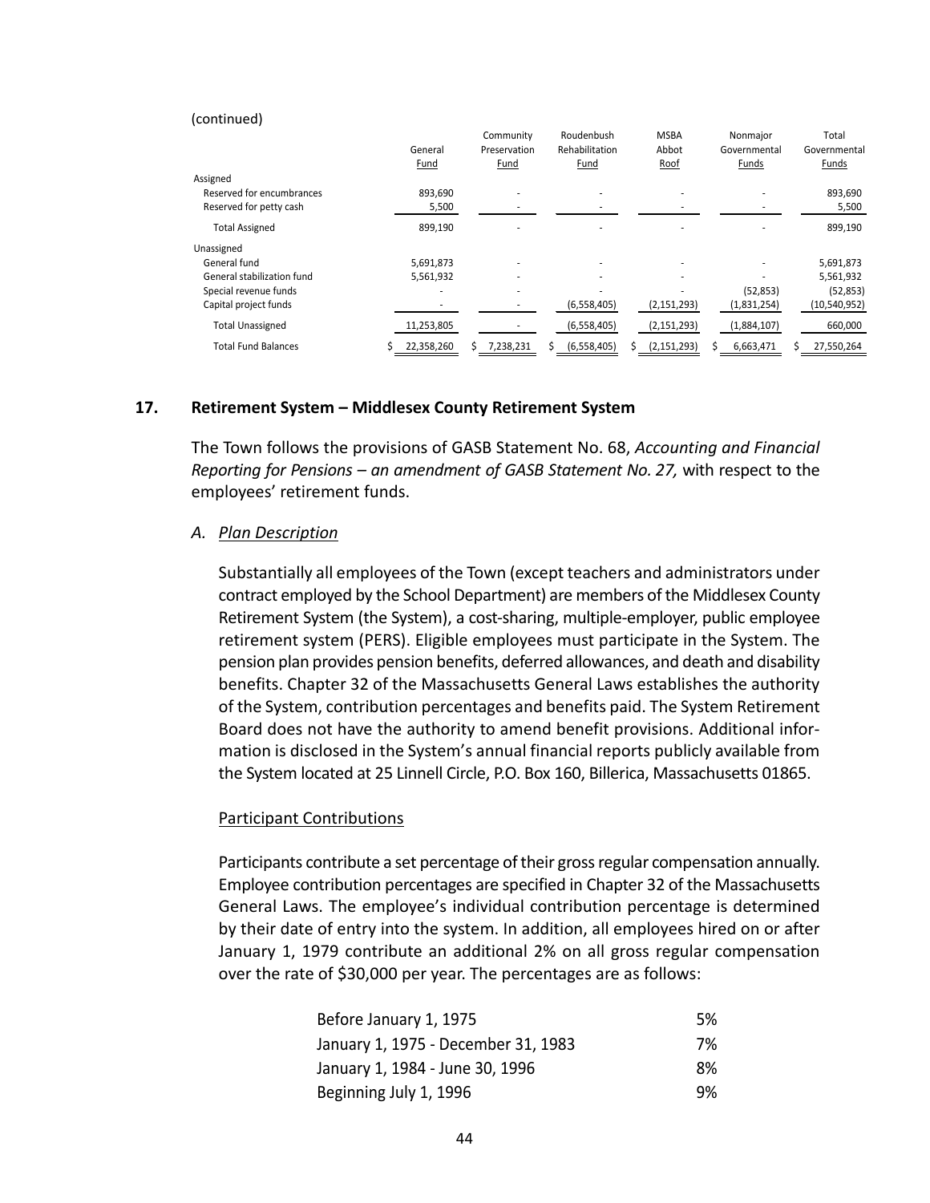(continued)

| | General Fund | Community Preservation Fund | Roudenbush Rehabilitation Fund | MSBA Abbot Roof | Nonmajor Governmental Funds | Total Governmental Funds |
|---|---|---|---|---|---|---|
| Assigned | | | | | | |
| Reserved for encumbrances | 893,690 | - | - | - | - | 893,690 |
| Reserved for petty cash | 5,500 | - | - | - | - | 5,500 |
| Total Assigned | 899,190 | - | - | - | - | 899,190 |
| Unassigned | | | | | | |
| General fund | 5,691,873 | - | - | - | - | 5,691,873 |
| General stabilization fund | 5,561,932 | - | - | - | - | 5,561,932 |
| Special revenue funds | - | - | - | - | (52,853) | (52,853) |
| Capital project funds | - | - | (6,558,405) | (2,151,293) | (1,831,254) | (10,540,952) |
| Total Unassigned | 11,253,805 | - | (6,558,405) | (2,151,293) | (1,884,107) | 660,000 |
| Total Fund Balances | $ 22,358,260 | $ 7,238,231 | $ (6,558,405) | $ (2,151,293) | $ 6,663,471 | $ 27,550,264 |

## 17. Retirement System – Middlesex County Retirement System

The Town follows the provisions of GASB Statement No. 68, *Accounting and Financial Reporting for Pensions – an amendment of GASB Statement No. 27,* with respect to the employees' retirement funds.

### A. Plan Description

Substantially all employees of the Town (except teachers and administrators under contract employed by the School Department) are members of the Middlesex County Retirement System (the System), a cost-sharing, multiple-employer, public employee retirement system (PERS). Eligible employees must participate in the System. The pension plan provides pension benefits, deferred allowances, and death and disability benefits. Chapter 32 of the Massachusetts General Laws establishes the authority of the System, contribution percentages and benefits paid. The System Retirement Board does not have the authority to amend benefit provisions. Additional information is disclosed in the System's annual financial reports publicly available from the System located at 25 Linnell Circle, P.O. Box 160, Billerica, Massachusetts 01865.

Participant Contributions

Participants contribute a set percentage of their gross regular compensation annually. Employee contribution percentages are specified in Chapter 32 of the Massachusetts General Laws. The employee's individual contribution percentage is determined by their date of entry into the system. In addition, all employees hired on or after January 1, 1979 contribute an additional 2% on all gross regular compensation over the rate of $30,000 per year. The percentages are as follows:

| | |
|---|---|
| Before January 1, 1975 | 5% |
| January 1, 1975 - December 31, 1983 | 7% |
| January 1, 1984 - June 30, 1996 | 8% |
| Beginning July 1, 1996 | 9% |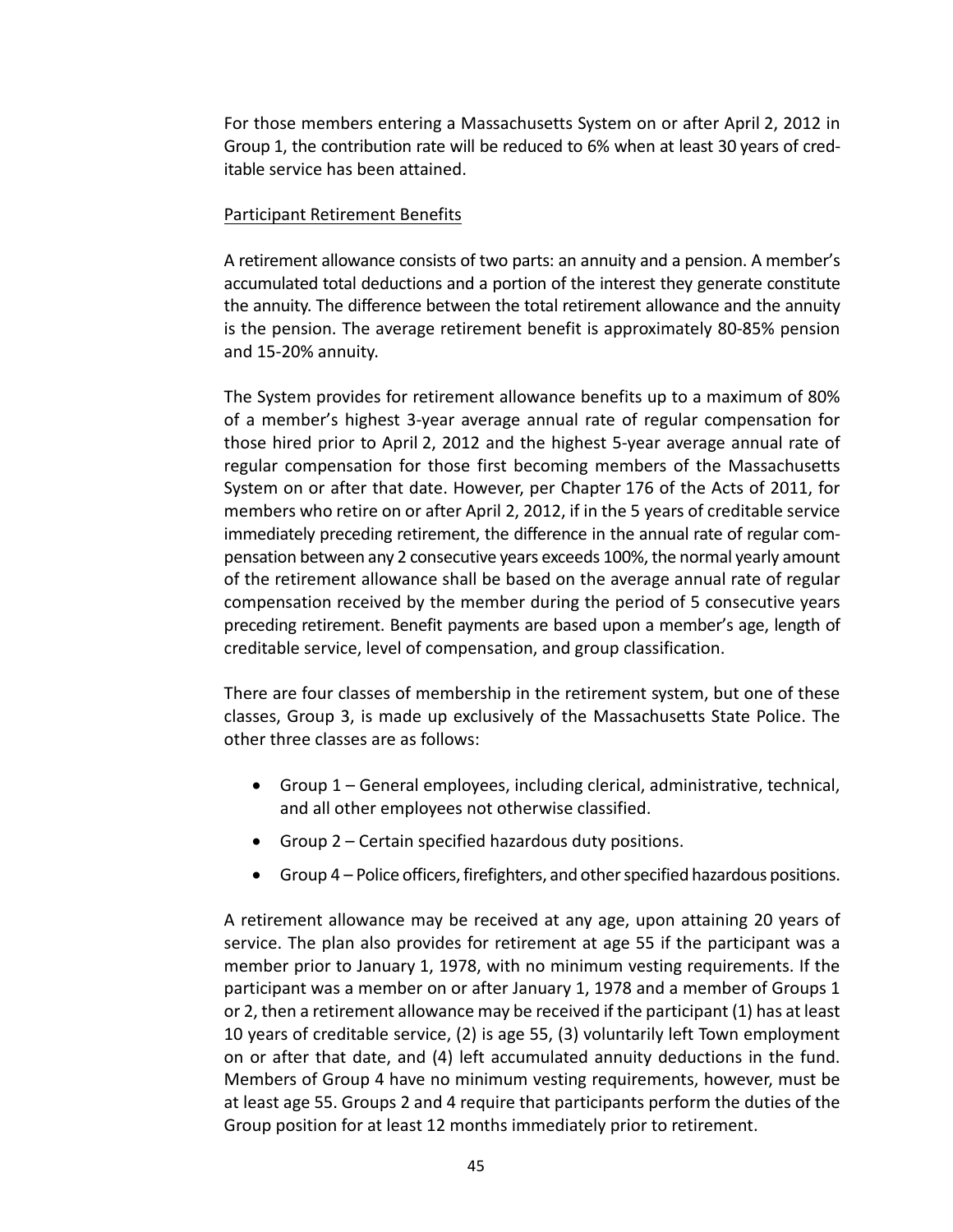For those members entering a Massachusetts System on or after April 2, 2012 in Group 1, the contribution rate will be reduced to 6% when at least 30 years of creditable service has been attained.

Participant Retirement Benefits

A retirement allowance consists of two parts: an annuity and a pension. A member's accumulated total deductions and a portion of the interest they generate constitute the annuity. The difference between the total retirement allowance and the annuity is the pension. The average retirement benefit is approximately 80-85% pension and 15-20% annuity.

The System provides for retirement allowance benefits up to a maximum of 80% of a member's highest 3-year average annual rate of regular compensation for those hired prior to April 2, 2012 and the highest 5-year average annual rate of regular compensation for those first becoming members of the Massachusetts System on or after that date. However, per Chapter 176 of the Acts of 2011, for members who retire on or after April 2, 2012, if in the 5 years of creditable service immediately preceding retirement, the difference in the annual rate of regular compensation between any 2 consecutive years exceeds 100%, the normal yearly amount of the retirement allowance shall be based on the average annual rate of regular compensation received by the member during the period of 5 consecutive years preceding retirement. Benefit payments are based upon a member's age, length of creditable service, level of compensation, and group classification.

There are four classes of membership in the retirement system, but one of these classes, Group 3, is made up exclusively of the Massachusetts State Police. The other three classes are as follows:

- Group 1 – General employees, including clerical, administrative, technical, and all other employees not otherwise classified.
- Group 2 – Certain specified hazardous duty positions.
- Group 4 – Police officers, firefighters, and other specified hazardous positions.

A retirement allowance may be received at any age, upon attaining 20 years of service. The plan also provides for retirement at age 55 if the participant was a member prior to January 1, 1978, with no minimum vesting requirements. If the participant was a member on or after January 1, 1978 and a member of Groups 1 or 2, then a retirement allowance may be received if the participant (1) has at least 10 years of creditable service, (2) is age 55, (3) voluntarily left Town employment on or after that date, and (4) left accumulated annuity deductions in the fund. Members of Group 4 have no minimum vesting requirements, however, must be at least age 55. Groups 2 and 4 require that participants perform the duties of the Group position for at least 12 months immediately prior to retirement.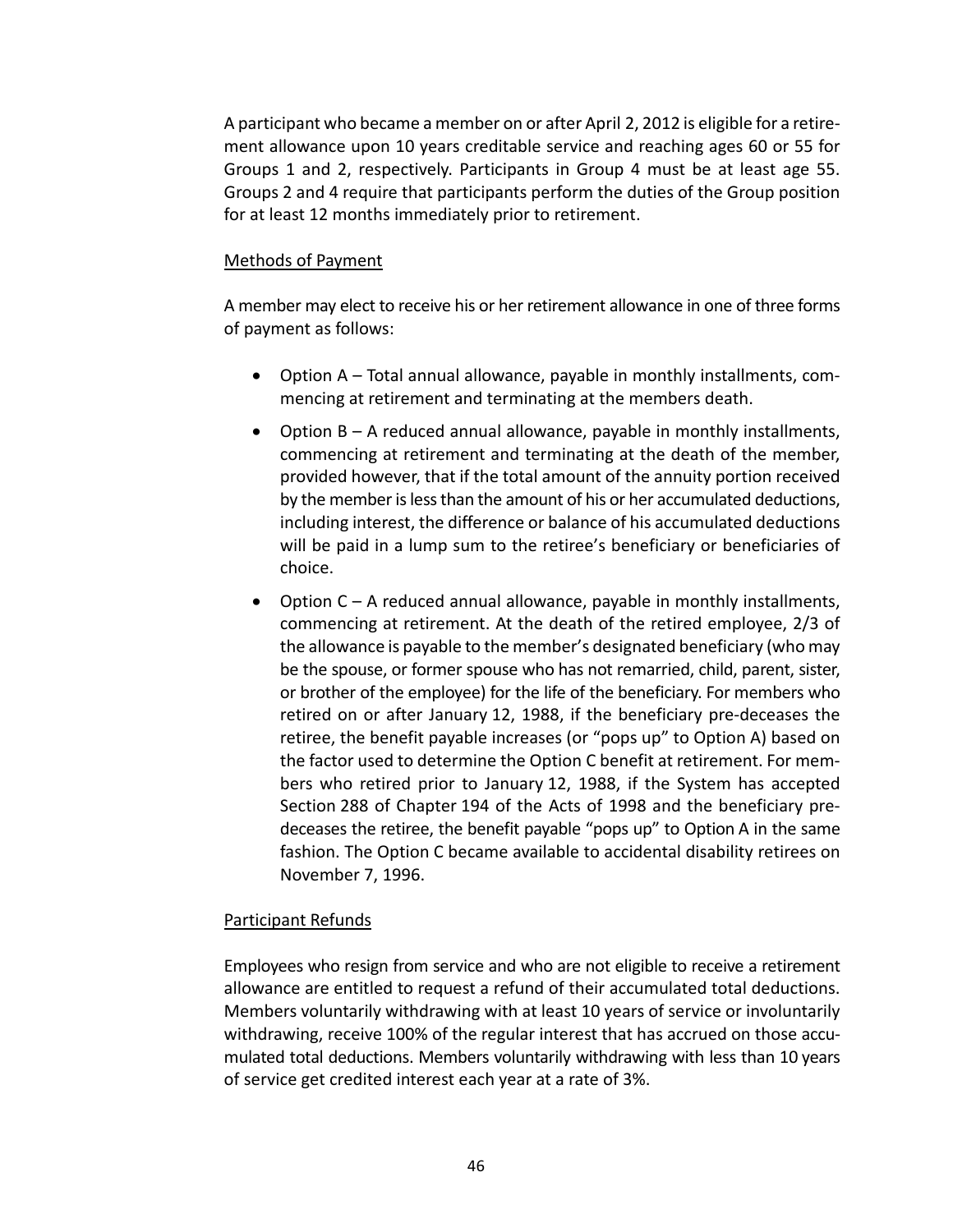A participant who became a member on or after April 2, 2012 is eligible for a retirement allowance upon 10 years creditable service and reaching ages 60 or 55 for Groups 1 and 2, respectively. Participants in Group 4 must be at least age 55. Groups 2 and 4 require that participants perform the duties of the Group position for at least 12 months immediately prior to retirement.

<u>Methods of Payment</u>

A member may elect to receive his or her retirement allowance in one of three forms of payment as follows:

- Option A – Total annual allowance, payable in monthly installments, commencing at retirement and terminating at the members death.
- Option B – A reduced annual allowance, payable in monthly installments, commencing at retirement and terminating at the death of the member, provided however, that if the total amount of the annuity portion received by the member is less than the amount of his or her accumulated deductions, including interest, the difference or balance of his accumulated deductions will be paid in a lump sum to the retiree's beneficiary or beneficiaries of choice.
- Option C – A reduced annual allowance, payable in monthly installments, commencing at retirement. At the death of the retired employee, 2/3 of the allowance is payable to the member's designated beneficiary (who may be the spouse, or former spouse who has not remarried, child, parent, sister, or brother of the employee) for the life of the beneficiary. For members who retired on or after January 12, 1988, if the beneficiary pre-deceases the retiree, the benefit payable increases (or "pops up" to Option A) based on the factor used to determine the Option C benefit at retirement. For members who retired prior to January 12, 1988, if the System has accepted Section 288 of Chapter 194 of the Acts of 1998 and the beneficiary pre-deceases the retiree, the benefit payable "pops up" to Option A in the same fashion. The Option C became available to accidental disability retirees on November 7, 1996.

<u>Participant Refunds</u>

Employees who resign from service and who are not eligible to receive a retirement allowance are entitled to request a refund of their accumulated total deductions. Members voluntarily withdrawing with at least 10 years of service or involuntarily withdrawing, receive 100% of the regular interest that has accrued on those accumulated total deductions. Members voluntarily withdrawing with less than 10 years of service get credited interest each year at a rate of 3%.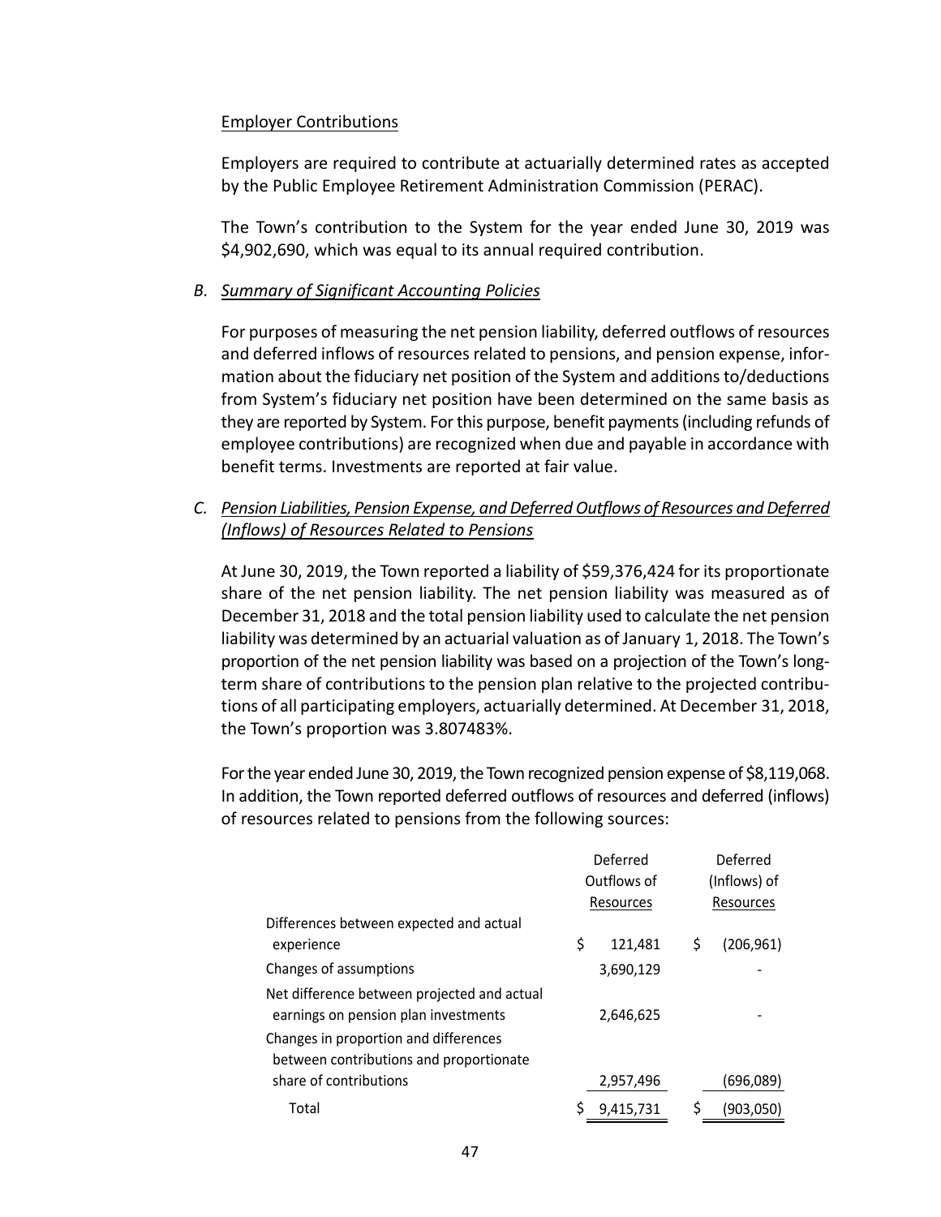Employer Contributions

Employers are required to contribute at actuarially determined rates as accepted by the Public Employee Retirement Administration Commission (PERAC).

The Town's contribution to the System for the year ended June 30, 2019 was \$4,902,690, which was equal to its annual required contribution.

*B. Summary of Significant Accounting Policies*

For purposes of measuring the net pension liability, deferred outflows of resources and deferred inflows of resources related to pensions, and pension expense, information about the fiduciary net position of the System and additions to/deductions from System's fiduciary net position have been determined on the same basis as they are reported by System. For this purpose, benefit payments (including refunds of employee contributions) are recognized when due and payable in accordance with benefit terms. Investments are reported at fair value.

*C. Pension Liabilities, Pension Expense, and Deferred Outflows of Resources and Deferred (Inflows) of Resources Related to Pensions*

At June 30, 2019, the Town reported a liability of \$59,376,424 for its proportionate share of the net pension liability. The net pension liability was measured as of December 31, 2018 and the total pension liability used to calculate the net pension liability was determined by an actuarial valuation as of January 1, 2018. The Town's proportion of the net pension liability was based on a projection of the Town's long-term share of contributions to the pension plan relative to the projected contributions of all participating employers, actuarially determined. At December 31, 2018, the Town's proportion was 3.807483%.

For the year ended June 30, 2019, the Town recognized pension expense of \$8,119,068. In addition, the Town reported deferred outflows of resources and deferred (inflows) of resources related to pensions from the following sources:

| | Deferred Outflows of Resources | Deferred (Inflows) of Resources |
|---|---|---|
| Differences between expected and actual experience | \$ 121,481 | \$ (206,961) |
| Changes of assumptions | 3,690,129 | - |
| Net difference between projected and actual earnings on pension plan investments | 2,646,625 | - |
| Changes in proportion and differences between contributions and proportionate share of contributions | 2,957,496 | (696,089) |
| Total | \$ 9,415,731 | \$ (903,050) |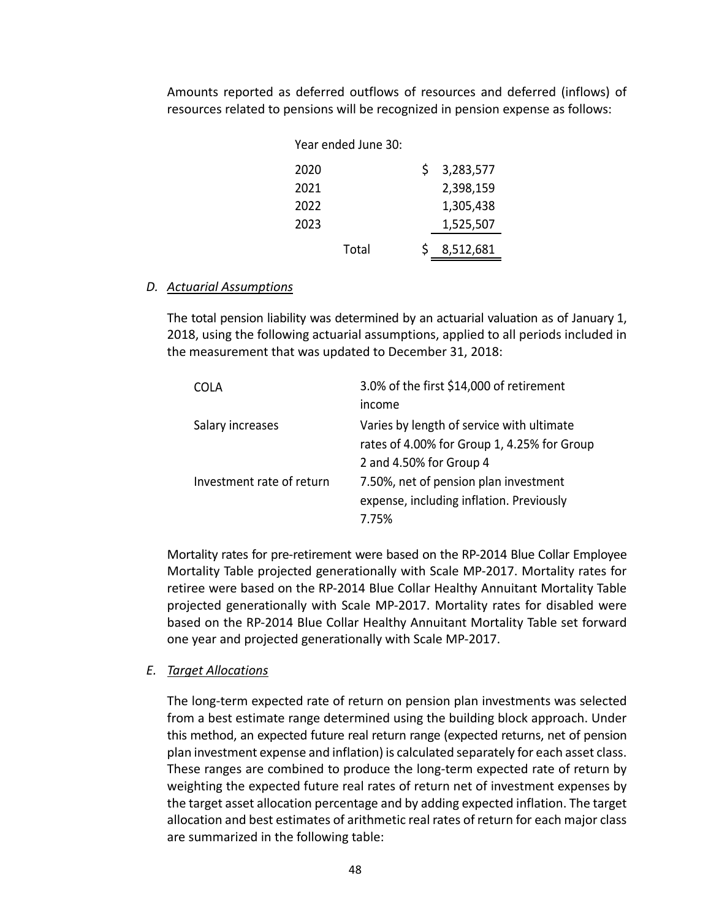Amounts reported as deferred outflows of resources and deferred (inflows) of resources related to pensions will be recognized in pension expense as follows:

| Year ended June 30: | |
|---|---|
| 2020 | $ 3,283,577 |
| 2021 | 2,398,159 |
| 2022 | 1,305,438 |
| 2023 | 1,525,507 |
| Total | $ 8,512,681 |

D. *Actuarial Assumptions*

The total pension liability was determined by an actuarial valuation as of January 1, 2018, using the following actuarial assumptions, applied to all periods included in the measurement that was updated to December 31, 2018:

| | |
|---|---|
| COLA | 3.0% of the first $14,000 of retirement income |
| Salary increases | Varies by length of service with ultimate rates of 4.00% for Group 1, 4.25% for Group 2 and 4.50% for Group 4 |
| Investment rate of return | 7.50%, net of pension plan investment expense, including inflation. Previously 7.75% |

Mortality rates for pre-retirement were based on the RP-2014 Blue Collar Employee Mortality Table projected generationally with Scale MP-2017. Mortality rates for retiree were based on the RP-2014 Blue Collar Healthy Annuitant Mortality Table projected generationally with Scale MP-2017. Mortality rates for disabled were based on the RP-2014 Blue Collar Healthy Annuitant Mortality Table set forward one year and projected generationally with Scale MP-2017.

E. *Target Allocations*

The long-term expected rate of return on pension plan investments was selected from a best estimate range determined using the building block approach. Under this method, an expected future real return range (expected returns, net of pension plan investment expense and inflation) is calculated separately for each asset class. These ranges are combined to produce the long-term expected rate of return by weighting the expected future real rates of return net of investment expenses by the target asset allocation percentage and by adding expected inflation. The target allocation and best estimates of arithmetic real rates of return for each major class are summarized in the following table: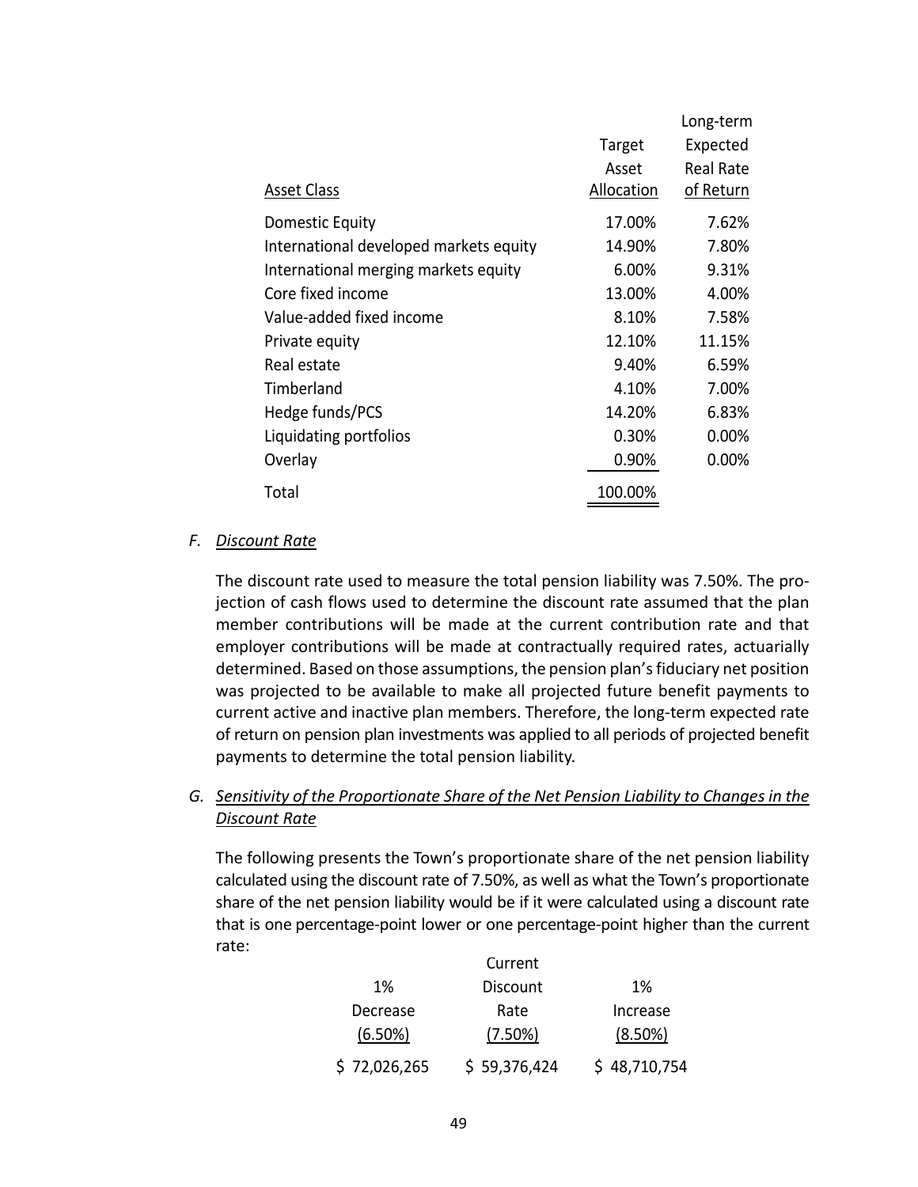| Asset Class | Target Asset Allocation | Long-term Expected Real Rate of Return |
|---|---|---|
| Domestic Equity | 17.00% | 7.62% |
| International developed markets equity | 14.90% | 7.80% |
| International merging markets equity | 6.00% | 9.31% |
| Core fixed income | 13.00% | 4.00% |
| Value-added fixed income | 8.10% | 7.58% |
| Private equity | 12.10% | 11.15% |
| Real estate | 9.40% | 6.59% |
| Timberland | 4.10% | 7.00% |
| Hedge funds/PCS | 14.20% | 6.83% |
| Liquidating portfolios | 0.30% | 0.00% |
| Overlay | 0.90% | 0.00% |
| Total | 100.00% | |

F. *Discount Rate*

The discount rate used to measure the total pension liability was 7.50%. The projection of cash flows used to determine the discount rate assumed that the plan member contributions will be made at the current contribution rate and that employer contributions will be made at contractually required rates, actuarially determined. Based on those assumptions, the pension plan's fiduciary net position was projected to be available to make all projected future benefit payments to current active and inactive plan members. Therefore, the long-term expected rate of return on pension plan investments was applied to all periods of projected benefit payments to determine the total pension liability.

G. *Sensitivity of the Proportionate Share of the Net Pension Liability to Changes in the Discount Rate*

The following presents the Town's proportionate share of the net pension liability calculated using the discount rate of 7.50%, as well as what the Town's proportionate share of the net pension liability would be if it were calculated using a discount rate that is one percentage-point lower or one percentage-point higher than the current rate:

| 1% Decrease (6.50%) | Current Discount Rate (7.50%) | 1% Increase (8.50%) |
|---|---|---|
| $ 72,026,265 | $ 59,376,424 | $ 48,710,754 |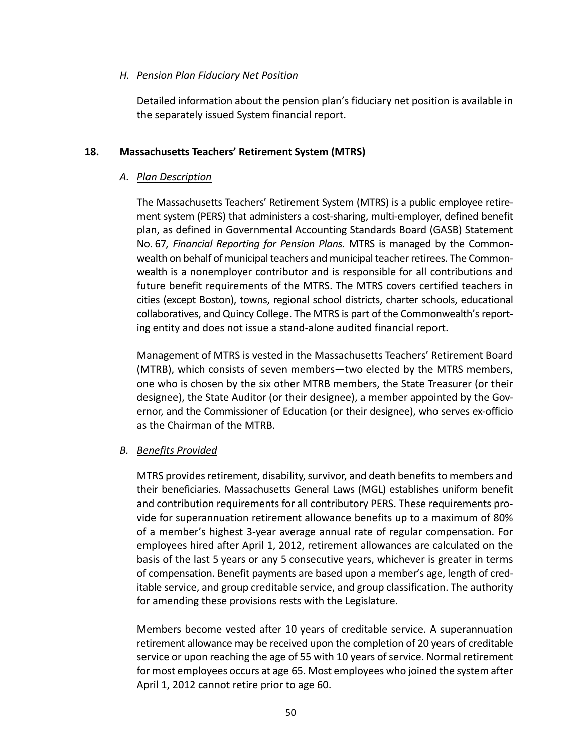### H. Pension Plan Fiduciary Net Position

Detailed information about the pension plan's fiduciary net position is available in the separately issued System financial report.

## 18. Massachusetts Teachers' Retirement System (MTRS)

### A. Plan Description

The Massachusetts Teachers' Retirement System (MTRS) is a public employee retirement system (PERS) that administers a cost-sharing, multi-employer, defined benefit plan, as defined in Governmental Accounting Standards Board (GASB) Statement No. 67*, Financial Reporting for Pension Plans.* MTRS is managed by the Commonwealth on behalf of municipal teachers and municipal teacher retirees. The Commonwealth is a nonemployer contributor and is responsible for all contributions and future benefit requirements of the MTRS. The MTRS covers certified teachers in cities (except Boston), towns, regional school districts, charter schools, educational collaboratives, and Quincy College. The MTRS is part of the Commonwealth's reporting entity and does not issue a stand-alone audited financial report.

Management of MTRS is vested in the Massachusetts Teachers' Retirement Board (MTRB), which consists of seven members—two elected by the MTRS members, one who is chosen by the six other MTRB members, the State Treasurer (or their designee), the State Auditor (or their designee), a member appointed by the Governor, and the Commissioner of Education (or their designee), who serves ex-officio as the Chairman of the MTRB.

### B. Benefits Provided

MTRS provides retirement, disability, survivor, and death benefits to members and their beneficiaries. Massachusetts General Laws (MGL) establishes uniform benefit and contribution requirements for all contributory PERS. These requirements provide for superannuation retirement allowance benefits up to a maximum of 80% of a member's highest 3-year average annual rate of regular compensation. For employees hired after April 1, 2012, retirement allowances are calculated on the basis of the last 5 years or any 5 consecutive years, whichever is greater in terms of compensation. Benefit payments are based upon a member's age, length of creditable service, and group creditable service, and group classification. The authority for amending these provisions rests with the Legislature.

Members become vested after 10 years of creditable service. A superannuation retirement allowance may be received upon the completion of 20 years of creditable service or upon reaching the age of 55 with 10 years of service. Normal retirement for most employees occurs at age 65. Most employees who joined the system after April 1, 2012 cannot retire prior to age 60.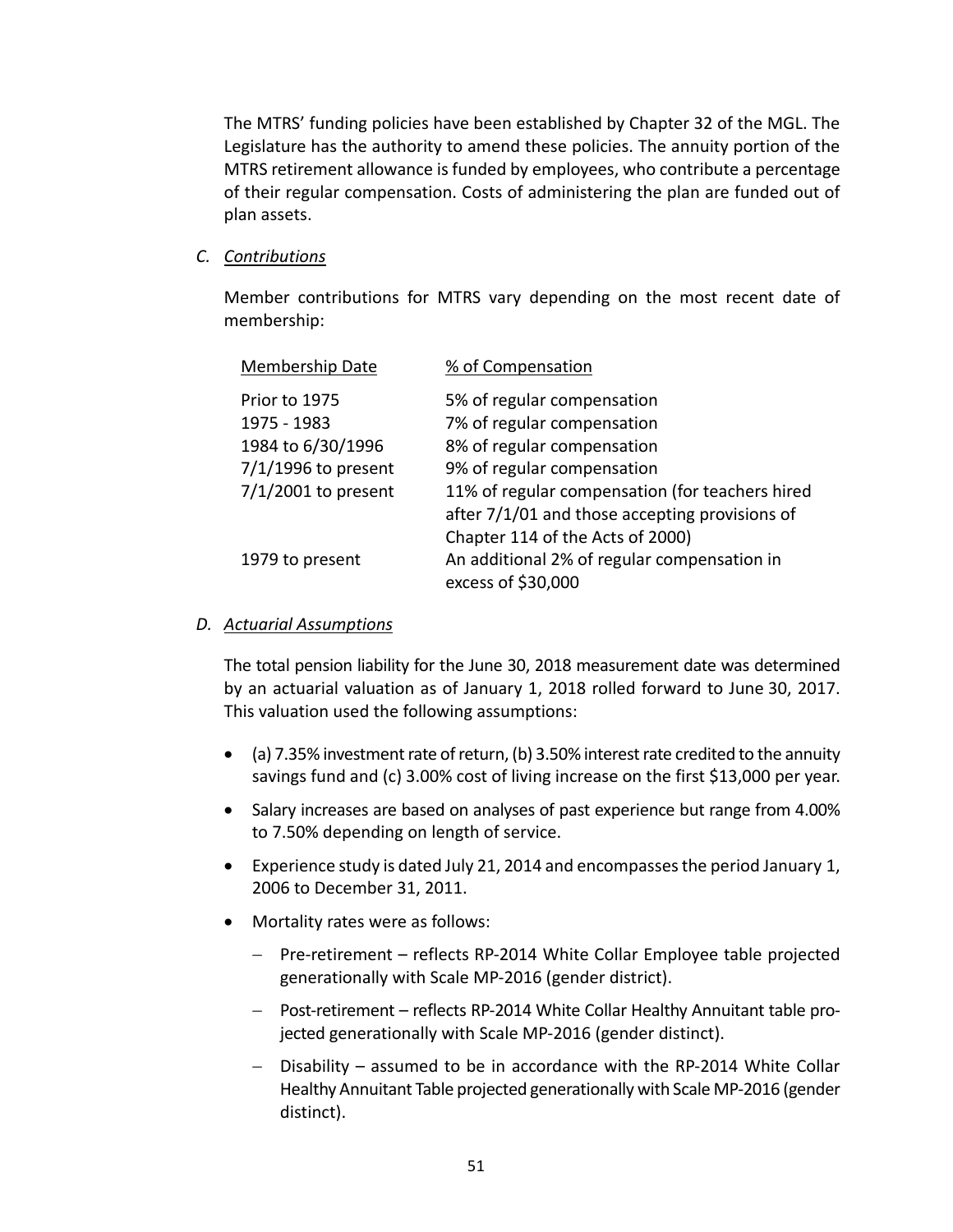The MTRS' funding policies have been established by Chapter 32 of the MGL. The Legislature has the authority to amend these policies. The annuity portion of the MTRS retirement allowance is funded by employees, who contribute a percentage of their regular compensation. Costs of administering the plan are funded out of plan assets.

C. *Contributions*

Member contributions for MTRS vary depending on the most recent date of membership:

| Membership Date | % of Compensation |
|---|---|
| Prior to 1975 | 5% of regular compensation |
| 1975 - 1983 | 7% of regular compensation |
| 1984 to 6/30/1996 | 8% of regular compensation |
| 7/1/1996 to present | 9% of regular compensation |
| 7/1/2001 to present | 11% of regular compensation (for teachers hired after 7/1/01 and those accepting provisions of Chapter 114 of the Acts of 2000) |
| 1979 to present | An additional 2% of regular compensation in excess of $30,000 |

D. *Actuarial Assumptions*

The total pension liability for the June 30, 2018 measurement date was determined by an actuarial valuation as of January 1, 2018 rolled forward to June 30, 2017. This valuation used the following assumptions:

- (a) 7.35% investment rate of return, (b) 3.50% interest rate credited to the annuity savings fund and (c) 3.00% cost of living increase on the first $13,000 per year.
- Salary increases are based on analyses of past experience but range from 4.00% to 7.50% depending on length of service.
- Experience study is dated July 21, 2014 and encompasses the period January 1, 2006 to December 31, 2011.
- Mortality rates were as follows:
  - Pre-retirement – reflects RP-2014 White Collar Employee table projected generationally with Scale MP-2016 (gender district).
  - Post-retirement – reflects RP-2014 White Collar Healthy Annuitant table projected generationally with Scale MP-2016 (gender distinct).
  - Disability – assumed to be in accordance with the RP-2014 White Collar Healthy Annuitant Table projected generationally with Scale MP-2016 (gender distinct).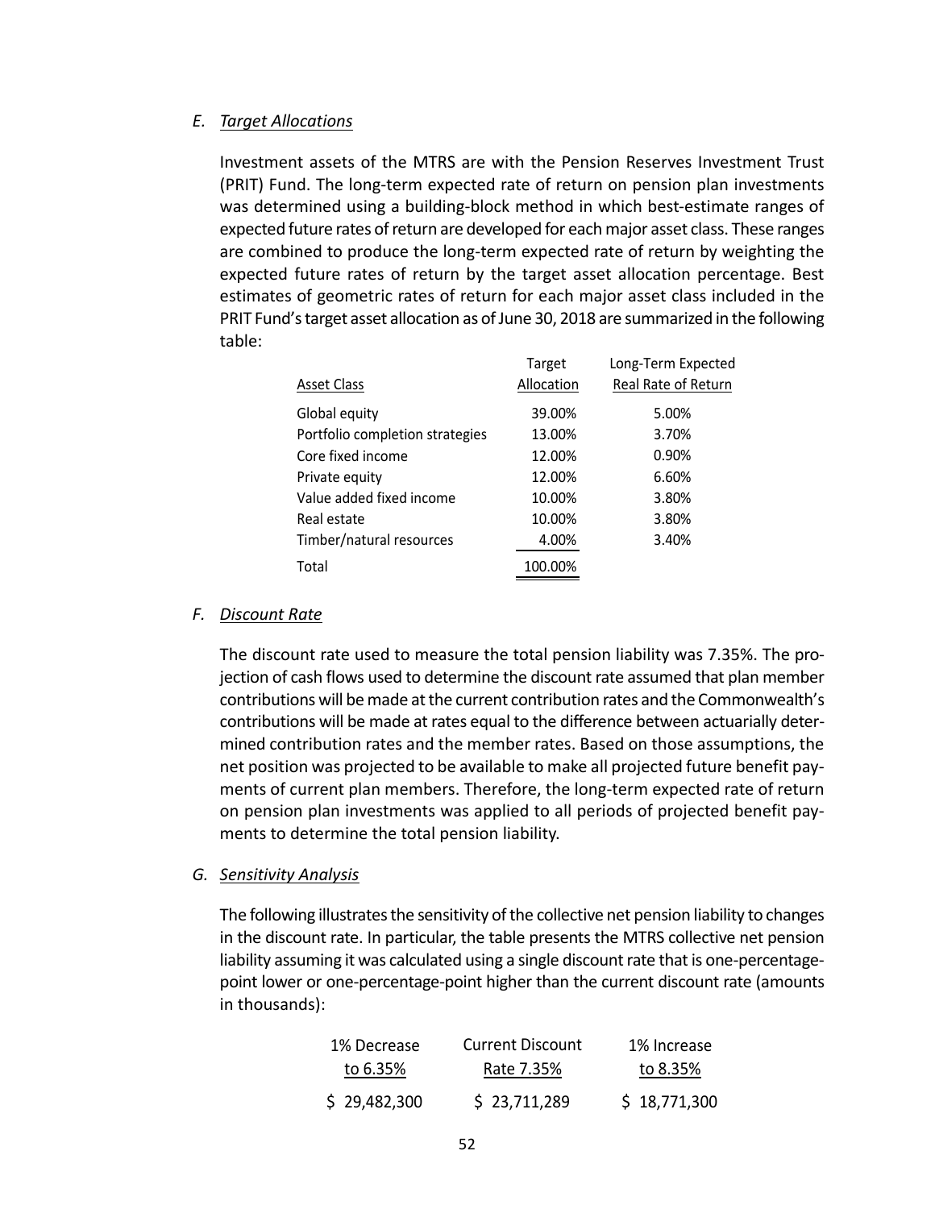### E. Target Allocations

Investment assets of the MTRS are with the Pension Reserves Investment Trust (PRIT) Fund. The long-term expected rate of return on pension plan investments was determined using a building-block method in which best-estimate ranges of expected future rates of return are developed for each major asset class. These ranges are combined to produce the long-term expected rate of return by weighting the expected future rates of return by the target asset allocation percentage. Best estimates of geometric rates of return for each major asset class included in the PRIT Fund's target asset allocation as of June 30, 2018 are summarized in the following table:

| Asset Class | Target Allocation | Long-Term Expected Real Rate of Return |
|---|---|---|
| Global equity | 39.00% | 5.00% |
| Portfolio completion strategies | 13.00% | 3.70% |
| Core fixed income | 12.00% | 0.90% |
| Private equity | 12.00% | 6.60% |
| Value added fixed income | 10.00% | 3.80% |
| Real estate | 10.00% | 3.80% |
| Timber/natural resources | 4.00% | 3.40% |
| Total | 100.00% | |

### F. Discount Rate

The discount rate used to measure the total pension liability was 7.35%. The projection of cash flows used to determine the discount rate assumed that plan member contributions will be made at the current contribution rates and the Commonwealth's contributions will be made at rates equal to the difference between actuarially determined contribution rates and the member rates. Based on those assumptions, the net position was projected to be available to make all projected future benefit payments of current plan members. Therefore, the long-term expected rate of return on pension plan investments was applied to all periods of projected benefit payments to determine the total pension liability.

### G. Sensitivity Analysis

The following illustrates the sensitivity of the collective net pension liability to changes in the discount rate. In particular, the table presents the MTRS collective net pension liability assuming it was calculated using a single discount rate that is one-percentage-point lower or one-percentage-point higher than the current discount rate (amounts in thousands):

| 1% Decrease to 6.35% | Current Discount Rate 7.35% | 1% Increase to 8.35% |
|---|---|---|
| $ 29,482,300 | $ 23,711,289 | $ 18,771,300 |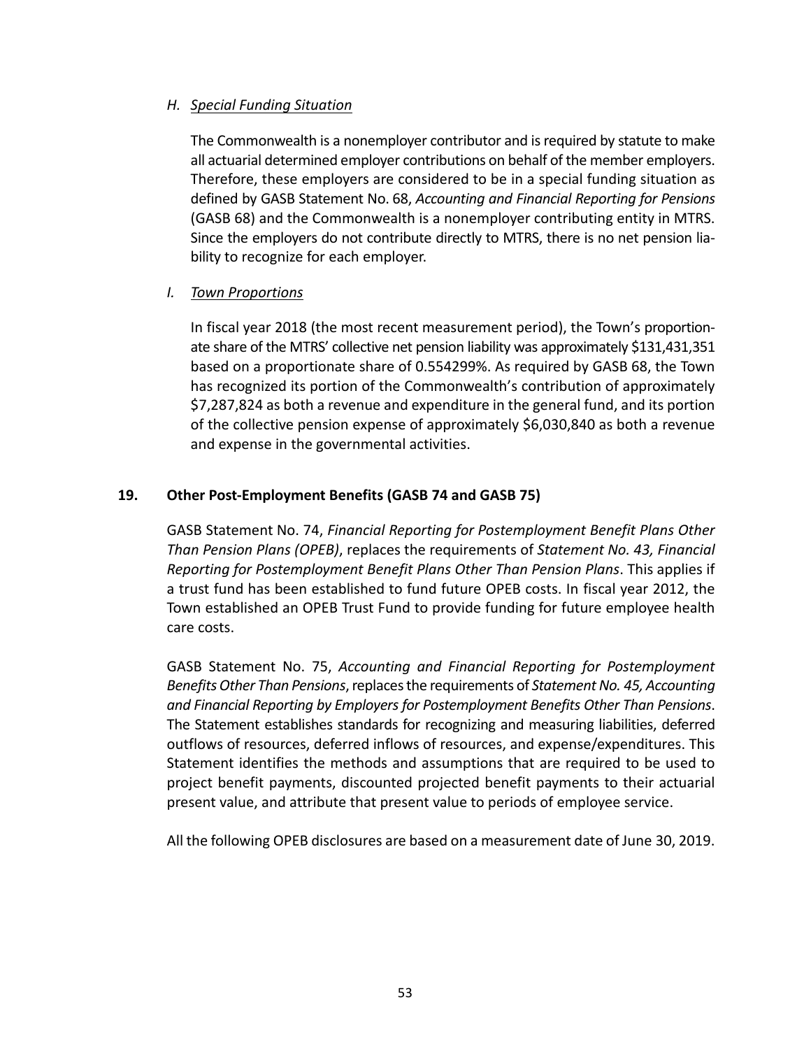*H. Special Funding Situation*

The Commonwealth is a nonemployer contributor and is required by statute to make all actuarial determined employer contributions on behalf of the member employers. Therefore, these employers are considered to be in a special funding situation as defined by GASB Statement No. 68, *Accounting and Financial Reporting for Pensions* (GASB 68) and the Commonwealth is a nonemployer contributing entity in MTRS. Since the employers do not contribute directly to MTRS, there is no net pension liability to recognize for each employer.

*I. Town Proportions*

In fiscal year 2018 (the most recent measurement period), the Town's proportionate share of the MTRS' collective net pension liability was approximately $131,431,351 based on a proportionate share of 0.554299%. As required by GASB 68, the Town has recognized its portion of the Commonwealth's contribution of approximately $7,287,824 as both a revenue and expenditure in the general fund, and its portion of the collective pension expense of approximately $6,030,840 as both a revenue and expense in the governmental activities.

## 19. Other Post-Employment Benefits (GASB 74 and GASB 75)

GASB Statement No. 74, *Financial Reporting for Postemployment Benefit Plans Other Than Pension Plans (OPEB)*, replaces the requirements of *Statement No. 43, Financial Reporting for Postemployment Benefit Plans Other Than Pension Plans*. This applies if a trust fund has been established to fund future OPEB costs. In fiscal year 2012, the Town established an OPEB Trust Fund to provide funding for future employee health care costs.

GASB Statement No. 75, *Accounting and Financial Reporting for Postemployment Benefits Other Than Pensions*, replaces the requirements of *Statement No. 45, Accounting and Financial Reporting by Employers for Postemployment Benefits Other Than Pensions*. The Statement establishes standards for recognizing and measuring liabilities, deferred outflows of resources, deferred inflows of resources, and expense/expenditures. This Statement identifies the methods and assumptions that are required to be used to project benefit payments, discounted projected benefit payments to their actuarial present value, and attribute that present value to periods of employee service.

All the following OPEB disclosures are based on a measurement date of June 30, 2019.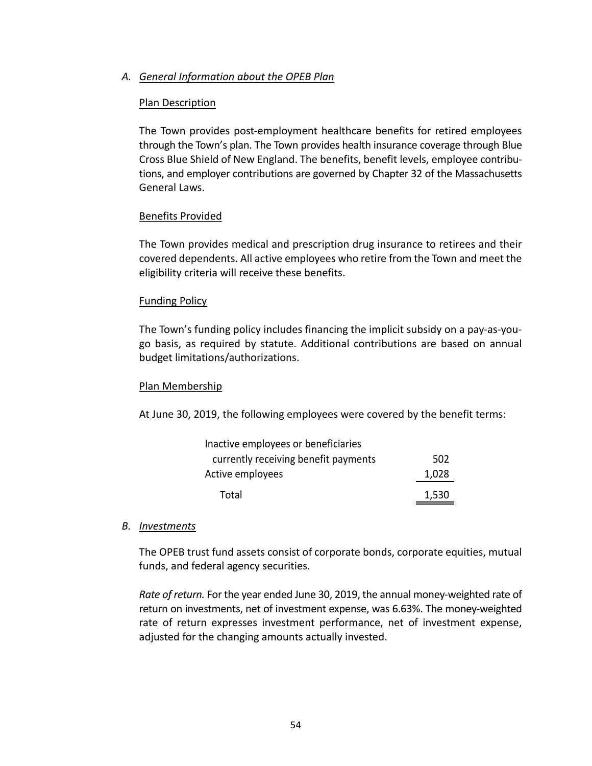## A. *General Information about the OPEB Plan*

### Plan Description

The Town provides post-employment healthcare benefits for retired employees through the Town's plan. The Town provides health insurance coverage through Blue Cross Blue Shield of New England. The benefits, benefit levels, employee contributions, and employer contributions are governed by Chapter 32 of the Massachusetts General Laws.

### Benefits Provided

The Town provides medical and prescription drug insurance to retirees and their covered dependents. All active employees who retire from the Town and meet the eligibility criteria will receive these benefits.

### Funding Policy

The Town's funding policy includes financing the implicit subsidy on a pay-as-you-go basis, as required by statute. Additional contributions are based on annual budget limitations/authorizations.

### Plan Membership

At June 30, 2019, the following employees were covered by the benefit terms:

| | |
|---|---|
| Inactive employees or beneficiaries currently receiving benefit payments | 502 |
| Active employees | 1,028 |
| Total | 1,530 |

## B. *Investments*

The OPEB trust fund assets consist of corporate bonds, corporate equities, mutual funds, and federal agency securities.

*Rate of return.* For the year ended June 30, 2019, the annual money-weighted rate of return on investments, net of investment expense, was 6.63%. The money-weighted rate of return expresses investment performance, net of investment expense, adjusted for the changing amounts actually invested.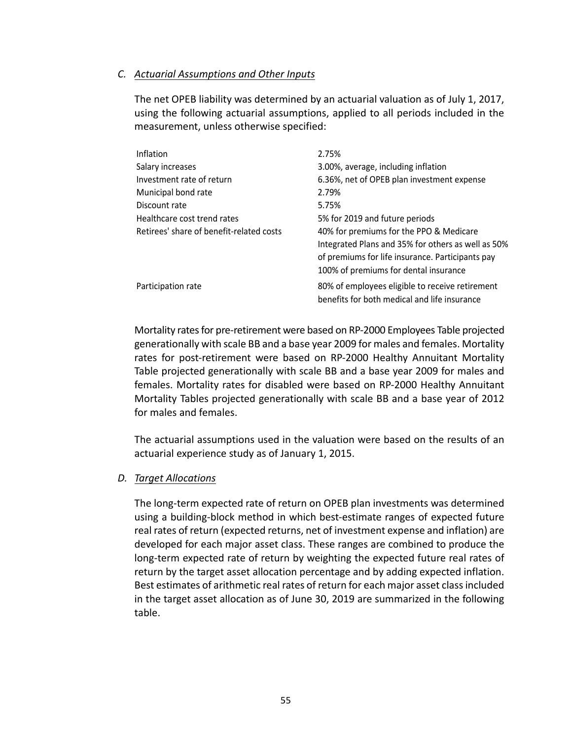### C. *Actuarial Assumptions and Other Inputs*

The net OPEB liability was determined by an actuarial valuation as of July 1, 2017, using the following actuarial assumptions, applied to all periods included in the measurement, unless otherwise specified:

| | |
|---|---|
| Inflation | 2.75% |
| Salary increases | 3.00%, average, including inflation |
| Investment rate of return | 6.36%, net of OPEB plan investment expense |
| Municipal bond rate | 2.79% |
| Discount rate | 5.75% |
| Healthcare cost trend rates | 5% for 2019 and future periods |
| Retirees' share of benefit-related costs | 40% for premiums for the PPO & Medicare Integrated Plans and 35% for others as well as 50% of premiums for life insurance. Participants pay 100% of premiums for dental insurance |
| Participation rate | 80% of employees eligible to receive retirement benefits for both medical and life insurance |

Mortality rates for pre-retirement were based on RP-2000 Employees Table projected generationally with scale BB and a base year 2009 for males and females. Mortality rates for post-retirement were based on RP-2000 Healthy Annuitant Mortality Table projected generationally with scale BB and a base year 2009 for males and females. Mortality rates for disabled were based on RP-2000 Healthy Annuitant Mortality Tables projected generationally with scale BB and a base year of 2012 for males and females.

The actuarial assumptions used in the valuation were based on the results of an actuarial experience study as of January 1, 2015.

### D. *Target Allocations*

The long-term expected rate of return on OPEB plan investments was determined using a building-block method in which best-estimate ranges of expected future real rates of return (expected returns, net of investment expense and inflation) are developed for each major asset class. These ranges are combined to produce the long-term expected rate of return by weighting the expected future real rates of return by the target asset allocation percentage and by adding expected inflation. Best estimates of arithmetic real rates of return for each major asset class included in the target asset allocation as of June 30, 2019 are summarized in the following table.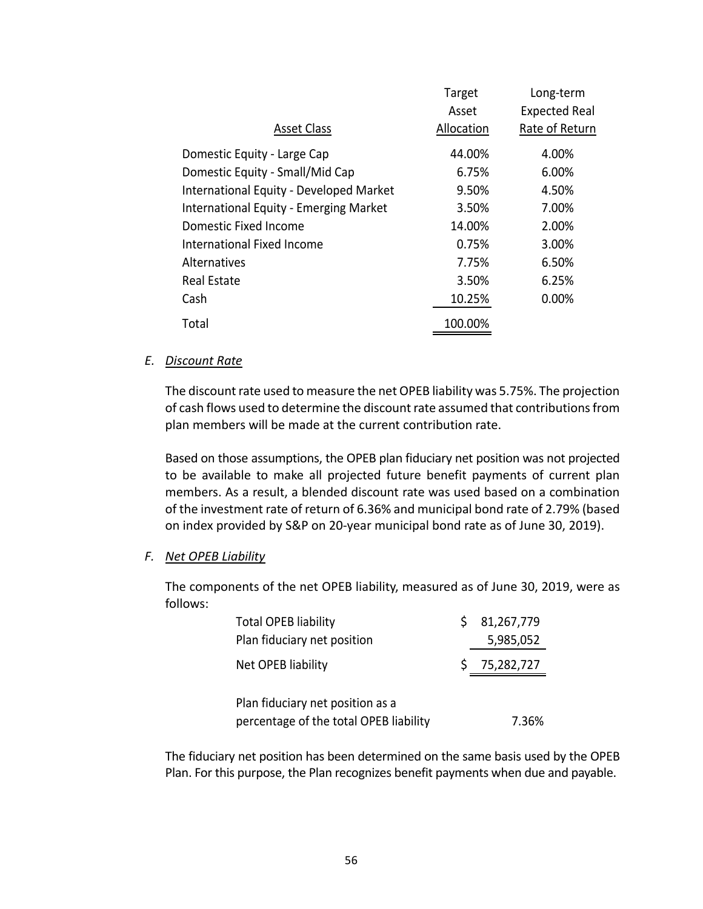| Asset Class | Target Asset Allocation | Long-term Expected Real Rate of Return |
|---|---|---|
| Domestic Equity - Large Cap | 44.00% | 4.00% |
| Domestic Equity - Small/Mid Cap | 6.75% | 6.00% |
| International Equity - Developed Market | 9.50% | 4.50% |
| International Equity - Emerging Market | 3.50% | 7.00% |
| Domestic Fixed Income | 14.00% | 2.00% |
| International Fixed Income | 0.75% | 3.00% |
| Alternatives | 7.75% | 6.50% |
| Real Estate | 3.50% | 6.25% |
| Cash | 10.25% | 0.00% |
| Total | 100.00% | |

*E. Discount Rate*

The discount rate used to measure the net OPEB liability was 5.75%. The projection of cash flows used to determine the discount rate assumed that contributions from plan members will be made at the current contribution rate.

Based on those assumptions, the OPEB plan fiduciary net position was not projected to be available to make all projected future benefit payments of current plan members. As a result, a blended discount rate was used based on a combination of the investment rate of return of 6.36% and municipal bond rate of 2.79% (based on index provided by S&P on 20-year municipal bond rate as of June 30, 2019).

*F. Net OPEB Liability*

The components of the net OPEB liability, measured as of June 30, 2019, were as follows:

| | |
|---|---|
| Total OPEB liability | $ 81,267,779 |
| Plan fiduciary net position | 5,985,052 |
| Net OPEB liability | $ 75,282,727 |
| Plan fiduciary net position as a percentage of the total OPEB liability | 7.36% |

The fiduciary net position has been determined on the same basis used by the OPEB Plan. For this purpose, the Plan recognizes benefit payments when due and payable.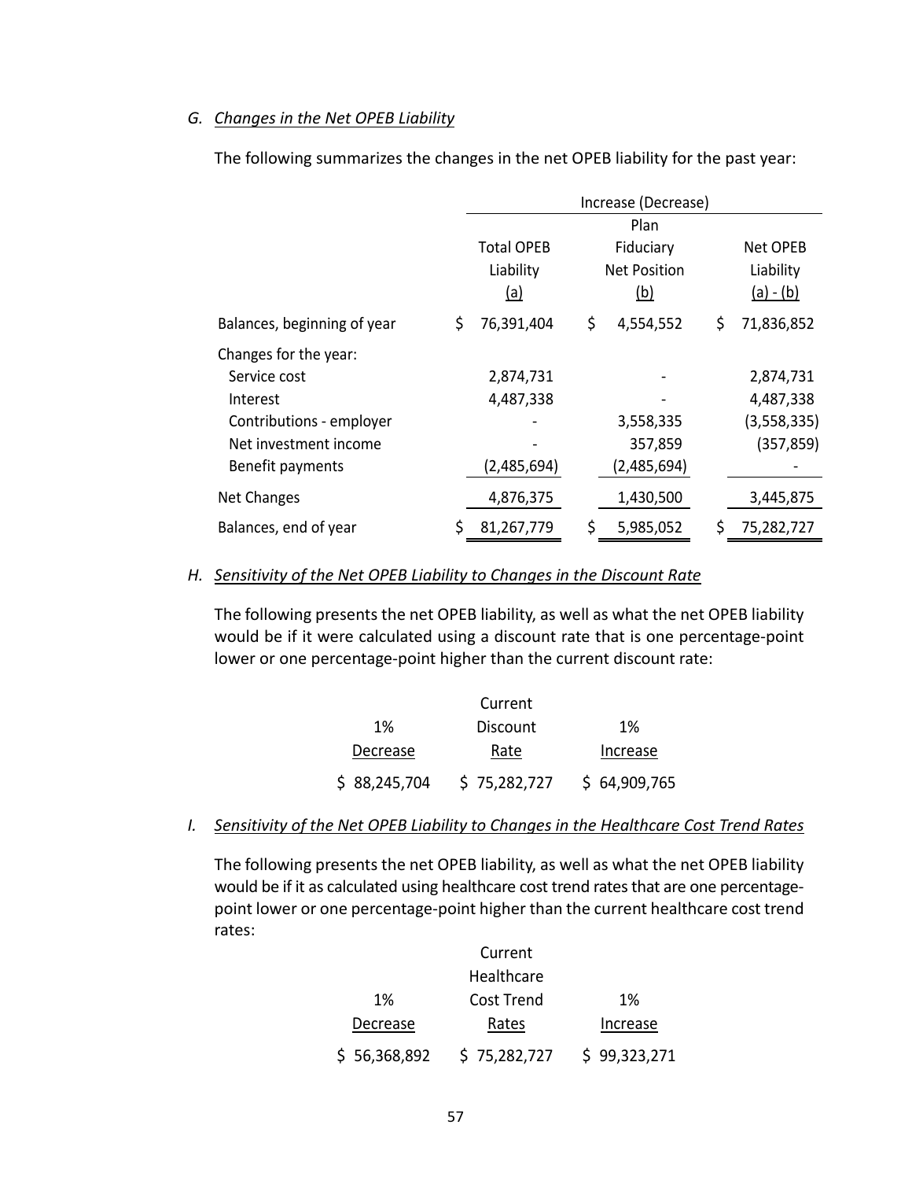### G. *Changes in the Net OPEB Liability*

The following summarizes the changes in the net OPEB liability for the past year:

| | Increase (Decrease) | | |
|---|---|---|---|
| | Total OPEB Liability (a) | Plan Fiduciary Net Position (b) | Net OPEB Liability (a) - (b) |
| Balances, beginning of year | $ 76,391,404 | $ 4,554,552 | $ 71,836,852 |
| Changes for the year: | | | |
| Service cost | 2,874,731 | - | 2,874,731 |
| Interest | 4,487,338 | - | 4,487,338 |
| Contributions - employer | - | 3,558,335 | (3,558,335) |
| Net investment income | - | 357,859 | (357,859) |
| Benefit payments | (2,485,694) | (2,485,694) | - |
| Net Changes | 4,876,375 | 1,430,500 | 3,445,875 |
| Balances, end of year | $ 81,267,779 | $ 5,985,052 | $ 75,282,727 |

### H. *Sensitivity of the Net OPEB Liability to Changes in the Discount Rate*

The following presents the net OPEB liability, as well as what the net OPEB liability would be if it were calculated using a discount rate that is one percentage-point lower or one percentage-point higher than the current discount rate:

| 1% Decrease | Current Discount Rate | 1% Increase |
|---|---|---|
| $ 88,245,704 | $ 75,282,727 | $ 64,909,765 |

### I. *Sensitivity of the Net OPEB Liability to Changes in the Healthcare Cost Trend Rates*

The following presents the net OPEB liability, as well as what the net OPEB liability would be if it as calculated using healthcare cost trend rates that are one percentage-point lower or one percentage-point higher than the current healthcare cost trend rates:

| 1% Decrease | Current Healthcare Cost Trend Rates | 1% Increase |
|---|---|---|
| $ 56,368,892 | $ 75,282,727 | $ 99,323,271 |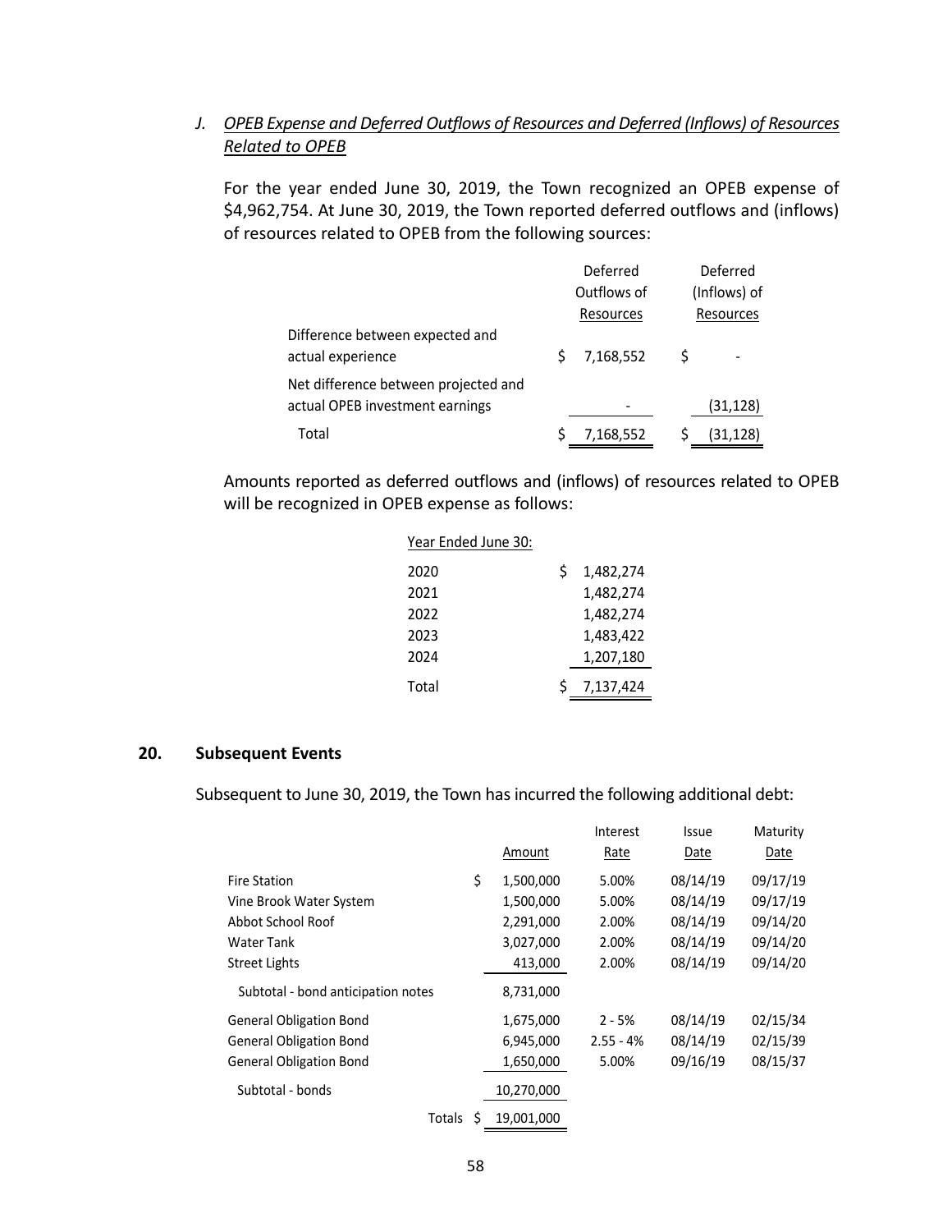### J. *OPEB Expense and Deferred Outflows of Resources and Deferred (Inflows) of Resources Related to OPEB*

For the year ended June 30, 2019, the Town recognized an OPEB expense of $4,962,754. At June 30, 2019, the Town reported deferred outflows and (inflows) of resources related to OPEB from the following sources:

| | Deferred Outflows of Resources | Deferred (Inflows) of Resources |
|---|---|---|
| Difference between expected and actual experience | $ 7,168,552 | $ - |
| Net difference between projected and actual OPEB investment earnings | - | (31,128) |
| Total | $ 7,168,552 | $ (31,128) |

Amounts reported as deferred outflows and (inflows) of resources related to OPEB will be recognized in OPEB expense as follows:

| Year Ended June 30: | |
|---|---|
| 2020 | $ 1,482,274 |
| 2021 | 1,482,274 |
| 2022 | 1,482,274 |
| 2023 | 1,483,422 |
| 2024 | 1,207,180 |
| Total | $ 7,137,424 |

## 20. Subsequent Events

Subsequent to June 30, 2019, the Town has incurred the following additional debt:

| | Amount | Interest Rate | Issue Date | Maturity Date |
|---|---|---|---|---|
| Fire Station | $ 1,500,000 | 5.00% | 08/14/19 | 09/17/19 |
| Vine Brook Water System | 1,500,000 | 5.00% | 08/14/19 | 09/17/19 |
| Abbot School Roof | 2,291,000 | 2.00% | 08/14/19 | 09/14/20 |
| Water Tank | 3,027,000 | 2.00% | 08/14/19 | 09/14/20 |
| Street Lights | 413,000 | 2.00% | 08/14/19 | 09/14/20 |
| Subtotal - bond anticipation notes | 8,731,000 | | | |
| General Obligation Bond | 1,675,000 | 2 - 5% | 08/14/19 | 02/15/34 |
| General Obligation Bond | 6,945,000 | 2.55 - 4% | 08/14/19 | 02/15/39 |
| General Obligation Bond | 1,650,000 | 5.00% | 09/16/19 | 08/15/37 |
| Subtotal - bonds | 10,270,000 | | | |
| Totals | $ 19,001,000 | | | |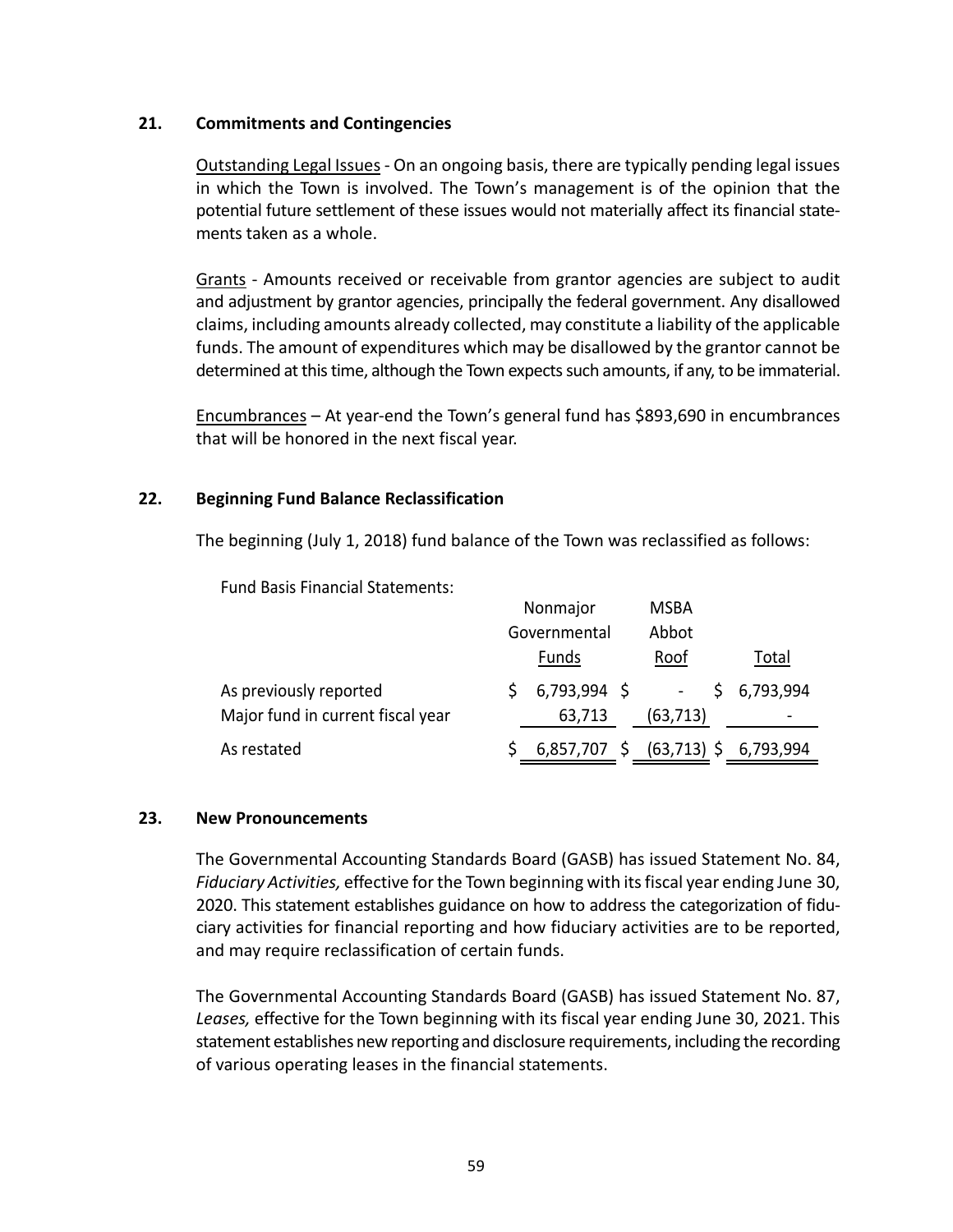## 21. Commitments and Contingencies

Outstanding Legal Issues - On an ongoing basis, there are typically pending legal issues in which the Town is involved. The Town's management is of the opinion that the potential future settlement of these issues would not materially affect its financial statements taken as a whole.

Grants - Amounts received or receivable from grantor agencies are subject to audit and adjustment by grantor agencies, principally the federal government. Any disallowed claims, including amounts already collected, may constitute a liability of the applicable funds. The amount of expenditures which may be disallowed by the grantor cannot be determined at this time, although the Town expects such amounts, if any, to be immaterial.

Encumbrances – At year-end the Town's general fund has $893,690 in encumbrances that will be honored in the next fiscal year.

## 22. Beginning Fund Balance Reclassification

The beginning (July 1, 2018) fund balance of the Town was reclassified as follows:

Fund Basis Financial Statements:

| | Nonmajor Governmental Funds | MSBA Abbot Roof | Total |
|---|---|---|---|
| As previously reported | $ 6,793,994 | $ - | $ 6,793,994 |
| Major fund in current fiscal year | 63,713 | (63,713) | - |
| As restated | $ 6,857,707 | $ (63,713) | $ 6,793,994 |

## 23. New Pronouncements

The Governmental Accounting Standards Board (GASB) has issued Statement No. 84, *Fiduciary Activities,* effective for the Town beginning with its fiscal year ending June 30, 2020. This statement establishes guidance on how to address the categorization of fiduciary activities for financial reporting and how fiduciary activities are to be reported, and may require reclassification of certain funds.

The Governmental Accounting Standards Board (GASB) has issued Statement No. 87, *Leases,* effective for the Town beginning with its fiscal year ending June 30, 2021. This statement establishes new reporting and disclosure requirements, including the recording of various operating leases in the financial statements.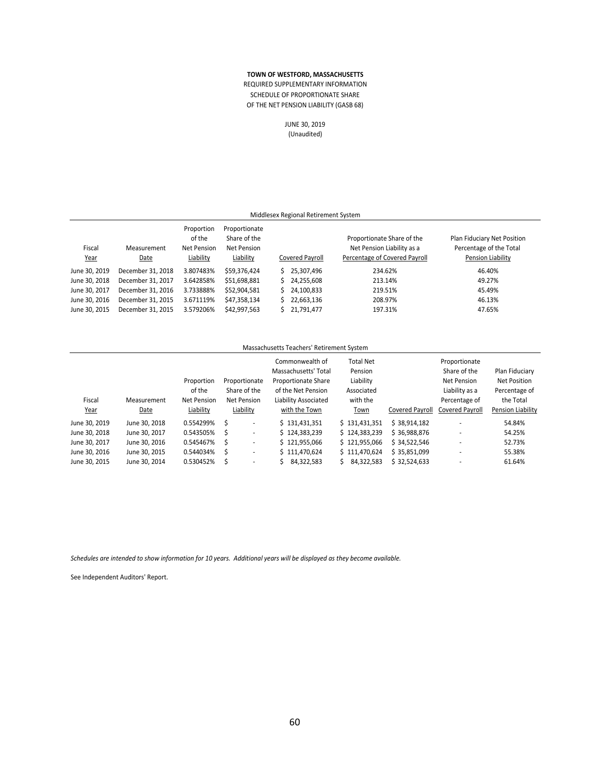**TOWN OF WESTFORD, MASSACHUSETTS**

REQUIRED SUPPLEMENTARY INFORMATION

SCHEDULE OF PROPORTIONATE SHARE

OF THE NET PENSION LIABILITY (GASB 68)

JUNE 30, 2019

(Unaudited)

Middlesex Regional Retirement System

| Fiscal Year | Measurement Date | Proportion of the Net Pension Liability | Proportionate Share of the Net Pension Liability | Covered Payroll | Proportionate Share of the Net Pension Liability as a Percentage of Covered Payroll | Plan Fiduciary Net Position Percentage of the Total Pension Liability |
|---|---|---|---|---|---|---|
| June 30, 2019 | December 31, 2018 | 3.807483% | $59,376,424 | $ 25,307,496 | 234.62% | 46.40% |
| June 30, 2018 | December 31, 2017 | 3.642858% | $51,698,881 | $ 24,255,608 | 213.14% | 49.27% |
| June 30, 2017 | December 31, 2016 | 3.733888% | $52,904,581 | $ 24,100,833 | 219.51% | 45.49% |
| June 30, 2016 | December 31, 2015 | 3.671119% | $47,358,134 | $ 22,663,136 | 208.97% | 46.13% |
| June 30, 2015 | December 31, 2015 | 3.579206% | $42,997,563 | $ 21,791,477 | 197.31% | 47.65% |

Massachusetts Teachers' Retirement System

| Fiscal Year | Measurement Date | Proportion of the Net Pension Liability | Proportionate Share of the Net Pension Liability | Commonwealth of Massachusetts' Total Proportionate Share of the Net Pension Liability Associated with the Town | Total Net Pension Liability Associated with the Town | Covered Payroll | Proportionate Share of the Net Pension Liability as a Percentage of Covered Payroll | Plan Fiduciary Net Position Percentage of the Total Pension Liability |
|---|---|---|---|---|---|---|---|---|
| June 30, 2019 | June 30, 2018 | 0.554299% | $ - | $ 131,431,351 | $ 131,431,351 | $ 38,914,182 | - | 54.84% |
| June 30, 2018 | June 30, 2017 | 0.543505% | $ - | $ 124,383,239 | $ 124,383,239 | $ 36,988,876 | - | 54.25% |
| June 30, 2017 | June 30, 2016 | 0.545467% | $ - | $ 121,955,066 | $ 121,955,066 | $ 34,522,546 | - | 52.73% |
| June 30, 2016 | June 30, 2015 | 0.544034% | $ - | $ 111,470,624 | $ 111,470,624 | $ 35,851,099 | - | 55.38% |
| June 30, 2015 | June 30, 2014 | 0.530452% | $ - | $ 84,322,583 | $ 84,322,583 | $ 32,524,633 | - | 61.64% |

*Schedules are intended to show information for 10 years. Additional years will be displayed as they become available.*

See Independent Auditors' Report.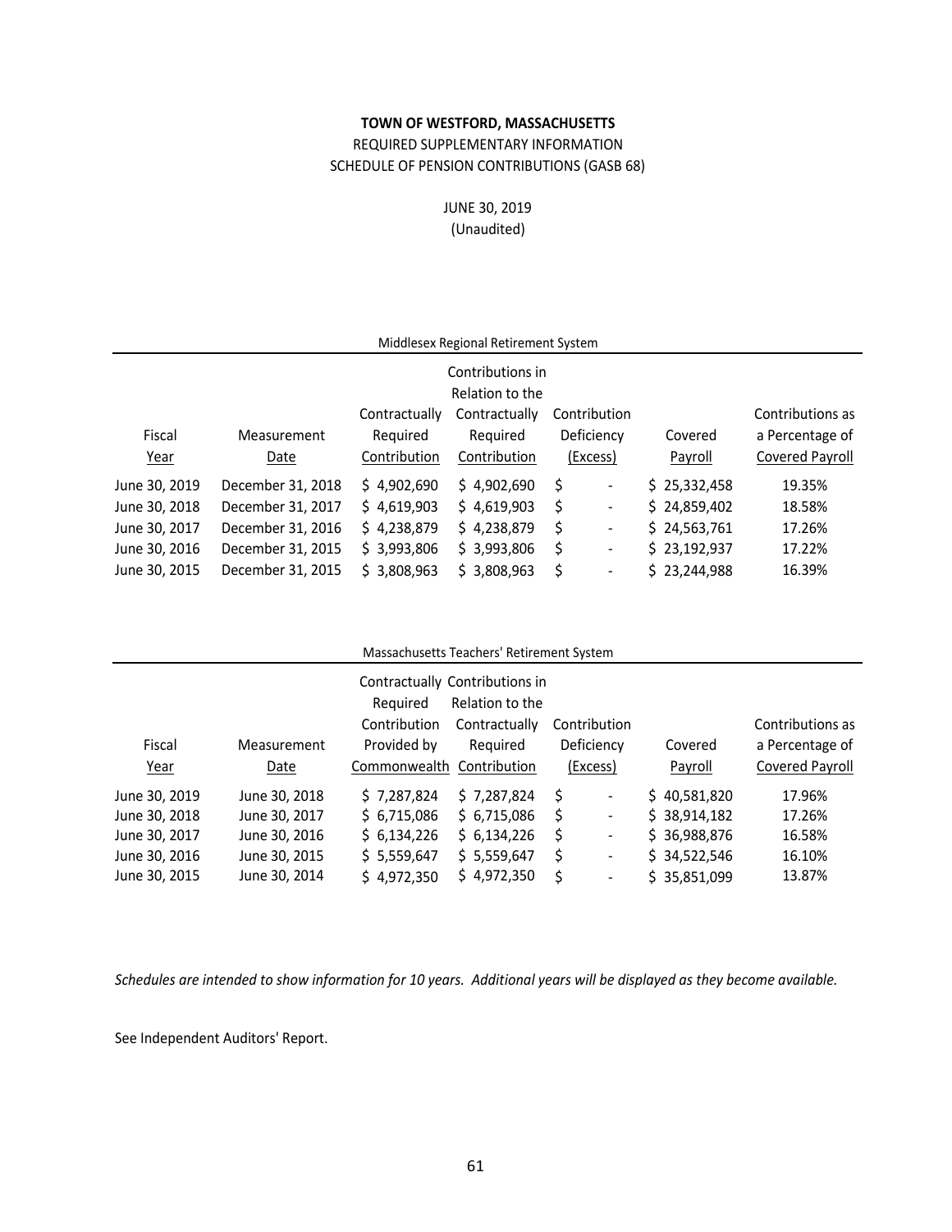**TOWN OF WESTFORD, MASSACHUSETTS**

REQUIRED SUPPLEMENTARY INFORMATION

SCHEDULE OF PENSION CONTRIBUTIONS (GASB 68)

JUNE 30, 2019

(Unaudited)

Middlesex Regional Retirement System

| Fiscal Year | Measurement Date | Contractually Required Contribution | Contributions in Relation to the Contractually Required Contribution | Contribution Deficiency (Excess) | Covered Payroll | Contributions as a Percentage of Covered Payroll |
|---|---|---|---|---|---|---|
| June 30, 2019 | December 31, 2018 | $ 4,902,690 | $ 4,902,690 | $ - | $ 25,332,458 | 19.35% |
| June 30, 2018 | December 31, 2017 | $ 4,619,903 | $ 4,619,903 | $ - | $ 24,859,402 | 18.58% |
| June 30, 2017 | December 31, 2016 | $ 4,238,879 | $ 4,238,879 | $ - | $ 24,563,761 | 17.26% |
| June 30, 2016 | December 31, 2015 | $ 3,993,806 | $ 3,993,806 | $ - | $ 23,192,937 | 17.22% |
| June 30, 2015 | December 31, 2015 | $ 3,808,963 | $ 3,808,963 | $ - | $ 23,244,988 | 16.39% |

Massachusetts Teachers' Retirement System

| Fiscal Year | Measurement Date | Contractually Required Contribution Provided by Commonwealth | Contributions in Relation to the Contractually Required Contribution | Contribution Deficiency (Excess) | Covered Payroll | Contributions as a Percentage of Covered Payroll |
|---|---|---|---|---|---|---|
| June 30, 2019 | June 30, 2018 | $ 7,287,824 | $ 7,287,824 | $ - | $ 40,581,820 | 17.96% |
| June 30, 2018 | June 30, 2017 | $ 6,715,086 | $ 6,715,086 | $ - | $ 38,914,182 | 17.26% |
| June 30, 2017 | June 30, 2016 | $ 6,134,226 | $ 6,134,226 | $ - | $ 36,988,876 | 16.58% |
| June 30, 2016 | June 30, 2015 | $ 5,559,647 | $ 5,559,647 | $ - | $ 34,522,546 | 16.10% |
| June 30, 2015 | June 30, 2014 | $ 4,972,350 | $ 4,972,350 | $ - | $ 35,851,099 | 13.87% |

*Schedules are intended to show information for 10 years. Additional years will be displayed as they become available.*

See Independent Auditors' Report.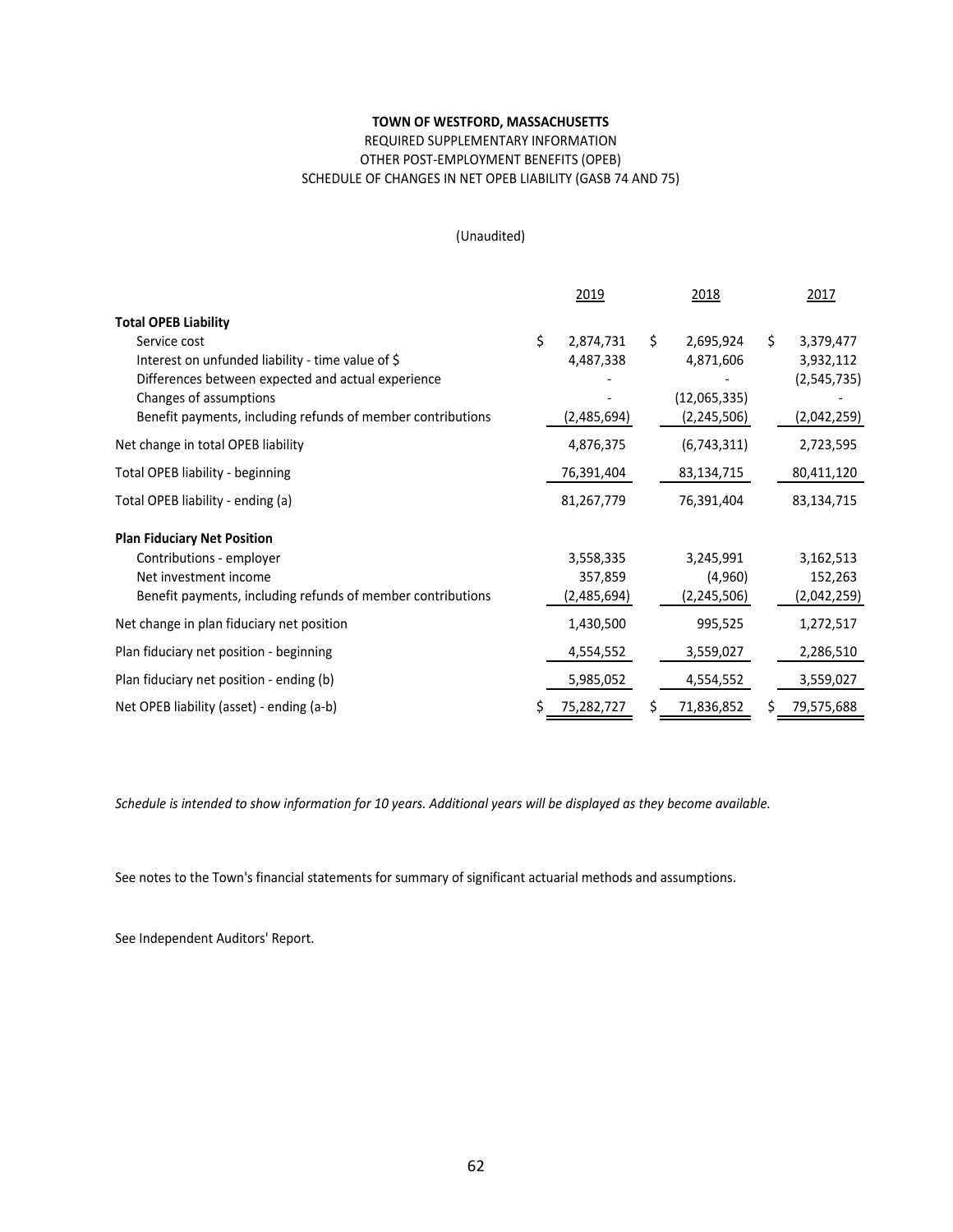**TOWN OF WESTFORD, MASSACHUSETTS**

REQUIRED SUPPLEMENTARY INFORMATION

OTHER POST-EMPLOYMENT BENEFITS (OPEB)

SCHEDULE OF CHANGES IN NET OPEB LIABILITY (GASB 74 AND 75)

(Unaudited)

| | 2019 | 2018 | 2017 |
|---|---|---|---|
| **Total OPEB Liability** | | | |
| Service cost | $ 2,874,731 | $ 2,695,924 | $ 3,379,477 |
| Interest on unfunded liability - time value of $ | 4,487,338 | 4,871,606 | 3,932,112 |
| Differences between expected and actual experience | - | - | (2,545,735) |
| Changes of assumptions | - | (12,065,335) | - |
| Benefit payments, including refunds of member contributions | (2,485,694) | (2,245,506) | (2,042,259) |
| Net change in total OPEB liability | 4,876,375 | (6,743,311) | 2,723,595 |
| Total OPEB liability - beginning | 76,391,404 | 83,134,715 | 80,411,120 |
| Total OPEB liability - ending (a) | 81,267,779 | 76,391,404 | 83,134,715 |
| **Plan Fiduciary Net Position** | | | |
| Contributions - employer | 3,558,335 | 3,245,991 | 3,162,513 |
| Net investment income | 357,859 | (4,960) | 152,263 |
| Benefit payments, including refunds of member contributions | (2,485,694) | (2,245,506) | (2,042,259) |
| Net change in plan fiduciary net position | 1,430,500 | 995,525 | 1,272,517 |
| Plan fiduciary net position - beginning | 4,554,552 | 3,559,027 | 2,286,510 |
| Plan fiduciary net position - ending (b) | 5,985,052 | 4,554,552 | 3,559,027 |
| Net OPEB liability (asset) - ending (a-b) | $ 75,282,727 | $ 71,836,852 | $ 79,575,688 |

*Schedule is intended to show information for 10 years. Additional years will be displayed as they become available.*

See notes to the Town's financial statements for summary of significant actuarial methods and assumptions.

See Independent Auditors' Report.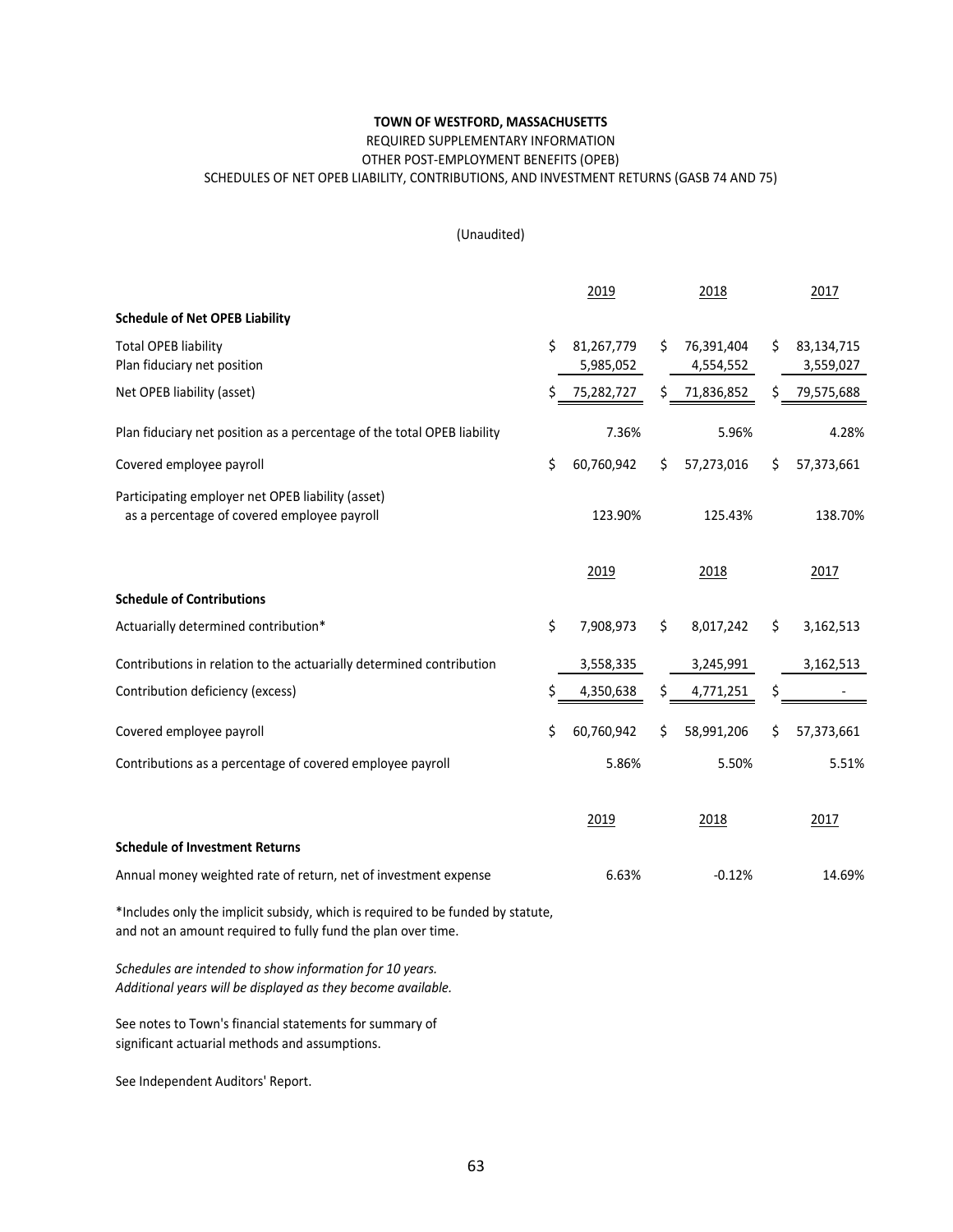**TOWN OF WESTFORD, MASSACHUSETTS**

REQUIRED SUPPLEMENTARY INFORMATION

OTHER POST-EMPLOYMENT BENEFITS (OPEB)

SCHEDULES OF NET OPEB LIABILITY, CONTRIBUTIONS, AND INVESTMENT RETURNS (GASB 74 AND 75)

(Unaudited)

| | 2019 | 2018 | 2017 |
|---|---|---|---|
| **Schedule of Net OPEB Liability** | | | |
| Total OPEB liability | $ 81,267,779 | $ 76,391,404 | $ 83,134,715 |
| Plan fiduciary net position | 5,985,052 | 4,554,552 | 3,559,027 |
| Net OPEB liability (asset) | $ 75,282,727 | $ 71,836,852 | $ 79,575,688 |
| Plan fiduciary net position as a percentage of the total OPEB liability | 7.36% | 5.96% | 4.28% |
| Covered employee payroll | $ 60,760,942 | $ 57,273,016 | $ 57,373,661 |
| Participating employer net OPEB liability (asset) as a percentage of covered employee payroll | 123.90% | 125.43% | 138.70% |

| | 2019 | 2018 | 2017 |
|---|---|---|---|
| **Schedule of Contributions** | | | |
| Actuarially determined contribution* | $ 7,908,973 | $ 8,017,242 | $ 3,162,513 |
| Contributions in relation to the actuarially determined contribution | 3,558,335 | 3,245,991 | 3,162,513 |
| Contribution deficiency (excess) | $ 4,350,638 | $ 4,771,251 | $ - |
| Covered employee payroll | $ 60,760,942 | $ 58,991,206 | $ 57,373,661 |
| Contributions as a percentage of covered employee payroll | 5.86% | 5.50% | 5.51% |

| | 2019 | 2018 | 2017 |
|---|---|---|---|
| **Schedule of Investment Returns** | | | |
| Annual money weighted rate of return, net of investment expense | 6.63% | -0.12% | 14.69% |

*Includes only the implicit subsidy, which is required to be funded by statute, and not an amount required to fully fund the plan over time.

*Schedules are intended to show information for 10 years.*
*Additional years will be displayed as they become available.*

See notes to Town's financial statements for summary of significant actuarial methods and assumptions.

See Independent Auditors' Report.